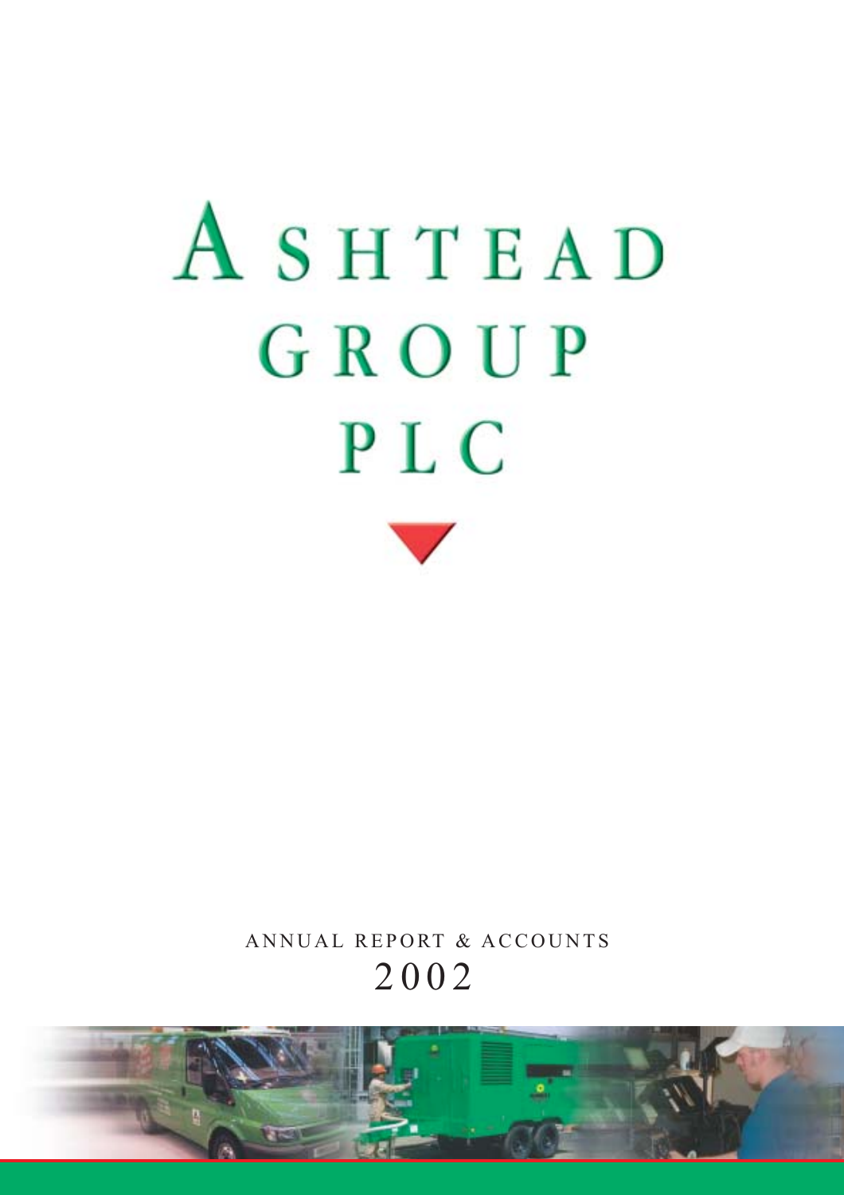# ASHTEAD GROUP PLC

ANNUAL REPORT & ACCOUNTS
2002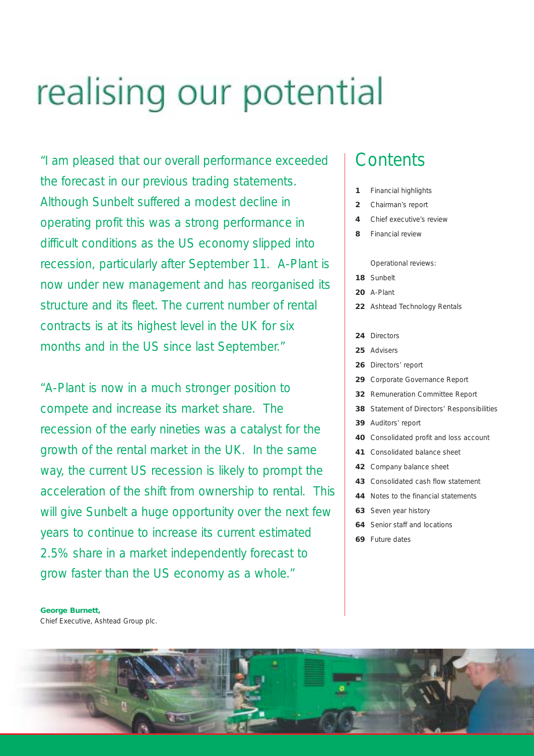# realising our potential

"I am pleased that our overall performance exceeded the forecast in our previous trading statements. Although Sunbelt suffered a modest decline in operating profit this was a strong performance in difficult conditions as the US economy slipped into recession, particularly after September 11. A-Plant is now under new management and has reorganised its structure and its fleet. The current number of rental contracts is at its highest level in the UK for six months and in the US since last September."

"A-Plant is now in a much stronger position to compete and increase its market share. The recession of the early nineties was a catalyst for the growth of the rental market in the UK. In the same way, the current US recession is likely to prompt the acceleration of the shift from ownership to rental. This will give Sunbelt a huge opportunity over the next few years to continue to increase its current estimated 2.5% share in a market independently forecast to grow faster than the US economy as a whole."

**George Burnett,**
Chief Executive, Ashtead Group plc.

## Contents

- **1** Financial highlights
- **2** Chairman's report
- **4** Chief executive's review
- **8** Financial review

Operational reviews:

- **18** Sunbelt
- **20** A-Plant
- **22** Ashtead Technology Rentals

- **24** Directors
- **25** Advisers
- **26** Directors' report
- **29** Corporate Governance Report
- **32** Remuneration Committee Report
- **38** Statement of Directors' Responsibilities
- **39** Auditors' report
- **40** Consolidated profit and loss account
- **41** Consolidated balance sheet
- **42** Company balance sheet
- **43** Consolidated cash flow statement
- **44** Notes to the financial statements
- **63** Seven year history
- **64** Senior staff and locations
- **69** Future dates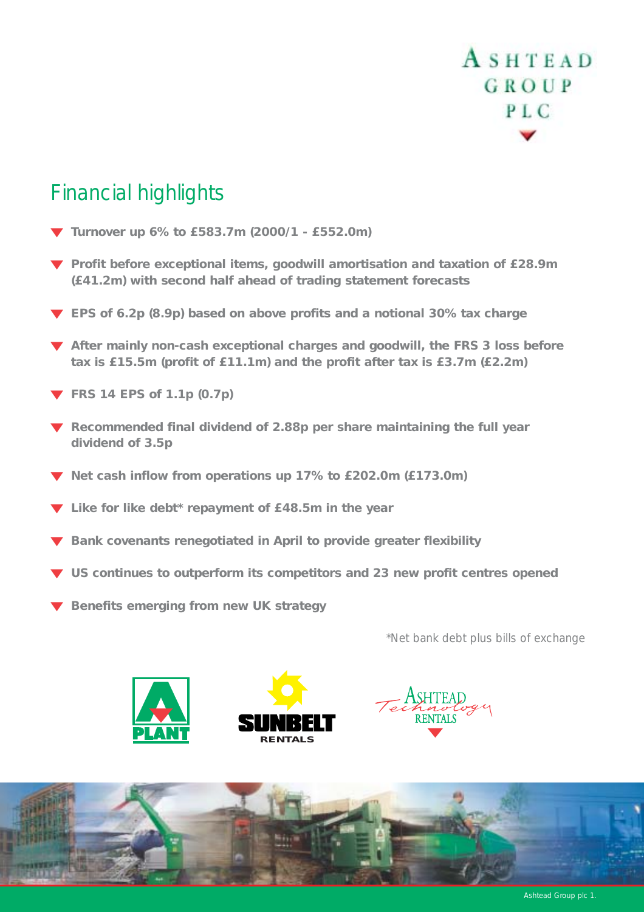# Financial highlights

- **Turnover up 6% to £583.7m (2000/1 - £552.0m)**
- **Profit before exceptional items, goodwill amortisation and taxation of £28.9m (£41.2m) with second half ahead of trading statement forecasts**
- **EPS of 6.2p (8.9p) based on above profits and a notional 30% tax charge**
- **After mainly non-cash exceptional charges and goodwill, the FRS 3 loss before tax is £15.5m (profit of £11.1m) and the profit after tax is £3.7m (£2.2m)**
- **FRS 14 EPS of 1.1p (0.7p)**
- **Recommended final dividend of 2.88p per share maintaining the full year dividend of 3.5p**
- **Net cash inflow from operations up 17% to £202.0m (£173.0m)**
- **Like for like debt* repayment of £48.5m in the year**
- **Bank covenants renegotiated in April to provide greater flexibility**
- **US continues to outperform its competitors and 23 new profit centres opened**
- **Benefits emerging from new UK strategy**

*Net bank debt plus bills of exchange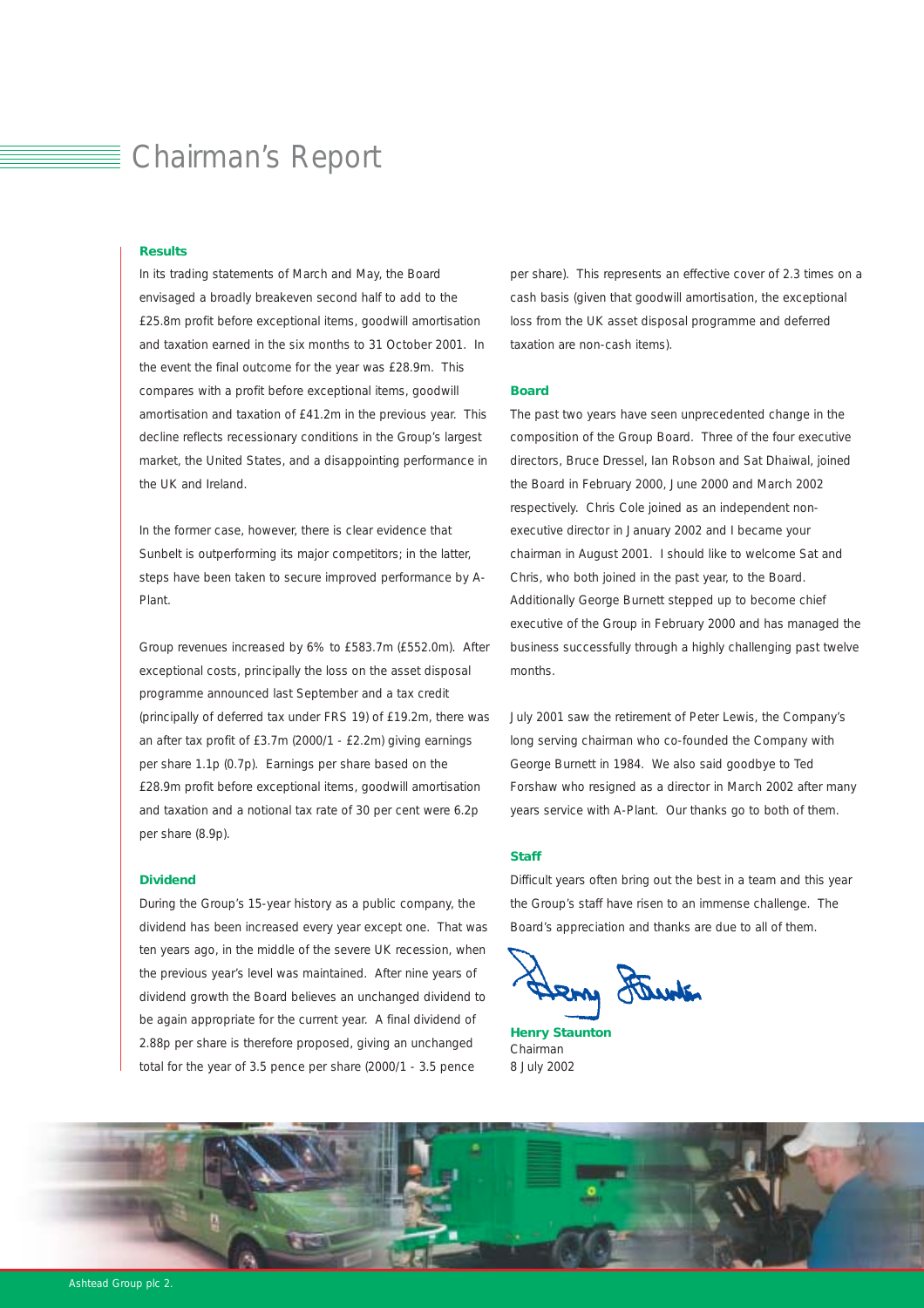# Chairman's Report

### Results

In its trading statements of March and May, the Board envisaged a broadly breakeven second half to add to the £25.8m profit before exceptional items, goodwill amortisation and taxation earned in the six months to 31 October 2001. In the event the final outcome for the year was £28.9m. This compares with a profit before exceptional items, goodwill amortisation and taxation of £41.2m in the previous year. This decline reflects recessionary conditions in the Group's largest market, the United States, and a disappointing performance in the UK and Ireland.

In the former case, however, there is clear evidence that Sunbelt is outperforming its major competitors; in the latter, steps have been taken to secure improved performance by A-Plant.

Group revenues increased by 6% to £583.7m (£552.0m). After exceptional costs, principally the loss on the asset disposal programme announced last September and a tax credit (principally of deferred tax under FRS 19) of £19.2m, there was an after tax profit of £3.7m (2000/1 - £2.2m) giving earnings per share 1.1p (0.7p). Earnings per share based on the £28.9m profit before exceptional items, goodwill amortisation and taxation and a notional tax rate of 30 per cent were 6.2p per share (8.9p).

### Dividend

During the Group's 15-year history as a public company, the dividend has been increased every year except one. That was ten years ago, in the middle of the severe UK recession, when the previous year's level was maintained. After nine years of dividend growth the Board believes an unchanged dividend to be again appropriate for the current year. A final dividend of 2.88p per share is therefore proposed, giving an unchanged total for the year of 3.5 pence per share (2000/1 - 3.5 pence per share). This represents an effective cover of 2.3 times on a cash basis (given that goodwill amortisation, the exceptional loss from the UK asset disposal programme and deferred taxation are non-cash items).

### Board

The past two years have seen unprecedented change in the composition of the Group Board. Three of the four executive directors, Bruce Dressel, Ian Robson and Sat Dhaiwal, joined the Board in February 2000, June 2000 and March 2002 respectively. Chris Cole joined as an independent non-executive director in January 2002 and I became your chairman in August 2001. I should like to welcome Sat and Chris, who both joined in the past year, to the Board. Additionally George Burnett stepped up to become chief executive of the Group in February 2000 and has managed the business successfully through a highly challenging past twelve months.

July 2001 saw the retirement of Peter Lewis, the Company's long serving chairman who co-founded the Company with George Burnett in 1984. We also said goodbye to Ted Forshaw who resigned as a director in March 2002 after many years service with A-Plant. Our thanks go to both of them.

### Staff

Difficult years often bring out the best in a team and this year the Group's staff have risen to an immense challenge. The Board's appreciation and thanks are due to all of them.

**Henry Staunton**
Chairman
8 July 2002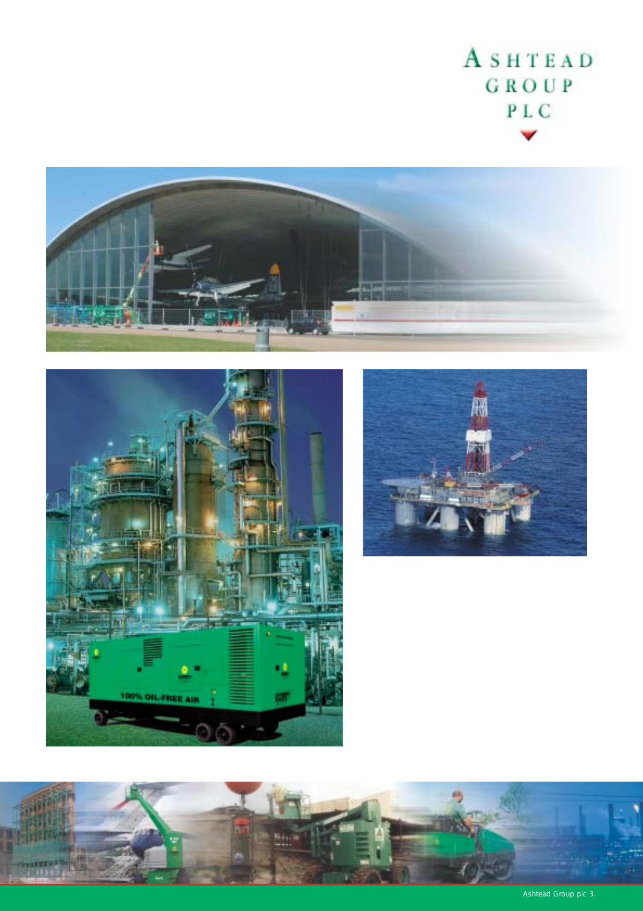ASHTEAD GROUP PLC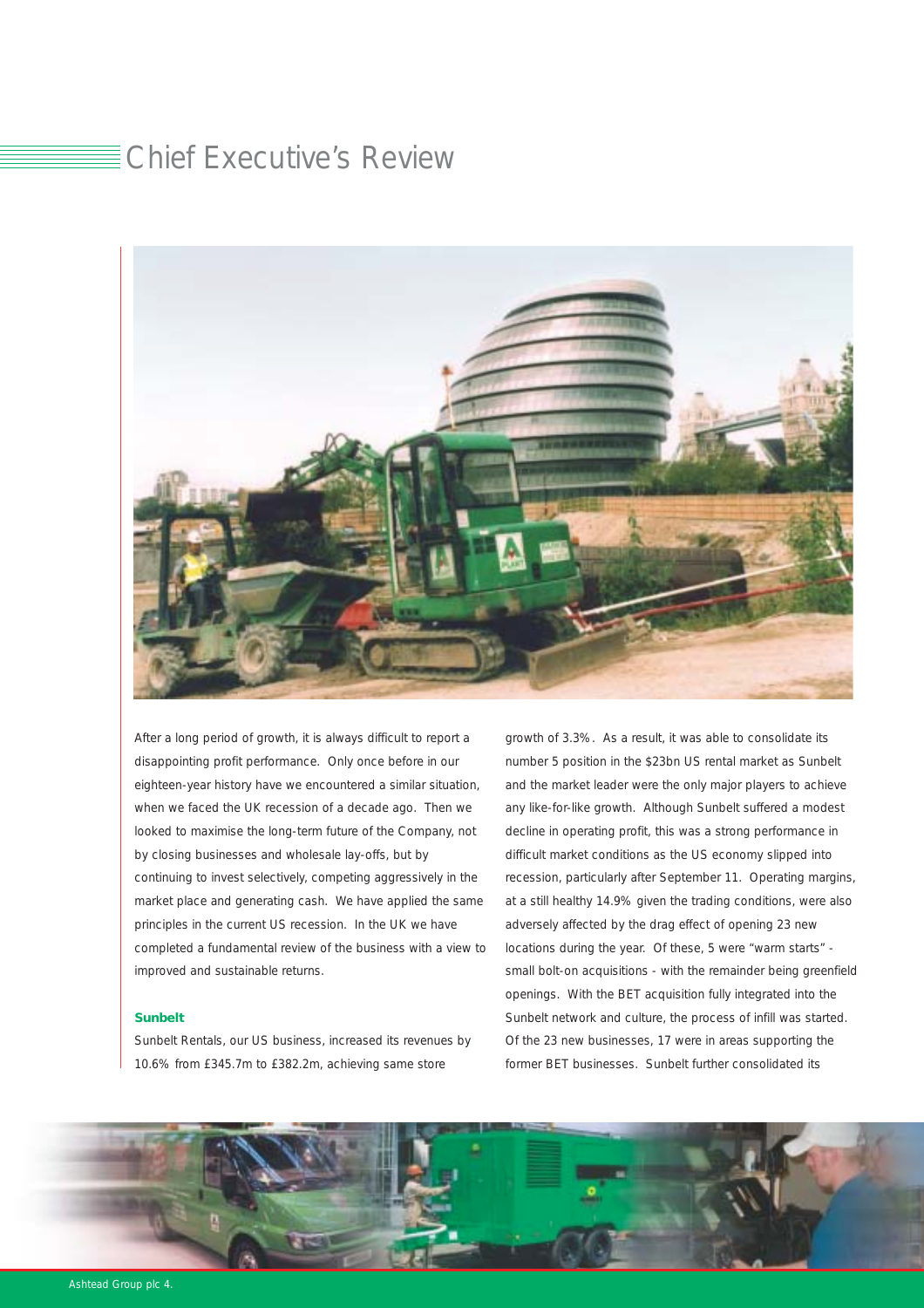# Chief Executive's Review

After a long period of growth, it is always difficult to report a disappointing profit performance. Only once before in our eighteen-year history have we encountered a similar situation, when we faced the UK recession of a decade ago. Then we looked to maximise the long-term future of the Company, not by closing businesses and wholesale lay-offs, but by continuing to invest selectively, competing aggressively in the market place and generating cash. We have applied the same principles in the current US recession. In the UK we have completed a fundamental review of the business with a view to improved and sustainable returns.

**Sunbelt**

Sunbelt Rentals, our US business, increased its revenues by 10.6% from £345.7m to £382.2m, achieving same store growth of 3.3%. As a result, it was able to consolidate its number 5 position in the $23bn US rental market as Sunbelt and the market leader were the only major players to achieve any like-for-like growth. Although Sunbelt suffered a modest decline in operating profit, this was a strong performance in difficult market conditions as the US economy slipped into recession, particularly after September 11. Operating margins, at a still healthy 14.9% given the trading conditions, were also adversely affected by the drag effect of opening 23 new locations during the year. Of these, 5 were "warm starts" - small bolt-on acquisitions - with the remainder being greenfield openings. With the BET acquisition fully integrated into the Sunbelt network and culture, the process of infill was started. Of the 23 new businesses, 17 were in areas supporting the former BET businesses. Sunbelt further consolidated its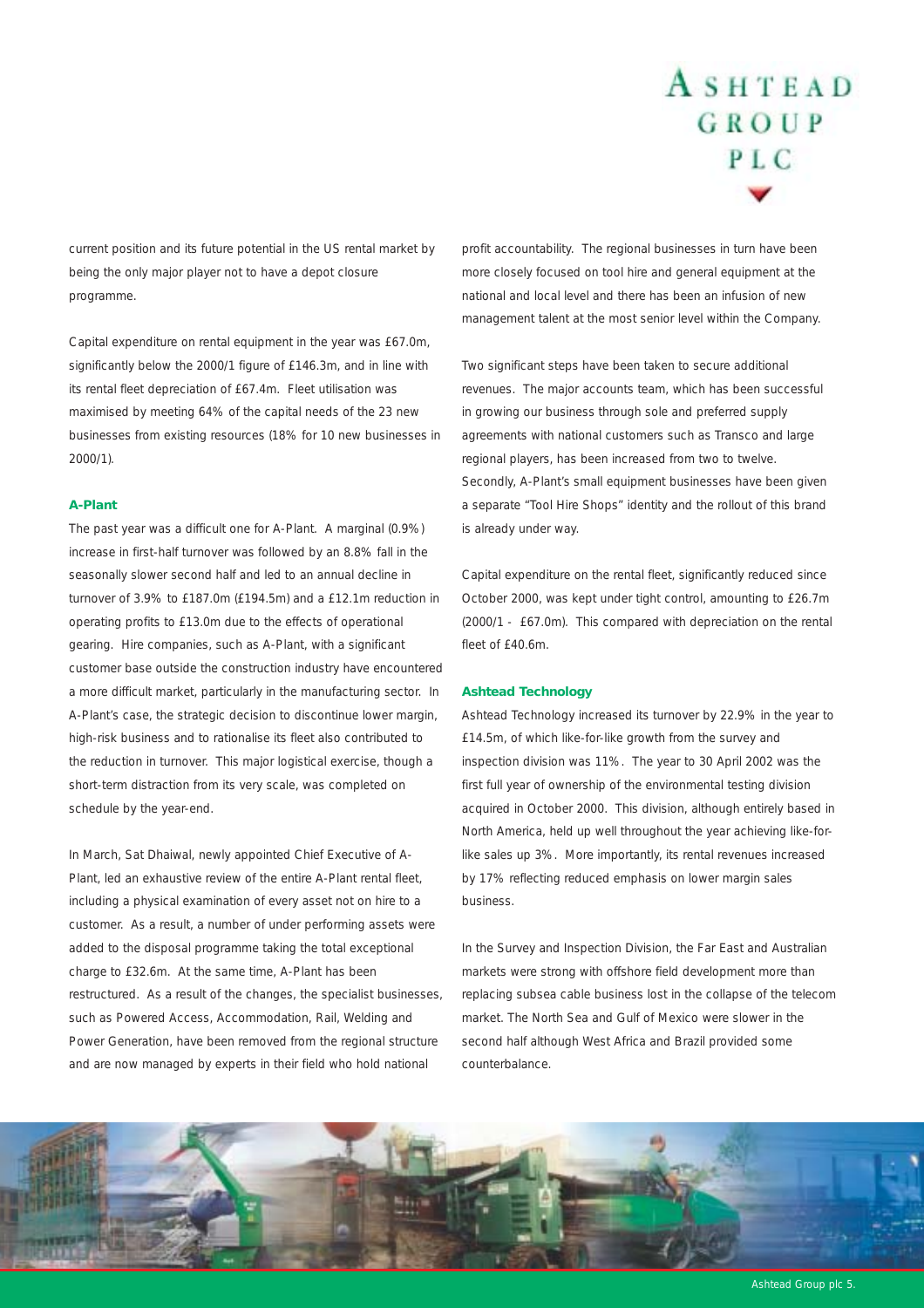current position and its future potential in the US rental market by being the only major player not to have a depot closure programme.

Capital expenditure on rental equipment in the year was £67.0m, significantly below the 2000/1 figure of £146.3m, and in line with its rental fleet depreciation of £67.4m. Fleet utilisation was maximised by meeting 64% of the capital needs of the 23 new businesses from existing resources (18% for 10 new businesses in 2000/1).

### A-Plant

The past year was a difficult one for A-Plant. A marginal (0.9%) increase in first-half turnover was followed by an 8.8% fall in the seasonally slower second half and led to an annual decline in turnover of 3.9% to £187.0m (£194.5m) and a £12.1m reduction in operating profits to £13.0m due to the effects of operational gearing. Hire companies, such as A-Plant, with a significant customer base outside the construction industry have encountered a more difficult market, particularly in the manufacturing sector. In A-Plant's case, the strategic decision to discontinue lower margin, high-risk business and to rationalise its fleet also contributed to the reduction in turnover. This major logistical exercise, though a short-term distraction from its very scale, was completed on schedule by the year-end.

In March, Sat Dhaiwal, newly appointed Chief Executive of A-Plant, led an exhaustive review of the entire A-Plant rental fleet, including a physical examination of every asset not on hire to a customer. As a result, a number of under performing assets were added to the disposal programme taking the total exceptional charge to £32.6m. At the same time, A-Plant has been restructured. As a result of the changes, the specialist businesses, such as Powered Access, Accommodation, Rail, Welding and Power Generation, have been removed from the regional structure and are now managed by experts in their field who hold national profit accountability. The regional businesses in turn have been more closely focused on tool hire and general equipment at the national and local level and there has been an infusion of new management talent at the most senior level within the Company.

Two significant steps have been taken to secure additional revenues. The major accounts team, which has been successful in growing our business through sole and preferred supply agreements with national customers such as Transco and large regional players, has been increased from two to twelve. Secondly, A-Plant's small equipment businesses have been given a separate "Tool Hire Shops" identity and the rollout of this brand is already under way.

Capital expenditure on the rental fleet, significantly reduced since October 2000, was kept under tight control, amounting to £26.7m (2000/1 - £67.0m). This compared with depreciation on the rental fleet of £40.6m.

### Ashtead Technology

Ashtead Technology increased its turnover by 22.9% in the year to £14.5m, of which like-for-like growth from the survey and inspection division was 11%. The year to 30 April 2002 was the first full year of ownership of the environmental testing division acquired in October 2000. This division, although entirely based in North America, held up well throughout the year achieving like-for-like sales up 3%. More importantly, its rental revenues increased by 17% reflecting reduced emphasis on lower margin sales business.

In the Survey and Inspection Division, the Far East and Australian markets were strong with offshore field development more than replacing subsea cable business lost in the collapse of the telecom market. The North Sea and Gulf of Mexico were slower in the second half although West Africa and Brazil provided some counterbalance.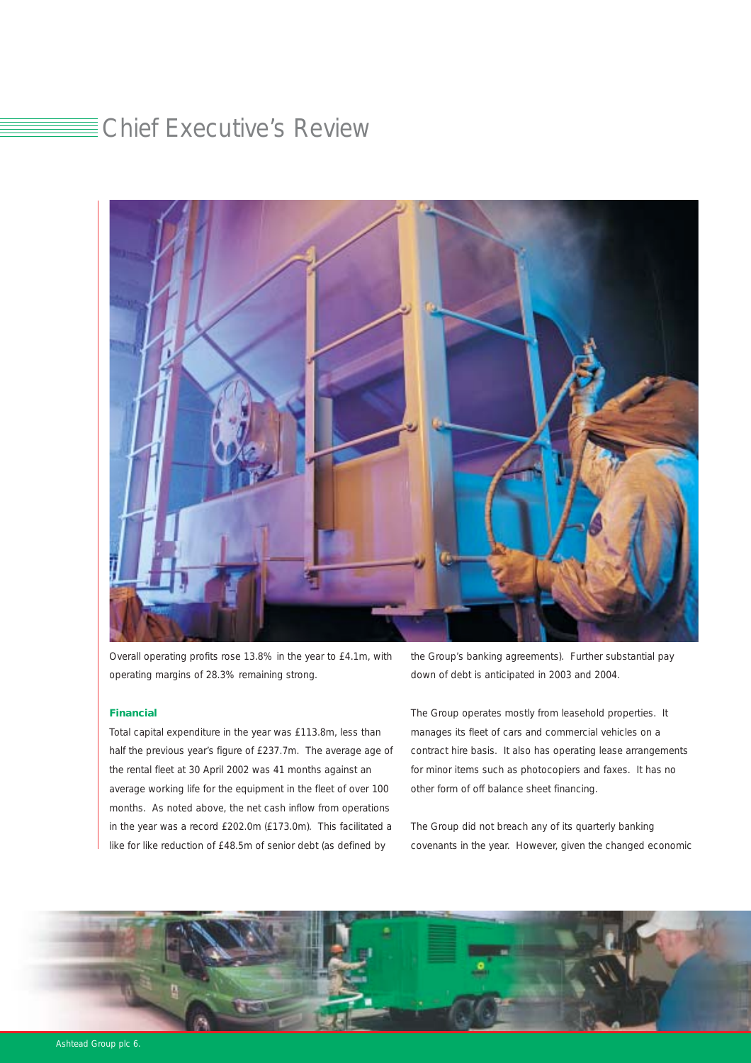# Chief Executive's Review

Overall operating profits rose 13.8% in the year to £4.1m, with operating margins of 28.3% remaining strong.

**Financial**

Total capital expenditure in the year was £113.8m, less than half the previous year's figure of £237.7m. The average age of the rental fleet at 30 April 2002 was 41 months against an average working life for the equipment in the fleet of over 100 months. As noted above, the net cash inflow from operations in the year was a record £202.0m (£173.0m). This facilitated a like for like reduction of £48.5m of senior debt (as defined by the Group's banking agreements). Further substantial pay down of debt is anticipated in 2003 and 2004.

The Group operates mostly from leasehold properties. It manages its fleet of cars and commercial vehicles on a contract hire basis. It also has operating lease arrangements for minor items such as photocopiers and faxes. It has no other form of off balance sheet financing.

The Group did not breach any of its quarterly banking covenants in the year. However, given the changed economic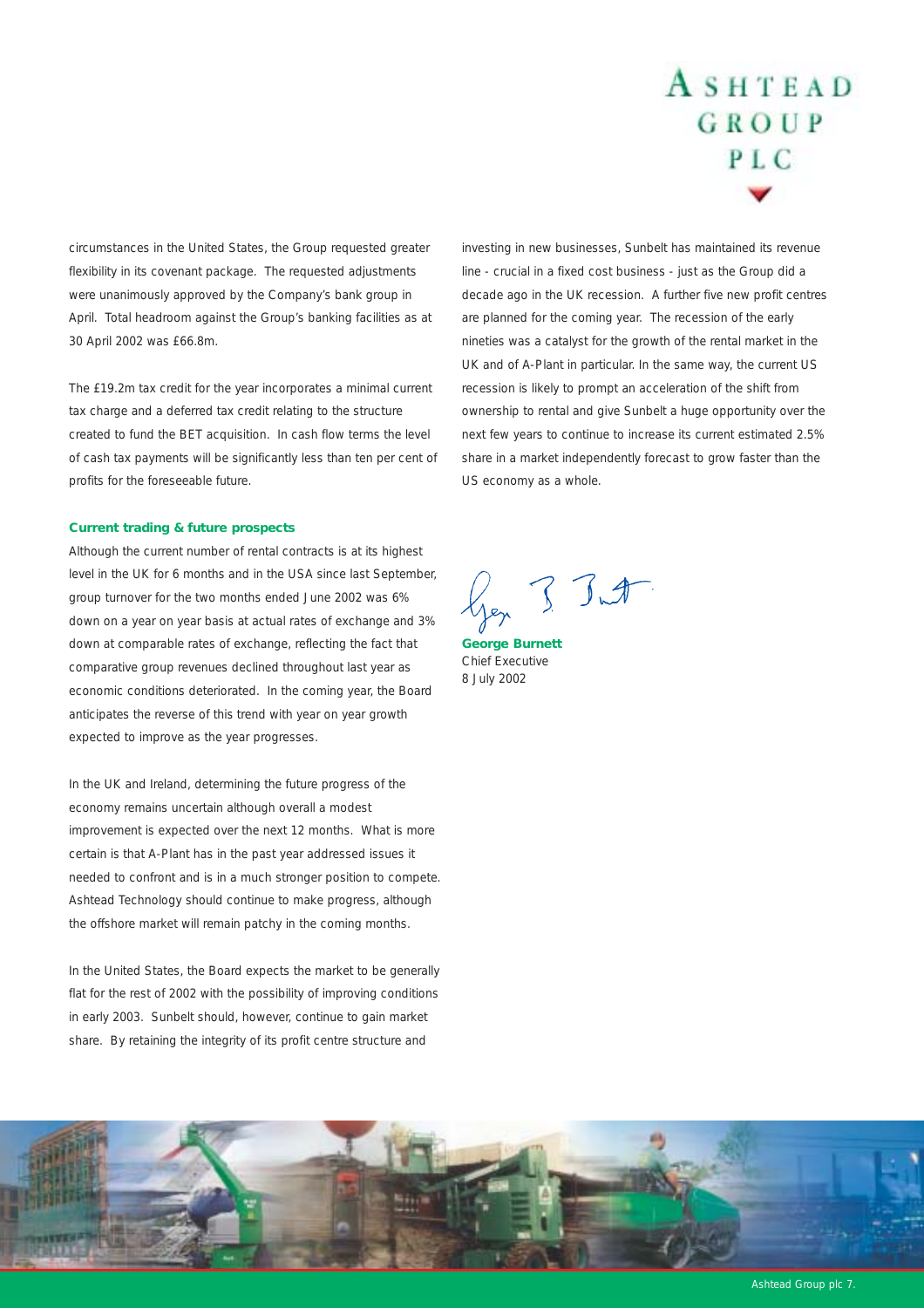circumstances in the United States, the Group requested greater flexibility in its covenant package. The requested adjustments were unanimously approved by the Company's bank group in April. Total headroom against the Group's banking facilities as at 30 April 2002 was £66.8m.

The £19.2m tax credit for the year incorporates a minimal current tax charge and a deferred tax credit relating to the structure created to fund the BET acquisition. In cash flow terms the level of cash tax payments will be significantly less than ten per cent of profits for the foreseeable future.

### Current trading & future prospects

Although the current number of rental contracts is at its highest level in the UK for 6 months and in the USA since last September, group turnover for the two months ended June 2002 was 6% down on a year on year basis at actual rates of exchange and 3% down at comparable rates of exchange, reflecting the fact that comparative group revenues declined throughout last year as economic conditions deteriorated. In the coming year, the Board anticipates the reverse of this trend with year on year growth expected to improve as the year progresses.

In the UK and Ireland, determining the future progress of the economy remains uncertain although overall a modest improvement is expected over the next 12 months. What is more certain is that A-Plant has in the past year addressed issues it needed to confront and is in a much stronger position to compete. Ashtead Technology should continue to make progress, although the offshore market will remain patchy in the coming months.

In the United States, the Board expects the market to be generally flat for the rest of 2002 with the possibility of improving conditions in early 2003. Sunbelt should, however, continue to gain market share. By retaining the integrity of its profit centre structure and investing in new businesses, Sunbelt has maintained its revenue line - crucial in a fixed cost business - just as the Group did a decade ago in the UK recession. A further five new profit centres are planned for the coming year. The recession of the early nineties was a catalyst for the growth of the rental market in the UK and of A-Plant in particular. In the same way, the current US recession is likely to prompt an acceleration of the shift from ownership to rental and give Sunbelt a huge opportunity over the next few years to continue to increase its current estimated 2.5% share in a market independently forecast to grow faster than the US economy as a whole.

**George Burnett**
Chief Executive
8 July 2002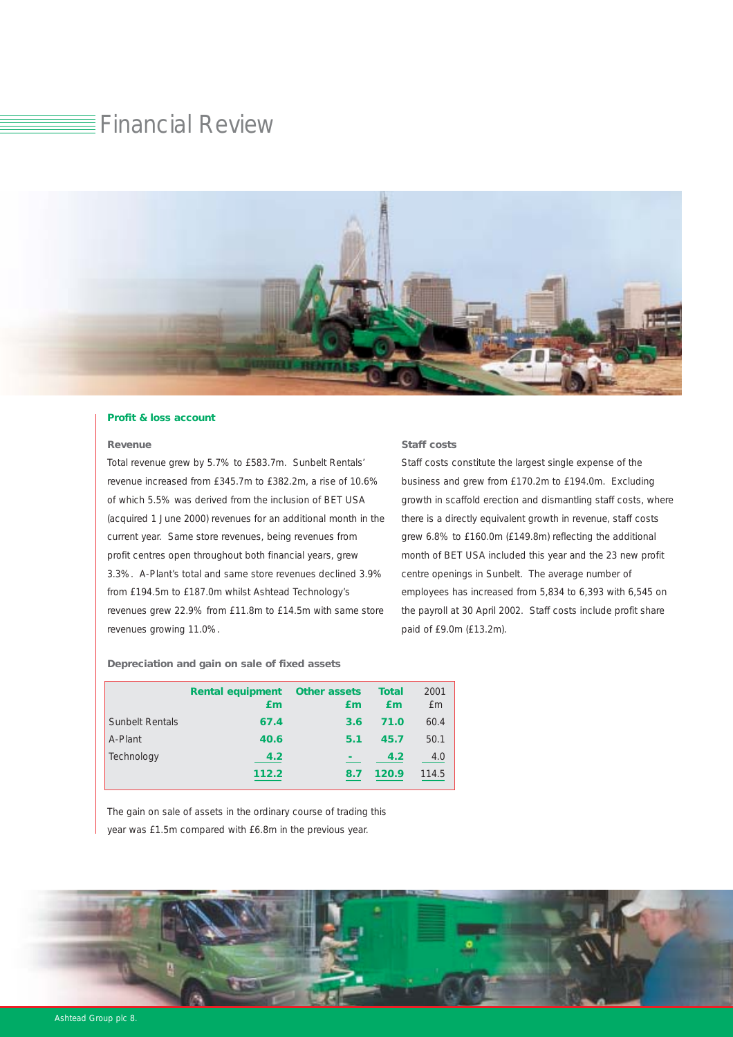# Financial Review

## Profit & loss account

### Revenue

Total revenue grew by 5.7% to £583.7m. Sunbelt Rentals' revenue increased from £345.7m to £382.2m, a rise of 10.6% of which 5.5% was derived from the inclusion of BET USA (acquired 1 June 2000) revenues for an additional month in the current year. Same store revenues, being revenues from profit centres open throughout both financial years, grew 3.3%. A-Plant's total and same store revenues declined 3.9% from £194.5m to £187.0m whilst Ashtead Technology's revenues grew 22.9% from £11.8m to £14.5m with same store revenues growing 11.0%.

### Staff costs

Staff costs constitute the largest single expense of the business and grew from £170.2m to £194.0m. Excluding growth in scaffold erection and dismantling staff costs, where there is a directly equivalent growth in revenue, staff costs grew 6.8% to £160.0m (£149.8m) reflecting the additional month of BET USA included this year and the 23 new profit centre openings in Sunbelt. The average number of employees has increased from 5,834 to 6,393 with 6,545 on the payroll at 30 April 2002. Staff costs include profit share paid of £9.0m (£13.2m).

### Depreciation and gain on sale of fixed assets

| | Rental equipment £m | Other assets £m | Total £m | 2001 £m |
|---|---|---|---|---|
| Sunbelt Rentals | 67.4 | 3.6 | 71.0 | 60.4 |
| A-Plant | 40.6 | 5.1 | 45.7 | 50.1 |
| Technology | 4.2 | - | 4.2 | 4.0 |
| | 112.2 | 8.7 | 120.9 | 114.5 |

The gain on sale of assets in the ordinary course of trading this year was £1.5m compared with £6.8m in the previous year.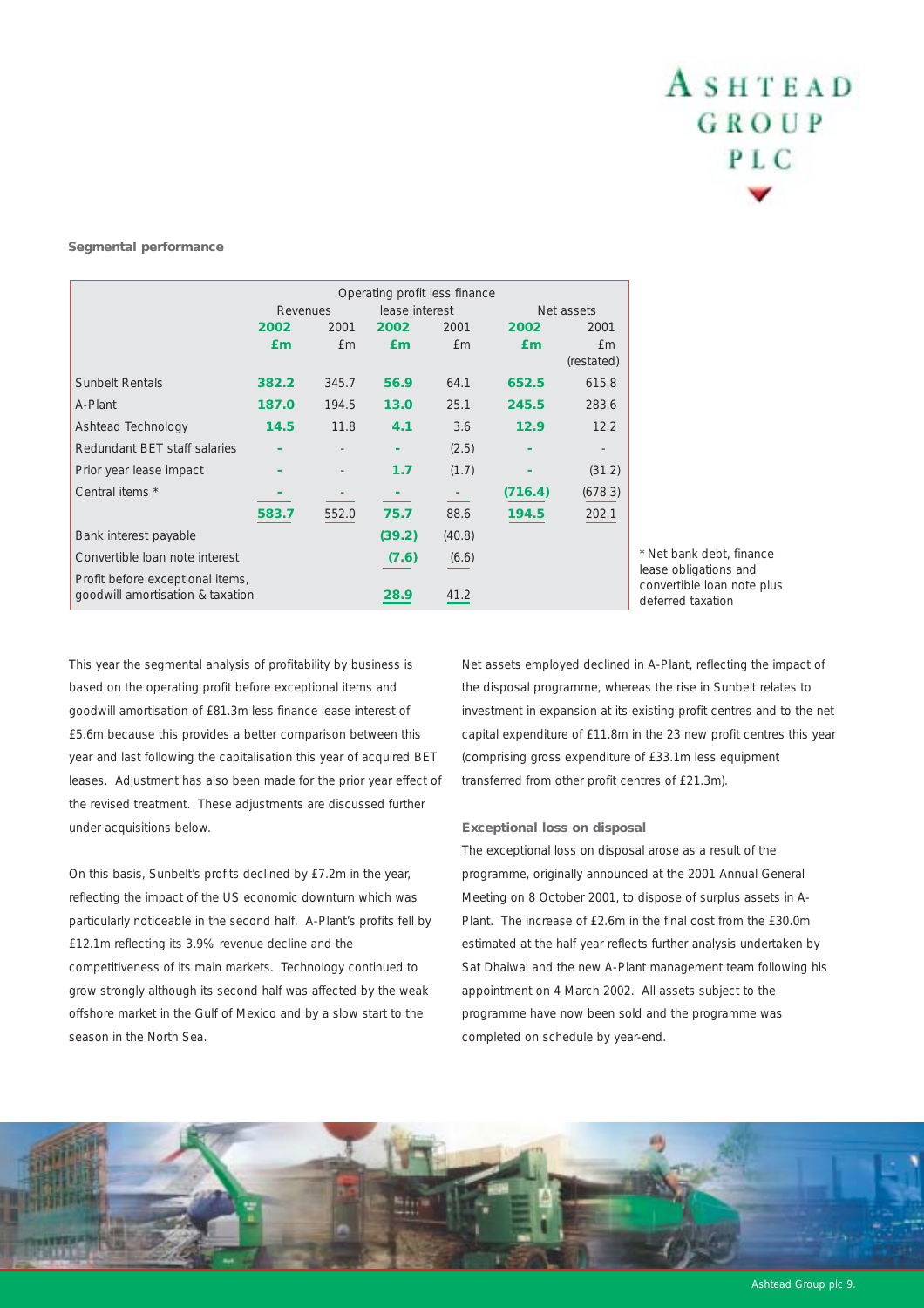**Segmental performance**

| | Revenues | | Operating profit less finance lease interest | | Net assets | |
|---|---|---|---|---|---|---|
| | **2002** | 2001 | **2002** | 2001 | **2002** | 2001 |
| | **£m** | £m | **£m** | £m | **£m** | £m (restated) |
| Sunbelt Rentals | **382.2** | 345.7 | **56.9** | 64.1 | **652.5** | 615.8 |
| A-Plant | **187.0** | 194.5 | **13.0** | 25.1 | **245.5** | 283.6 |
| Ashtead Technology | **14.5** | 11.8 | **4.1** | 3.6 | **12.9** | 12.2 |
| Redundant BET staff salaries | **-** | - | **-** | (2.5) | **-** | - |
| Prior year lease impact | **-** | - | **1.7** | (1.7) | **-** | (31.2) |
| Central items * | **-** | - | **-** | - | **(716.4)** | (678.3) |
| | **583.7** | 552.0 | **75.7** | 88.6 | **194.5** | 202.1 |
| Bank interest payable | | | **(39.2)** | (40.8) | | |
| Convertible loan note interest | | | **(7.6)** | (6.6) | | |
| Profit before exceptional items, goodwill amortisation & taxation | | | **28.9** | 41.2 | | |

\* Net bank debt, finance lease obligations and convertible loan note plus deferred taxation

This year the segmental analysis of profitability by business is based on the operating profit before exceptional items and goodwill amortisation of £81.3m less finance lease interest of £5.6m because this provides a better comparison between this year and last following the capitalisation this year of acquired BET leases. Adjustment has also been made for the prior year effect of the revised treatment. These adjustments are discussed further under acquisitions below.

On this basis, Sunbelt's profits declined by £7.2m in the year, reflecting the impact of the US economic downturn which was particularly noticeable in the second half. A-Plant's profits fell by £12.1m reflecting its 3.9% revenue decline and the competitiveness of its main markets. Technology continued to grow strongly although its second half was affected by the weak offshore market in the Gulf of Mexico and by a slow start to the season in the North Sea.

Net assets employed declined in A-Plant, reflecting the impact of the disposal programme, whereas the rise in Sunbelt relates to investment in expansion at its existing profit centres and to the net capital expenditure of £11.8m in the 23 new profit centres this year (comprising gross expenditure of £33.1m less equipment transferred from other profit centres of £21.3m).

**Exceptional loss on disposal**

The exceptional loss on disposal arose as a result of the programme, originally announced at the 2001 Annual General Meeting on 8 October 2001, to dispose of surplus assets in A-Plant. The increase of £2.6m in the final cost from the £30.0m estimated at the half year reflects further analysis undertaken by Sat Dhaiwal and the new A-Plant management team following his appointment on 4 March 2002. All assets subject to the programme have now been sold and the programme was completed on schedule by year-end.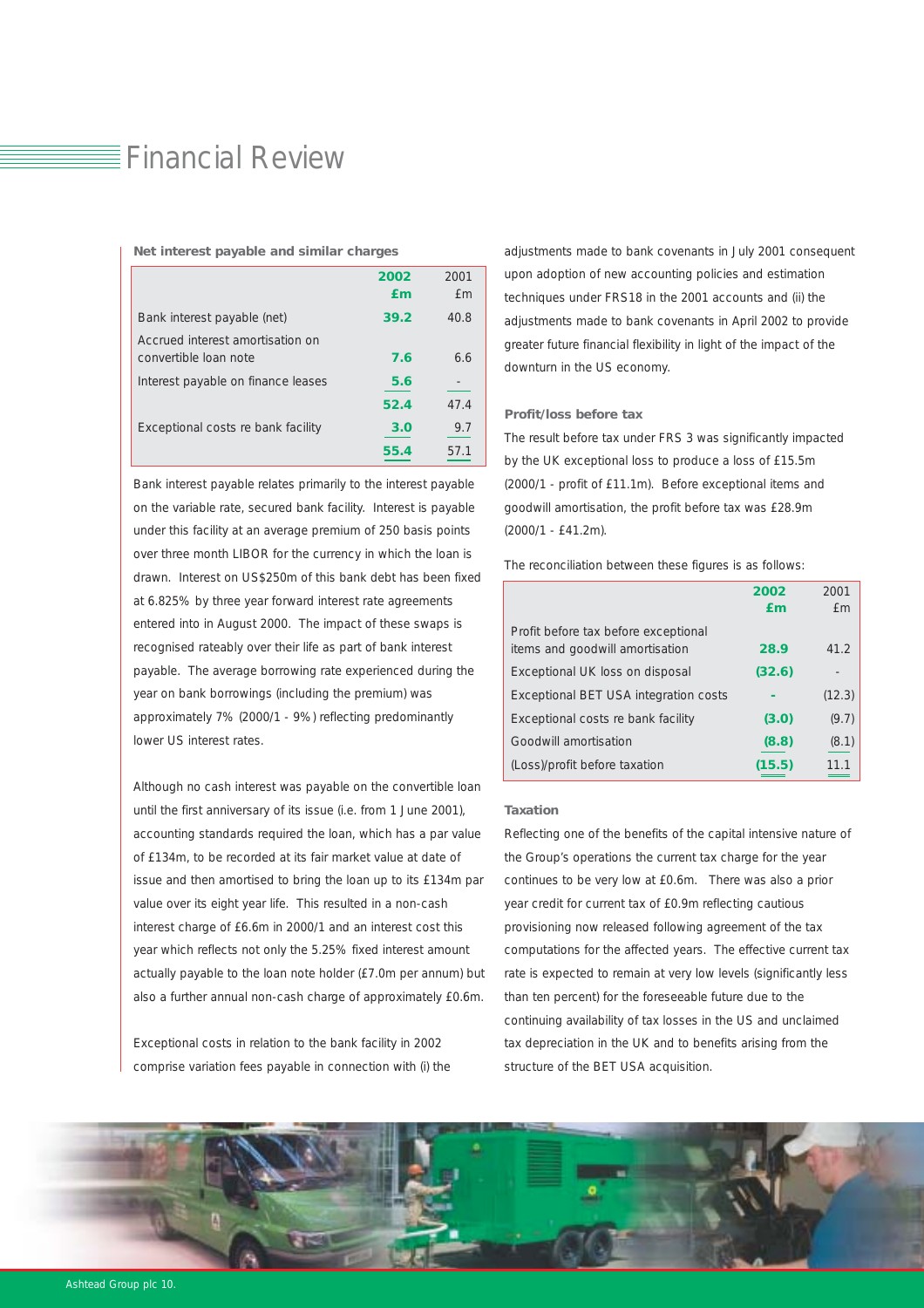# Financial Review

### Net interest payable and similar charges

| | 2002 £m | 2001 £m |
|---|---|---|
| Bank interest payable (net) | **39.2** | 40.8 |
| Accrued interest amortisation on convertible loan note | **7.6** | 6.6 |
| Interest payable on finance leases | **5.6** | - |
| | **52.4** | 47.4 |
| Exceptional costs re bank facility | **3.0** | 9.7 |
| | **55.4** | 57.1 |

Bank interest payable relates primarily to the interest payable on the variable rate, secured bank facility. Interest is payable under this facility at an average premium of 250 basis points over three month LIBOR for the currency in which the loan is drawn. Interest on US$250m of this bank debt has been fixed at 6.825% by three year forward interest rate agreements entered into in August 2000. The impact of these swaps is recognised rateably over their life as part of bank interest payable. The average borrowing rate experienced during the year on bank borrowings (including the premium) was approximately 7% (2000/1 - 9%) reflecting predominantly lower US interest rates.

Although no cash interest was payable on the convertible loan until the first anniversary of its issue (i.e. from 1 June 2001), accounting standards required the loan, which has a par value of £134m, to be recorded at its fair market value at date of issue and then amortised to bring the loan up to its £134m par value over its eight year life. This resulted in a non-cash interest charge of £6.6m in 2000/1 and an interest cost this year which reflects not only the 5.25% fixed interest amount actually payable to the loan note holder (£7.0m per annum) but also a further annual non-cash charge of approximately £0.6m.

Exceptional costs in relation to the bank facility in 2002 comprise variation fees payable in connection with (i) the adjustments made to bank covenants in July 2001 consequent upon adoption of new accounting policies and estimation techniques under FRS18 in the 2001 accounts and (ii) the adjustments made to bank covenants in April 2002 to provide greater future financial flexibility in light of the impact of the downturn in the US economy.

### Profit/loss before tax

The result before tax under FRS 3 was significantly impacted by the UK exceptional loss to produce a loss of £15.5m (2000/1 - profit of £11.1m). Before exceptional items and goodwill amortisation, the profit before tax was £28.9m (2000/1 - £41.2m).

The reconciliation between these figures is as follows:

| | 2002 £m | 2001 £m |
|---|---|---|
| Profit before tax before exceptional items and goodwill amortisation | **28.9** | 41.2 |
| Exceptional UK loss on disposal | **(32.6)** | - |
| Exceptional BET USA integration costs | **-** | (12.3) |
| Exceptional costs re bank facility | **(3.0)** | (9.7) |
| Goodwill amortisation | **(8.8)** | (8.1) |
| (Loss)/profit before taxation | **(15.5)** | 11.1 |

### Taxation

Reflecting one of the benefits of the capital intensive nature of the Group's operations the current tax charge for the year continues to be very low at £0.6m. There was also a prior year credit for current tax of £0.9m reflecting cautious provisioning now released following agreement of the tax computations for the affected years. The effective current tax rate is expected to remain at very low levels (significantly less than ten percent) for the foreseeable future due to the continuing availability of tax losses in the US and unclaimed tax depreciation in the UK and to benefits arising from the structure of the BET USA acquisition.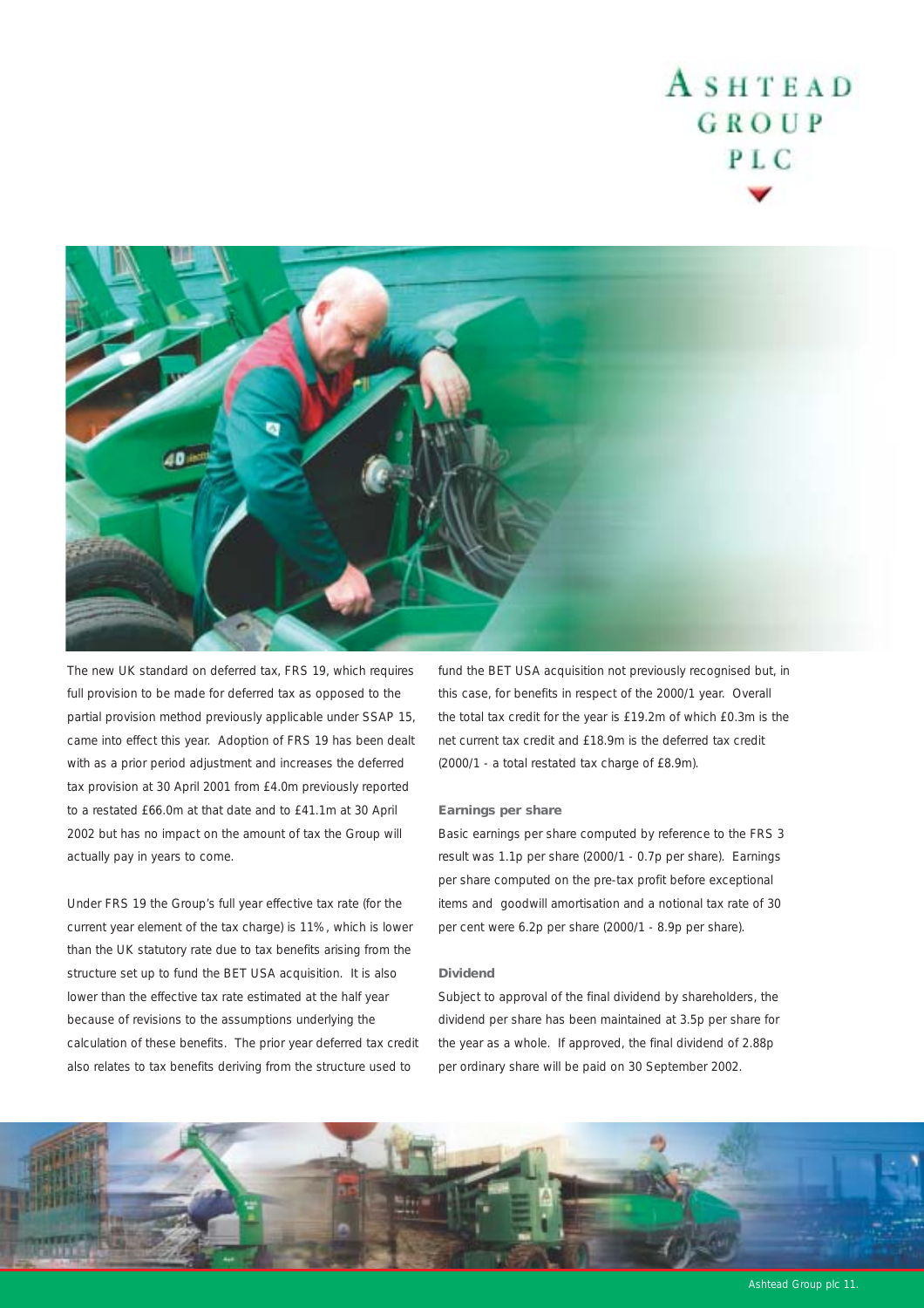The new UK standard on deferred tax, FRS 19, which requires full provision to be made for deferred tax as opposed to the partial provision method previously applicable under SSAP 15, came into effect this year. Adoption of FRS 19 has been dealt with as a prior period adjustment and increases the deferred tax provision at 30 April 2001 from £4.0m previously reported to a restated £66.0m at that date and to £41.1m at 30 April 2002 but has no impact on the amount of tax the Group will actually pay in years to come.

Under FRS 19 the Group's full year effective tax rate (for the current year element of the tax charge) is 11%, which is lower than the UK statutory rate due to tax benefits arising from the structure set up to fund the BET USA acquisition. It is also lower than the effective tax rate estimated at the half year because of revisions to the assumptions underlying the calculation of these benefits. The prior year deferred tax credit also relates to tax benefits deriving from the structure used to fund the BET USA acquisition not previously recognised but, in this case, for benefits in respect of the 2000/1 year. Overall the total tax credit for the year is £19.2m of which £0.3m is the net current tax credit and £18.9m is the deferred tax credit (2000/1 - a total restated tax charge of £8.9m).

**Earnings per share**

Basic earnings per share computed by reference to the FRS 3 result was 1.1p per share (2000/1 - 0.7p per share). Earnings per share computed on the pre-tax profit before exceptional items and goodwill amortisation and a notional tax rate of 30 per cent were 6.2p per share (2000/1 - 8.9p per share).

**Dividend**

Subject to approval of the final dividend by shareholders, the dividend per share has been maintained at 3.5p per share for the year as a whole. If approved, the final dividend of 2.88p per ordinary share will be paid on 30 September 2002.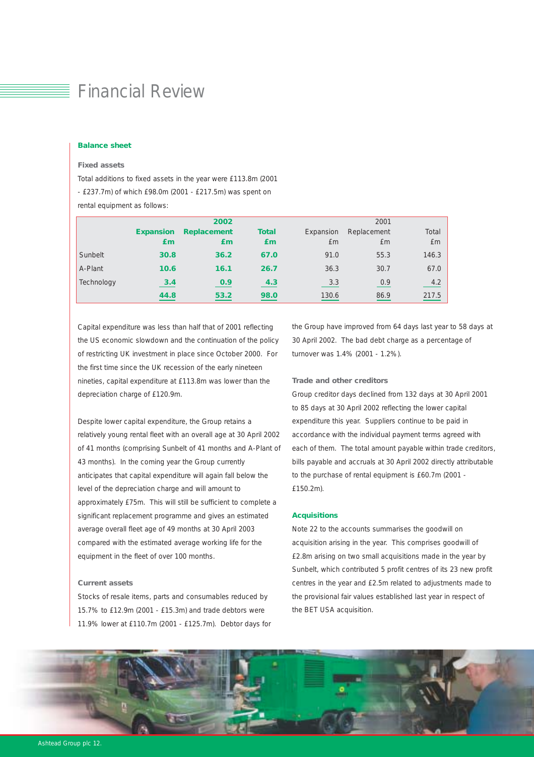# Financial Review

## Balance sheet

### Fixed assets

Total additions to fixed assets in the year were £113.8m (2001 - £237.7m) of which £98.0m (2001 - £217.5m) was spent on rental equipment as follows:

| | 2002 | | | 2001 | | |
|---|---|---|---|---|---|---|
| | **Expansion £m** | **Replacement £m** | **Total £m** | Expansion £m | Replacement £m | Total £m |
| Sunbelt | **30.8** | **36.2** | **67.0** | 91.0 | 55.3 | 146.3 |
| A-Plant | **10.6** | **16.1** | **26.7** | 36.3 | 30.7 | 67.0 |
| Technology | **3.4** | **0.9** | **4.3** | 3.3 | 0.9 | 4.2 |
| | **44.8** | **53.2** | **98.0** | 130.6 | 86.9 | 217.5 |

Capital expenditure was less than half that of 2001 reflecting the US economic slowdown and the continuation of the policy of restricting UK investment in place since October 2000. For the first time since the UK recession of the early nineteen nineties, capital expenditure at £113.8m was lower than the depreciation charge of £120.9m.

Despite lower capital expenditure, the Group retains a relatively young rental fleet with an overall age at 30 April 2002 of 41 months (comprising Sunbelt of 41 months and A-Plant of 43 months). In the coming year the Group currently anticipates that capital expenditure will again fall below the level of the depreciation charge and will amount to approximately £75m. This will still be sufficient to complete a significant replacement programme and gives an estimated average overall fleet age of 49 months at 30 April 2003 compared with the estimated average working life for the equipment in the fleet of over 100 months.

### Current assets

Stocks of resale items, parts and consumables reduced by 15.7% to £12.9m (2001 - £15.3m) and trade debtors were 11.9% lower at £110.7m (2001 - £125.7m). Debtor days for the Group have improved from 64 days last year to 58 days at 30 April 2002. The bad debt charge as a percentage of turnover was 1.4% (2001 - 1.2%).

### Trade and other creditors

Group creditor days declined from 132 days at 30 April 2001 to 85 days at 30 April 2002 reflecting the lower capital expenditure this year. Suppliers continue to be paid in accordance with the individual payment terms agreed with each of them. The total amount payable within trade creditors, bills payable and accruals at 30 April 2002 directly attributable to the purchase of rental equipment is £60.7m (2001 - £150.2m).

## Acquisitions

Note 22 to the accounts summarises the goodwill on acquisition arising in the year. This comprises goodwill of £2.8m arising on two small acquisitions made in the year by Sunbelt, which contributed 5 profit centres of its 23 new profit centres in the year and £2.5m related to adjustments made to the provisional fair values established last year in respect of the BET USA acquisition.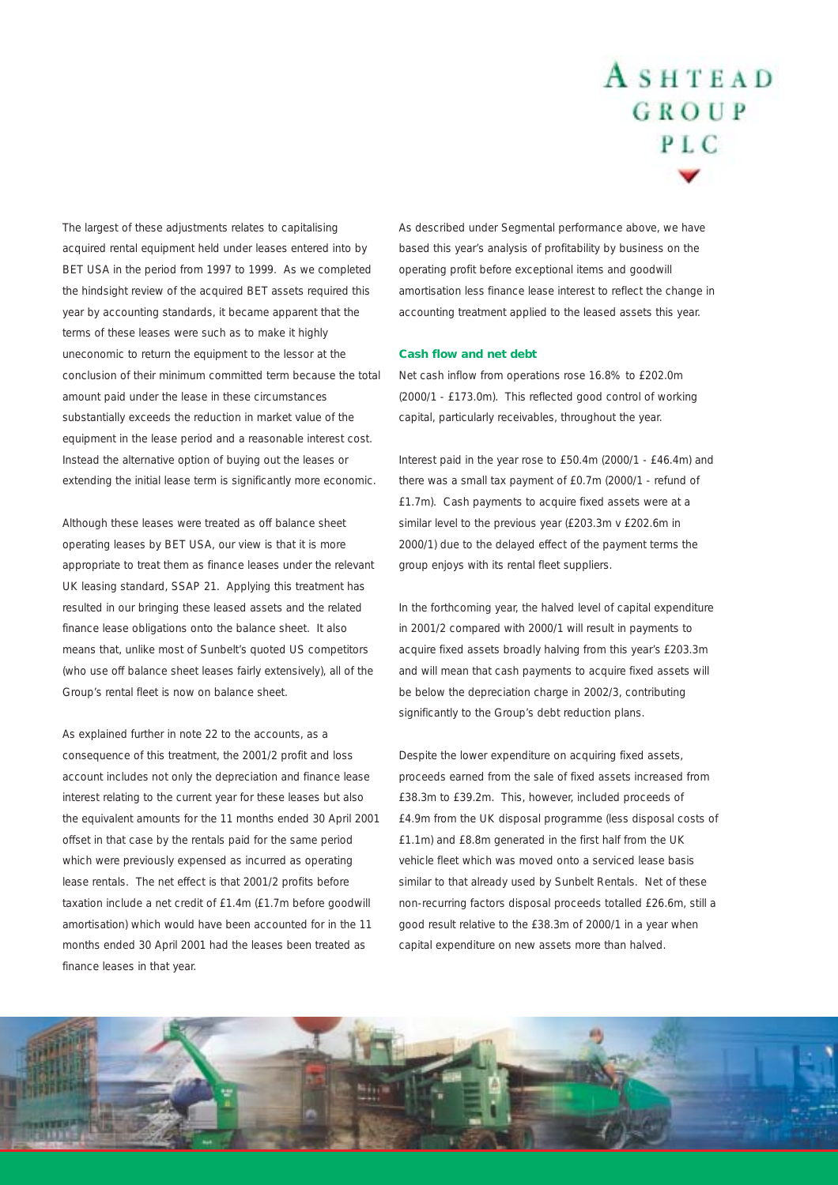The largest of these adjustments relates to capitalising acquired rental equipment held under leases entered into by BET USA in the period from 1997 to 1999. As we completed the hindsight review of the acquired BET assets required this year by accounting standards, it became apparent that the terms of these leases were such as to make it highly uneconomic to return the equipment to the lessor at the conclusion of their minimum committed term because the total amount paid under the lease in these circumstances substantially exceeds the reduction in market value of the equipment in the lease period and a reasonable interest cost. Instead the alternative option of buying out the leases or extending the initial lease term is significantly more economic.

Although these leases were treated as off balance sheet operating leases by BET USA, our view is that it is more appropriate to treat them as finance leases under the relevant UK leasing standard, SSAP 21. Applying this treatment has resulted in our bringing these leased assets and the related finance lease obligations onto the balance sheet. It also means that, unlike most of Sunbelt's quoted US competitors (who use off balance sheet leases fairly extensively), all of the Group's rental fleet is now on balance sheet.

As explained further in note 22 to the accounts, as a consequence of this treatment, the 2001/2 profit and loss account includes not only the depreciation and finance lease interest relating to the current year for these leases but also the equivalent amounts for the 11 months ended 30 April 2001 offset in that case by the rentals paid for the same period which were previously expensed as incurred as operating lease rentals. The net effect is that 2001/2 profits before taxation include a net credit of £1.4m (£1.7m before goodwill amortisation) which would have been accounted for in the 11 months ended 30 April 2001 had the leases been treated as finance leases in that year.

As described under Segmental performance above, we have based this year's analysis of profitability by business on the operating profit before exceptional items and goodwill amortisation less finance lease interest to reflect the change in accounting treatment applied to the leased assets this year.

**Cash flow and net debt**

Net cash inflow from operations rose 16.8% to £202.0m (2000/1 - £173.0m). This reflected good control of working capital, particularly receivables, throughout the year.

Interest paid in the year rose to £50.4m (2000/1 - £46.4m) and there was a small tax payment of £0.7m (2000/1 - refund of £1.7m). Cash payments to acquire fixed assets were at a similar level to the previous year (£203.3m v £202.6m in 2000/1) due to the delayed effect of the payment terms the group enjoys with its rental fleet suppliers.

In the forthcoming year, the halved level of capital expenditure in 2001/2 compared with 2000/1 will result in payments to acquire fixed assets broadly halving from this year's £203.3m and will mean that cash payments to acquire fixed assets will be below the depreciation charge in 2002/3, contributing significantly to the Group's debt reduction plans.

Despite the lower expenditure on acquiring fixed assets, proceeds earned from the sale of fixed assets increased from £38.3m to £39.2m. This, however, included proceeds of £4.9m from the UK disposal programme (less disposal costs of £1.1m) and £8.8m generated in the first half from the UK vehicle fleet which was moved onto a serviced lease basis similar to that already used by Sunbelt Rentals. Net of these non-recurring factors disposal proceeds totalled £26.6m, still a good result relative to the £38.3m of 2000/1 in a year when capital expenditure on new assets more than halved.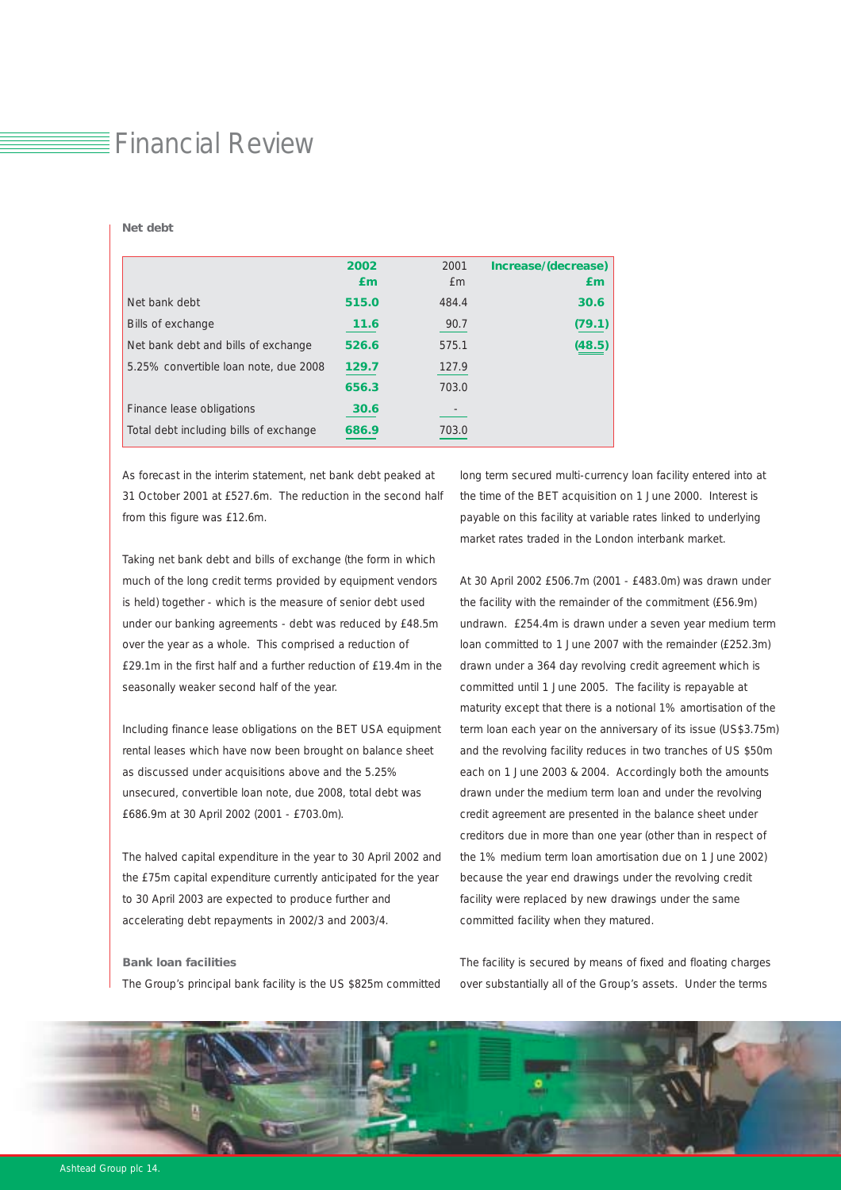# Financial Review

**Net debt**

| | 2002 £m | 2001 £m | Increase/(decrease) £m |
|---|---|---|---|
| Net bank debt | 515.0 | 484.4 | 30.6 |
| Bills of exchange | 11.6 | 90.7 | (79.1) |
| Net bank debt and bills of exchange | 526.6 | 575.1 | (48.5) |
| 5.25% convertible loan note, due 2008 | 129.7 | 127.9 | |
| | 656.3 | 703.0 | |
| Finance lease obligations | 30.6 | - | |
| Total debt including bills of exchange | 686.9 | 703.0 | |

As forecast in the interim statement, net bank debt peaked at 31 October 2001 at £527.6m. The reduction in the second half from this figure was £12.6m.

Taking net bank debt and bills of exchange (the form in which much of the long credit terms provided by equipment vendors is held) together - which is the measure of senior debt used under our banking agreements - debt was reduced by £48.5m over the year as a whole. This comprised a reduction of £29.1m in the first half and a further reduction of £19.4m in the seasonally weaker second half of the year.

Including finance lease obligations on the BET USA equipment rental leases which have now been brought on balance sheet as discussed under acquisitions above and the 5.25% unsecured, convertible loan note, due 2008, total debt was £686.9m at 30 April 2002 (2001 - £703.0m).

The halved capital expenditure in the year to 30 April 2002 and the £75m capital expenditure currently anticipated for the year to 30 April 2003 are expected to produce further and accelerating debt repayments in 2002/3 and 2003/4.

**Bank loan facilities**

The Group's principal bank facility is the US $825m committed long term secured multi-currency loan facility entered into at the time of the BET acquisition on 1 June 2000. Interest is payable on this facility at variable rates linked to underlying market rates traded in the London interbank market.

At 30 April 2002 £506.7m (2001 - £483.0m) was drawn under the facility with the remainder of the commitment (£56.9m) undrawn. £254.4m is drawn under a seven year medium term loan committed to 1 June 2007 with the remainder (£252.3m) drawn under a 364 day revolving credit agreement which is committed until 1 June 2005. The facility is repayable at maturity except that there is a notional 1% amortisation of the term loan each year on the anniversary of its issue (US$3.75m) and the revolving facility reduces in two tranches of US $50m each on 1 June 2003 & 2004. Accordingly both the amounts drawn under the medium term loan and under the revolving credit agreement are presented in the balance sheet under creditors due in more than one year (other than in respect of the 1% medium term loan amortisation due on 1 June 2002) because the year end drawings under the revolving credit facility were replaced by new drawings under the same committed facility when they matured.

The facility is secured by means of fixed and floating charges over substantially all of the Group's assets. Under the terms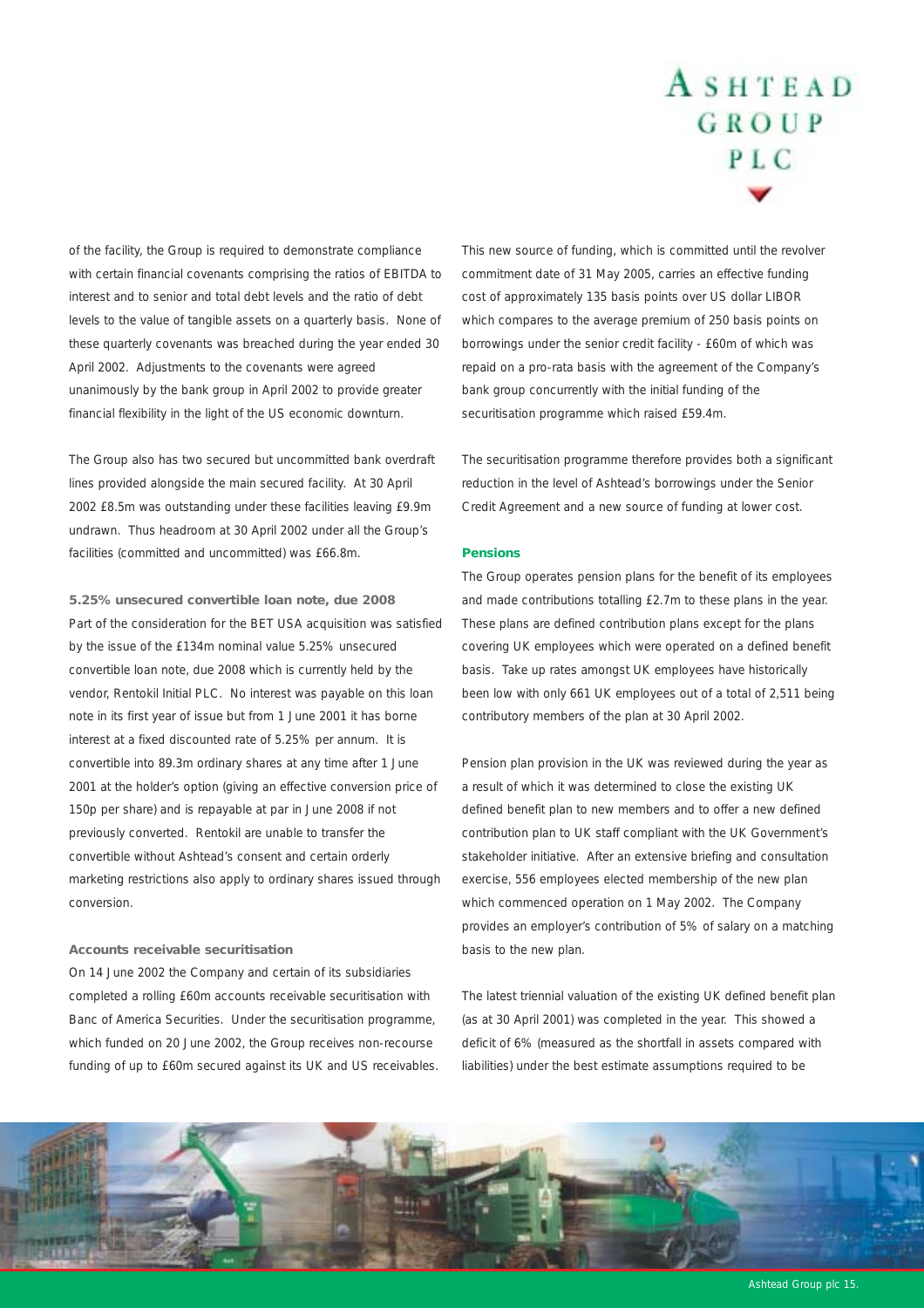of the facility, the Group is required to demonstrate compliance with certain financial covenants comprising the ratios of EBITDA to interest and to senior and total debt levels and the ratio of debt levels to the value of tangible assets on a quarterly basis. None of these quarterly covenants was breached during the year ended 30 April 2002. Adjustments to the covenants were agreed unanimously by the bank group in April 2002 to provide greater financial flexibility in the light of the US economic downturn.

The Group also has two secured but uncommitted bank overdraft lines provided alongside the main secured facility. At 30 April 2002 £8.5m was outstanding under these facilities leaving £9.9m undrawn. Thus headroom at 30 April 2002 under all the Group's facilities (committed and uncommitted) was £66.8m.

**5.25% unsecured convertible loan note, due 2008**

Part of the consideration for the BET USA acquisition was satisfied by the issue of the £134m nominal value 5.25% unsecured convertible loan note, due 2008 which is currently held by the vendor, Rentokil Initial PLC. No interest was payable on this loan note in its first year of issue but from 1 June 2001 it has borne interest at a fixed discounted rate of 5.25% per annum. It is convertible into 89.3m ordinary shares at any time after 1 June 2001 at the holder's option (giving an effective conversion price of 150p per share) and is repayable at par in June 2008 if not previously converted. Rentokil are unable to transfer the convertible without Ashtead's consent and certain orderly marketing restrictions also apply to ordinary shares issued through conversion.

**Accounts receivable securitisation**

On 14 June 2002 the Company and certain of its subsidiaries completed a rolling £60m accounts receivable securitisation with Banc of America Securities. Under the securitisation programme, which funded on 20 June 2002, the Group receives non-recourse funding of up to £60m secured against its UK and US receivables. This new source of funding, which is committed until the revolver commitment date of 31 May 2005, carries an effective funding cost of approximately 135 basis points over US dollar LIBOR which compares to the average premium of 250 basis points on borrowings under the senior credit facility - £60m of which was repaid on a pro-rata basis with the agreement of the Company's bank group concurrently with the initial funding of the securitisation programme which raised £59.4m.

The securitisation programme therefore provides both a significant reduction in the level of Ashtead's borrowings under the Senior Credit Agreement and a new source of funding at lower cost.

**Pensions**

The Group operates pension plans for the benefit of its employees and made contributions totalling £2.7m to these plans in the year. These plans are defined contribution plans except for the plans covering UK employees which were operated on a defined benefit basis. Take up rates amongst UK employees have historically been low with only 661 UK employees out of a total of 2,511 being contributory members of the plan at 30 April 2002.

Pension plan provision in the UK was reviewed during the year as a result of which it was determined to close the existing UK defined benefit plan to new members and to offer a new defined contribution plan to UK staff compliant with the UK Government's stakeholder initiative. After an extensive briefing and consultation exercise, 556 employees elected membership of the new plan which commenced operation on 1 May 2002. The Company provides an employer's contribution of 5% of salary on a matching basis to the new plan.

The latest triennial valuation of the existing UK defined benefit plan (as at 30 April 2001) was completed in the year. This showed a deficit of 6% (measured as the shortfall in assets compared with liabilities) under the best estimate assumptions required to be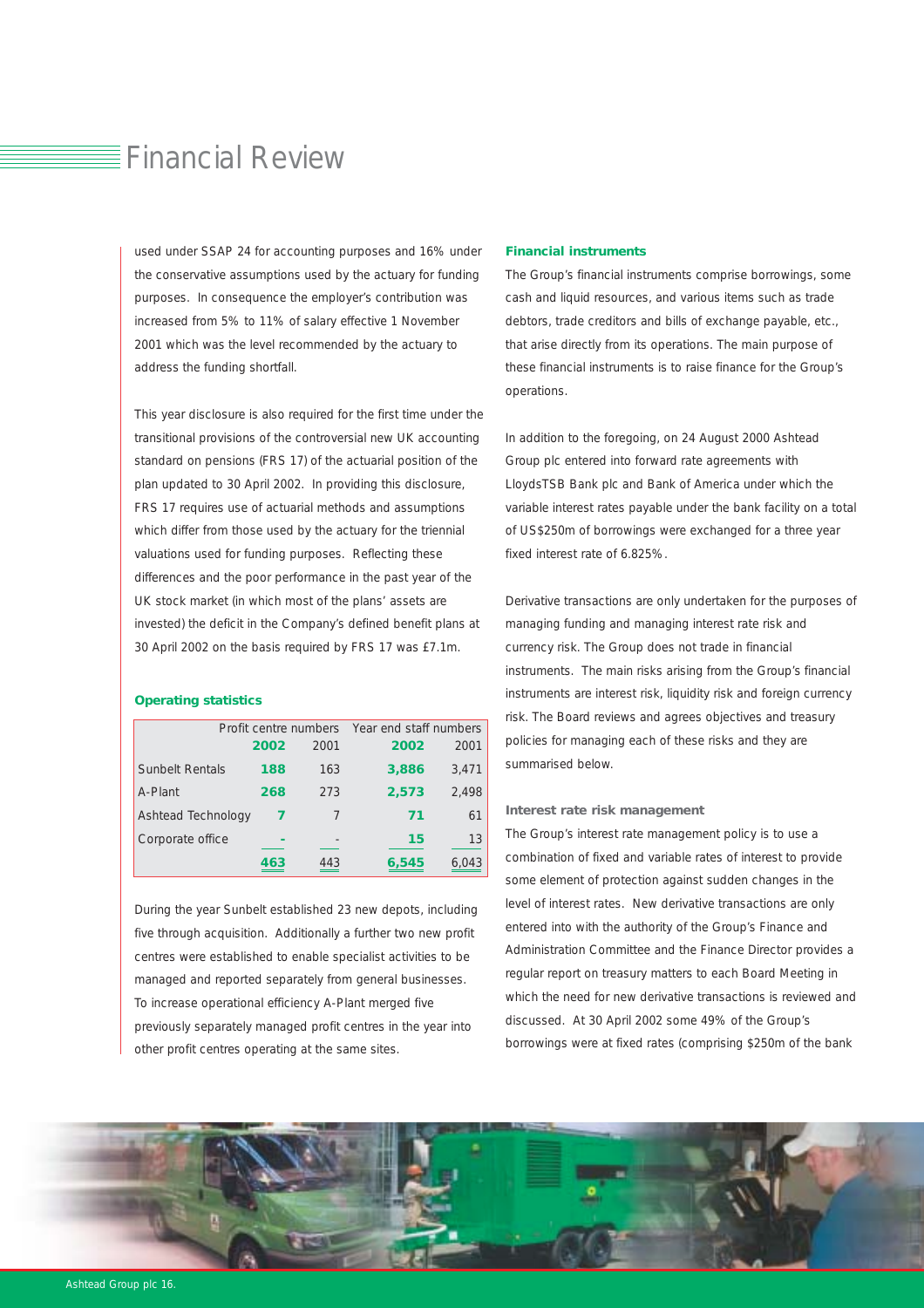# Financial Review

used under SSAP 24 for accounting purposes and 16% under the conservative assumptions used by the actuary for funding purposes. In consequence the employer's contribution was increased from 5% to 11% of salary effective 1 November 2001 which was the level recommended by the actuary to address the funding shortfall.

This year disclosure is also required for the first time under the transitional provisions of the controversial new UK accounting standard on pensions (FRS 17) of the actuarial position of the plan updated to 30 April 2002. In providing this disclosure, FRS 17 requires use of actuarial methods and assumptions which differ from those used by the actuary for the triennial valuations used for funding purposes. Reflecting these differences and the poor performance in the past year of the UK stock market (in which most of the plans' assets are invested) the deficit in the Company's defined benefit plans at 30 April 2002 on the basis required by FRS 17 was £7.1m.

**Operating statistics**

| | Profit centre numbers | | Year end staff numbers | |
|---|---|---|---|---|
| | **2002** | 2001 | **2002** | 2001 |
| Sunbelt Rentals | **188** | 163 | **3,886** | 3,471 |
| A-Plant | **268** | 273 | **2,573** | 2,498 |
| Ashtead Technology | **7** | 7 | **71** | 61 |
| Corporate office | **-** | - | **15** | 13 |
| | **463** | 443 | **6,545** | 6,043 |

During the year Sunbelt established 23 new depots, including five through acquisition. Additionally a further two new profit centres were established to enable specialist activities to be managed and reported separately from general businesses. To increase operational efficiency A-Plant merged five previously separately managed profit centres in the year into other profit centres operating at the same sites.

**Financial instruments**

The Group's financial instruments comprise borrowings, some cash and liquid resources, and various items such as trade debtors, trade creditors and bills of exchange payable, etc., that arise directly from its operations. The main purpose of these financial instruments is to raise finance for the Group's operations.

In addition to the foregoing, on 24 August 2000 Ashtead Group plc entered into forward rate agreements with LloydsTSB Bank plc and Bank of America under which the variable interest rates payable under the bank facility on a total of US$250m of borrowings were exchanged for a three year fixed interest rate of 6.825%.

Derivative transactions are only undertaken for the purposes of managing funding and managing interest rate risk and currency risk. The Group does not trade in financial instruments. The main risks arising from the Group's financial instruments are interest risk, liquidity risk and foreign currency risk. The Board reviews and agrees objectives and treasury policies for managing each of these risks and they are summarised below.

**Interest rate risk management**

The Group's interest rate management policy is to use a combination of fixed and variable rates of interest to provide some element of protection against sudden changes in the level of interest rates. New derivative transactions are only entered into with the authority of the Group's Finance and Administration Committee and the Finance Director provides a regular report on treasury matters to each Board Meeting in which the need for new derivative transactions is reviewed and discussed. At 30 April 2002 some 49% of the Group's borrowings were at fixed rates (comprising $250m of the bank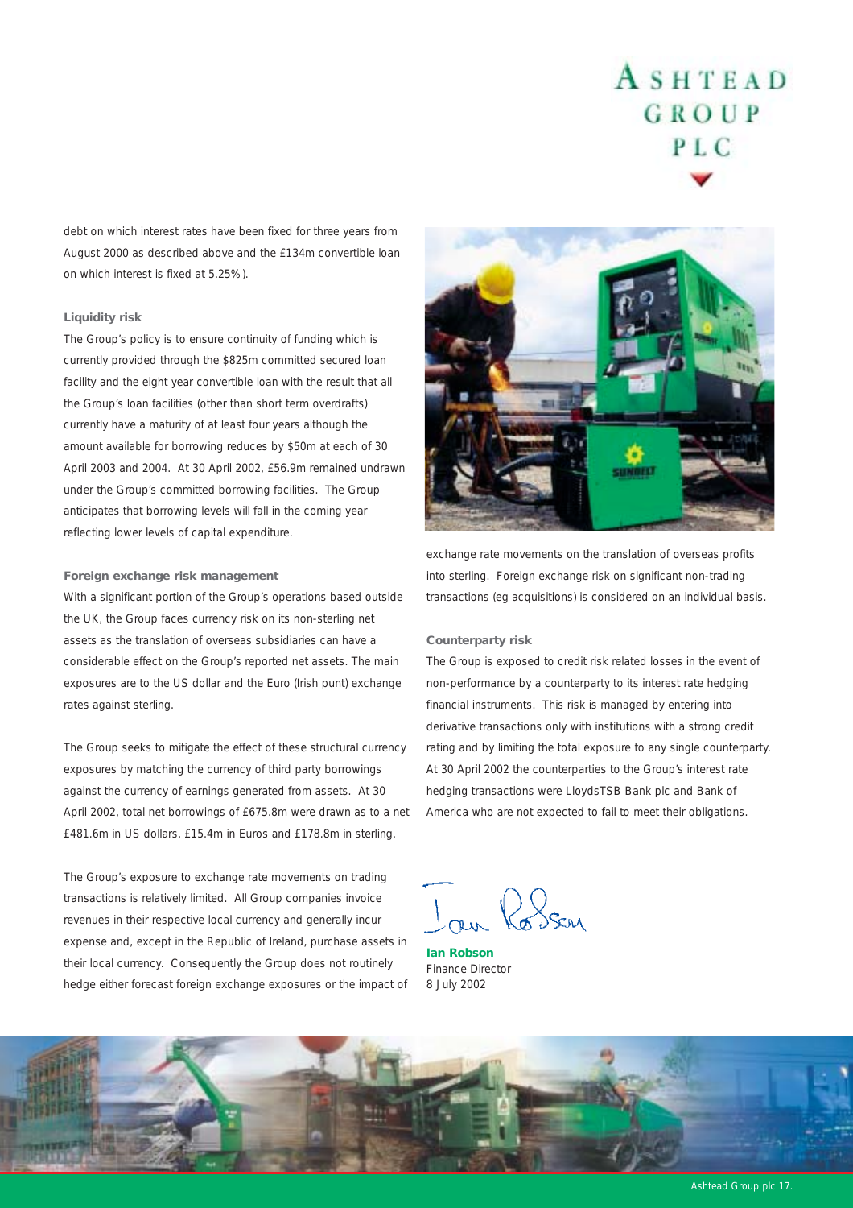debt on which interest rates have been fixed for three years from August 2000 as described above and the £134m convertible loan on which interest is fixed at 5.25%).

### Liquidity risk

The Group's policy is to ensure continuity of funding which is currently provided through the $825m committed secured loan facility and the eight year convertible loan with the result that all the Group's loan facilities (other than short term overdrafts) currently have a maturity of at least four years although the amount available for borrowing reduces by $50m at each of 30 April 2003 and 2004. At 30 April 2002, £56.9m remained undrawn under the Group's committed borrowing facilities. The Group anticipates that borrowing levels will fall in the coming year reflecting lower levels of capital expenditure.

### Foreign exchange risk management

With a significant portion of the Group's operations based outside the UK, the Group faces currency risk on its non-sterling net assets as the translation of overseas subsidiaries can have a considerable effect on the Group's reported net assets. The main exposures are to the US dollar and the Euro (Irish punt) exchange rates against sterling.

The Group seeks to mitigate the effect of these structural currency exposures by matching the currency of third party borrowings against the currency of earnings generated from assets. At 30 April 2002, total net borrowings of £675.8m were drawn as to a net £481.6m in US dollars, £15.4m in Euros and £178.8m in sterling.

The Group's exposure to exchange rate movements on trading transactions is relatively limited. All Group companies invoice revenues in their respective local currency and generally incur expense and, except in the Republic of Ireland, purchase assets in their local currency. Consequently the Group does not routinely hedge either forecast foreign exchange exposures or the impact of exchange rate movements on the translation of overseas profits into sterling. Foreign exchange risk on significant non-trading transactions (eg acquisitions) is considered on an individual basis.

### Counterparty risk

The Group is exposed to credit risk related losses in the event of non-performance by a counterparty to its interest rate hedging financial instruments. This risk is managed by entering into derivative transactions only with institutions with a strong credit rating and by limiting the total exposure to any single counterparty. At 30 April 2002 the counterparties to the Group's interest rate hedging transactions were LloydsTSB Bank plc and Bank of America who are not expected to fail to meet their obligations.

**Ian Robson**
Finance Director
8 July 2002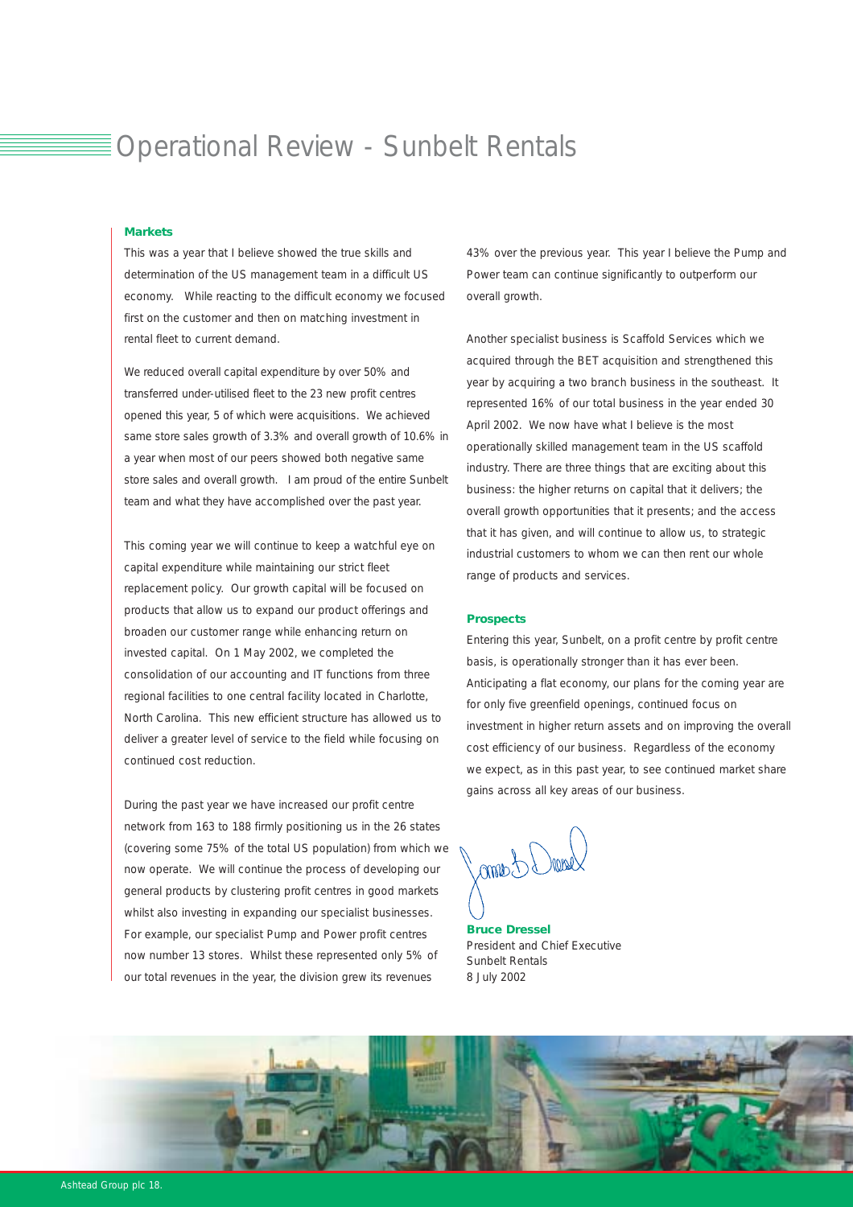# Operational Review - Sunbelt Rentals

### Markets

This was a year that I believe showed the true skills and determination of the US management team in a difficult US economy. While reacting to the difficult economy we focused first on the customer and then on matching investment in rental fleet to current demand.

We reduced overall capital expenditure by over 50% and transferred under-utilised fleet to the 23 new profit centres opened this year, 5 of which were acquisitions. We achieved same store sales growth of 3.3% and overall growth of 10.6% in a year when most of our peers showed both negative same store sales and overall growth. I am proud of the entire Sunbelt team and what they have accomplished over the past year.

This coming year we will continue to keep a watchful eye on capital expenditure while maintaining our strict fleet replacement policy. Our growth capital will be focused on products that allow us to expand our product offerings and broaden our customer range while enhancing return on invested capital. On 1 May 2002, we completed the consolidation of our accounting and IT functions from three regional facilities to one central facility located in Charlotte, North Carolina. This new efficient structure has allowed us to deliver a greater level of service to the field while focusing on continued cost reduction.

During the past year we have increased our profit centre network from 163 to 188 firmly positioning us in the 26 states (covering some 75% of the total US population) from which we now operate. We will continue the process of developing our general products by clustering profit centres in good markets whilst also investing in expanding our specialist businesses. For example, our specialist Pump and Power profit centres now number 13 stores. Whilst these represented only 5% of our total revenues in the year, the division grew its revenues 43% over the previous year. This year I believe the Pump and Power team can continue significantly to outperform our overall growth.

Another specialist business is Scaffold Services which we acquired through the BET acquisition and strengthened this year by acquiring a two branch business in the southeast. It represented 16% of our total business in the year ended 30 April 2002. We now have what I believe is the most operationally skilled management team in the US scaffold industry. There are three things that are exciting about this business: the higher returns on capital that it delivers; the overall growth opportunities that it presents; and the access that it has given, and will continue to allow us, to strategic industrial customers to whom we can then rent our whole range of products and services.

### Prospects

Entering this year, Sunbelt, on a profit centre by profit centre basis, is operationally stronger than it has ever been. Anticipating a flat economy, our plans for the coming year are for only five greenfield openings, continued focus on investment in higher return assets and on improving the overall cost efficiency of our business. Regardless of the economy we expect, as in this past year, to see continued market share gains across all key areas of our business.

**Bruce Dressel**
President and Chief Executive
Sunbelt Rentals
8 July 2002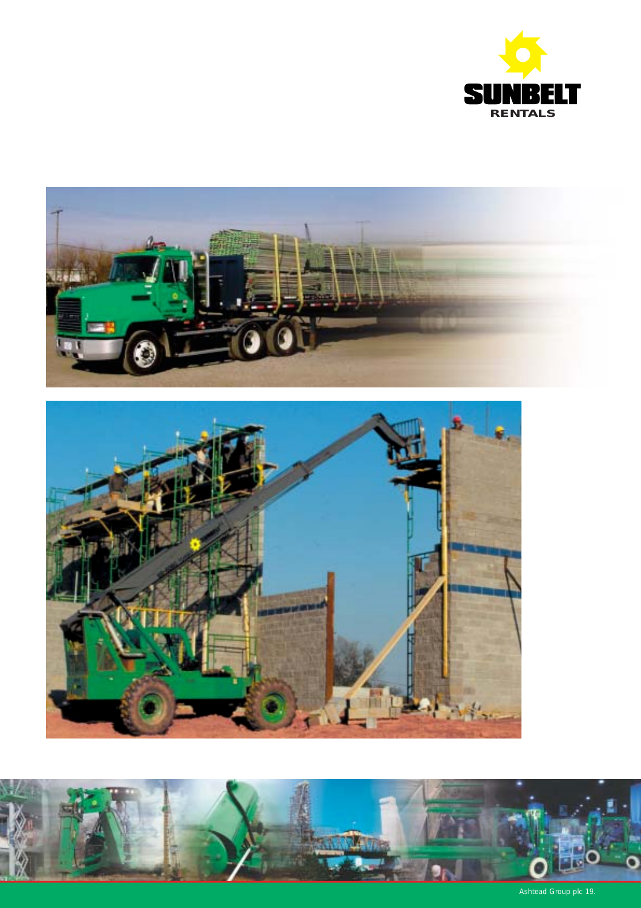SUNBELT RENTALS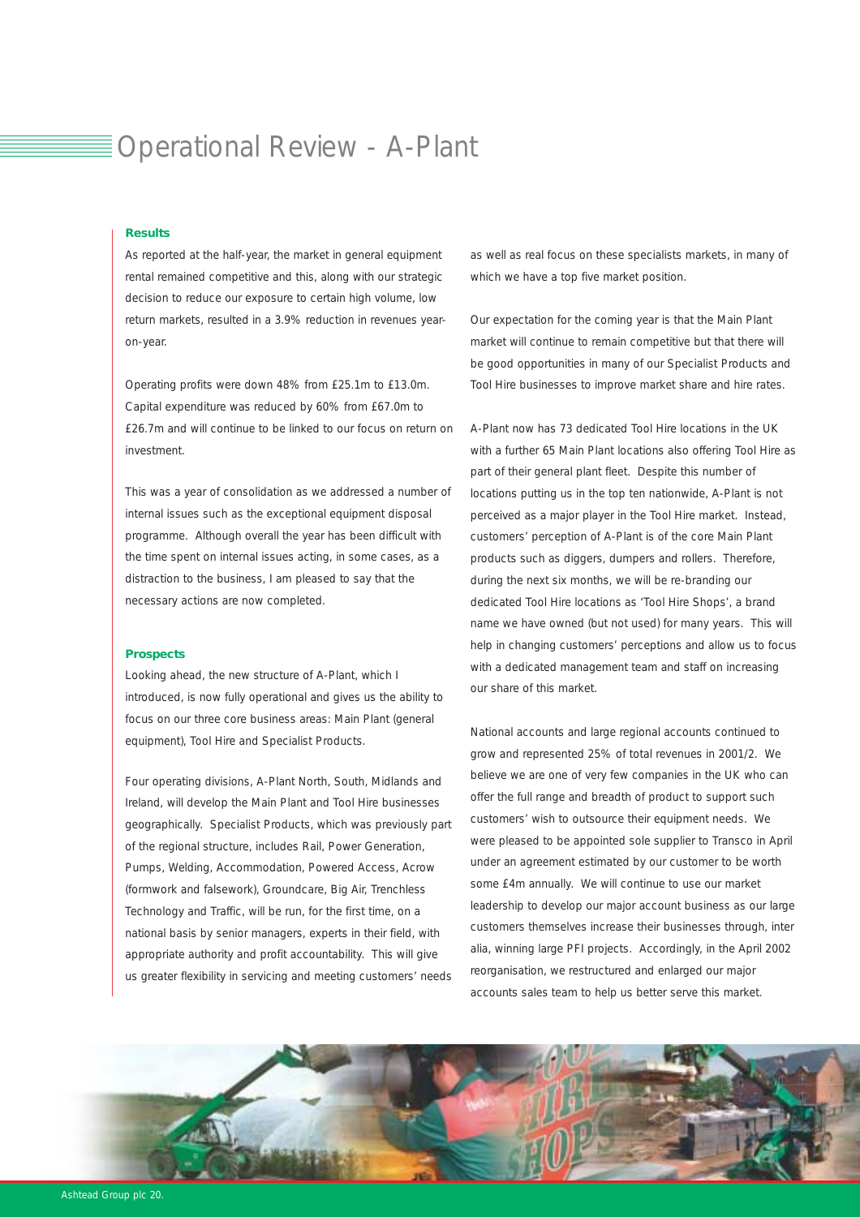# Operational Review - A-Plant

### Results

As reported at the half-year, the market in general equipment rental remained competitive and this, along with our strategic decision to reduce our exposure to certain high volume, low return markets, resulted in a 3.9% reduction in revenues year-on-year.

Operating profits were down 48% from £25.1m to £13.0m. Capital expenditure was reduced by 60% from £67.0m to £26.7m and will continue to be linked to our focus on return on investment.

This was a year of consolidation as we addressed a number of internal issues such as the exceptional equipment disposal programme. Although overall the year has been difficult with the time spent on internal issues acting, in some cases, as a distraction to the business, I am pleased to say that the necessary actions are now completed.

### Prospects

Looking ahead, the new structure of A-Plant, which I introduced, is now fully operational and gives us the ability to focus on our three core business areas: Main Plant (general equipment), Tool Hire and Specialist Products.

Four operating divisions, A-Plant North, South, Midlands and Ireland, will develop the Main Plant and Tool Hire businesses geographically. Specialist Products, which was previously part of the regional structure, includes Rail, Power Generation, Pumps, Welding, Accommodation, Powered Access, Acrow (formwork and falsework), Groundcare, Big Air, Trenchless Technology and Traffic, will be run, for the first time, on a national basis by senior managers, experts in their field, with appropriate authority and profit accountability. This will give us greater flexibility in servicing and meeting customers' needs as well as real focus on these specialists markets, in many of which we have a top five market position.

Our expectation for the coming year is that the Main Plant market will continue to remain competitive but that there will be good opportunities in many of our Specialist Products and Tool Hire businesses to improve market share and hire rates.

A-Plant now has 73 dedicated Tool Hire locations in the UK with a further 65 Main Plant locations also offering Tool Hire as part of their general plant fleet. Despite this number of locations putting us in the top ten nationwide, A-Plant is not perceived as a major player in the Tool Hire market. Instead, customers' perception of A-Plant is of the core Main Plant products such as diggers, dumpers and rollers. Therefore, during the next six months, we will be re-branding our dedicated Tool Hire locations as 'Tool Hire Shops', a brand name we have owned (but not used) for many years. This will help in changing customers' perceptions and allow us to focus with a dedicated management team and staff on increasing our share of this market.

National accounts and large regional accounts continued to grow and represented 25% of total revenues in 2001/2. We believe we are one of very few companies in the UK who can offer the full range and breadth of product to support such customers' wish to outsource their equipment needs. We were pleased to be appointed sole supplier to Transco in April under an agreement estimated by our customer to be worth some £4m annually. We will continue to use our market leadership to develop our major account business as our large customers themselves increase their businesses through, inter alia, winning large PFI projects. Accordingly, in the April 2002 reorganisation, we restructured and enlarged our major accounts sales team to help us better serve this market.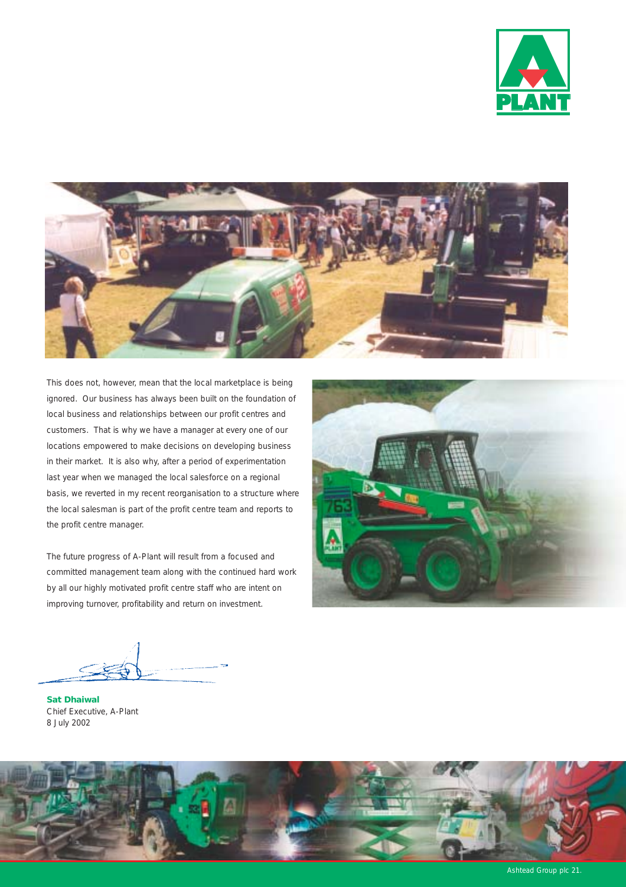This does not, however, mean that the local marketplace is being ignored. Our business has always been built on the foundation of local business and relationships between our profit centres and customers. That is why we have a manager at every one of our locations empowered to make decisions on developing business in their market. It is also why, after a period of experimentation last year when we managed the local salesforce on a regional basis, we reverted in my recent reorganisation to a structure where the local salesman is part of the profit centre team and reports to the profit centre manager.

The future progress of A-Plant will result from a focused and committed management team along with the continued hard work by all our highly motivated profit centre staff who are intent on improving turnover, profitability and return on investment.

**Sat Dhaiwal**
Chief Executive, A-Plant
8 July 2002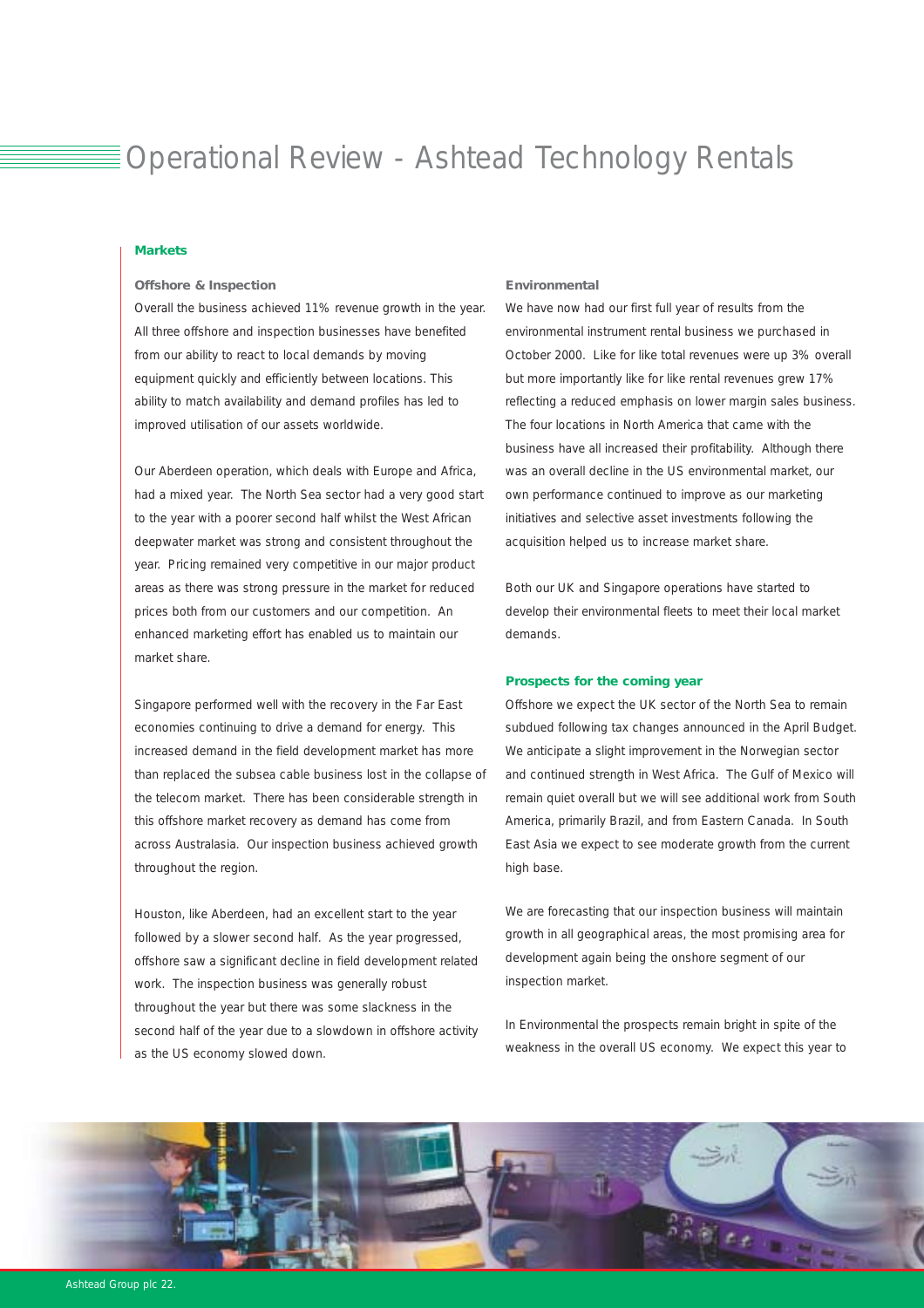# Operational Review - Ashtead Technology Rentals

## Markets

### Offshore & Inspection

Overall the business achieved 11% revenue growth in the year. All three offshore and inspection businesses have benefited from our ability to react to local demands by moving equipment quickly and efficiently between locations. This ability to match availability and demand profiles has led to improved utilisation of our assets worldwide.

Our Aberdeen operation, which deals with Europe and Africa, had a mixed year. The North Sea sector had a very good start to the year with a poorer second half whilst the West African deepwater market was strong and consistent throughout the year. Pricing remained very competitive in our major product areas as there was strong pressure in the market for reduced prices both from our customers and our competition. An enhanced marketing effort has enabled us to maintain our market share.

Singapore performed well with the recovery in the Far East economies continuing to drive a demand for energy. This increased demand in the field development market has more than replaced the subsea cable business lost in the collapse of the telecom market. There has been considerable strength in this offshore market recovery as demand has come from across Australasia. Our inspection business achieved growth throughout the region.

Houston, like Aberdeen, had an excellent start to the year followed by a slower second half. As the year progressed, offshore saw a significant decline in field development related work. The inspection business was generally robust throughout the year but there was some slackness in the second half of the year due to a slowdown in offshore activity as the US economy slowed down.

### Environmental

We have now had our first full year of results from the environmental instrument rental business we purchased in October 2000. Like for like total revenues were up 3% overall but more importantly like for like rental revenues grew 17% reflecting a reduced emphasis on lower margin sales business. The four locations in North America that came with the business have all increased their profitability. Although there was an overall decline in the US environmental market, our own performance continued to improve as our marketing initiatives and selective asset investments following the acquisition helped us to increase market share.

Both our UK and Singapore operations have started to develop their environmental fleets to meet their local market demands.

## Prospects for the coming year

Offshore we expect the UK sector of the North Sea to remain subdued following tax changes announced in the April Budget. We anticipate a slight improvement in the Norwegian sector and continued strength in West Africa. The Gulf of Mexico will remain quiet overall but we will see additional work from South America, primarily Brazil, and from Eastern Canada. In South East Asia we expect to see moderate growth from the current high base.

We are forecasting that our inspection business will maintain growth in all geographical areas, the most promising area for development again being the onshore segment of our inspection market.

In Environmental the prospects remain bright in spite of the weakness in the overall US economy. We expect this year to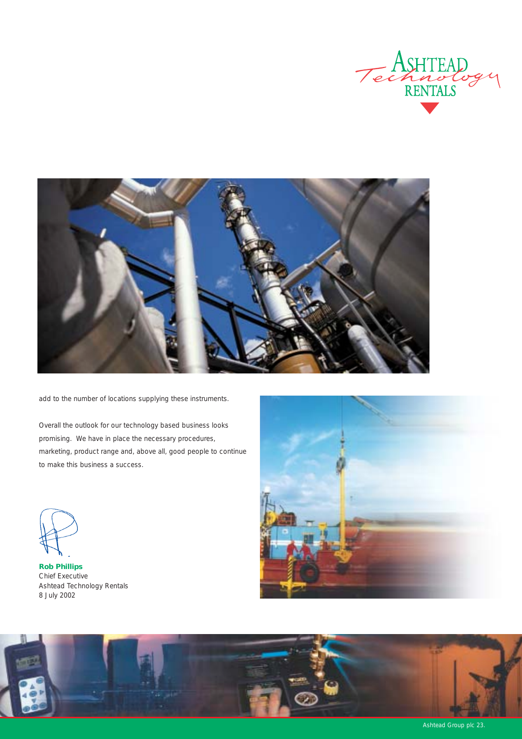add to the number of locations supplying these instruments.

Overall the outlook for our technology based business looks promising. We have in place the necessary procedures, marketing, product range and, above all, good people to continue to make this business a success.

**Rob Phillips**
Chief Executive
Ashtead Technology Rentals
8 July 2002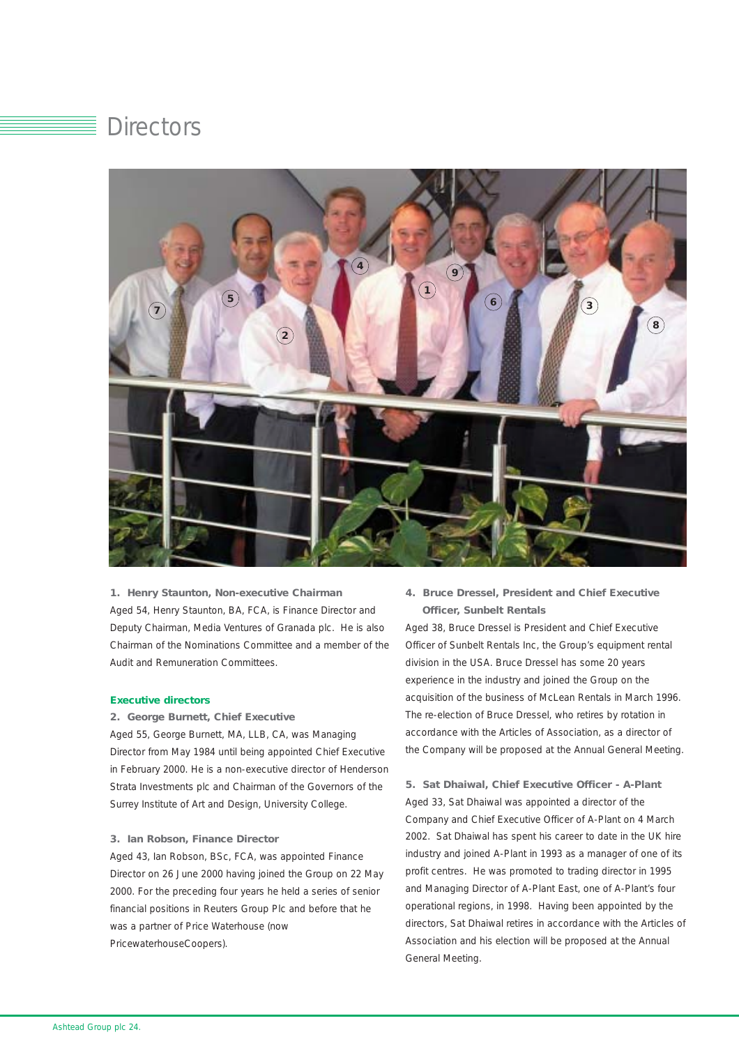# Directors

**1. Henry Staunton, Non-executive Chairman**
Aged 54, Henry Staunton, BA, FCA, is Finance Director and Deputy Chairman, Media Ventures of Granada plc. He is also Chairman of the Nominations Committee and a member of the Audit and Remuneration Committees.

## Executive directors

**2. George Burnett, Chief Executive**
Aged 55, George Burnett, MA, LLB, CA, was Managing Director from May 1984 until being appointed Chief Executive in February 2000. He is a non-executive director of Henderson Strata Investments plc and Chairman of the Governors of the Surrey Institute of Art and Design, University College.

**3. Ian Robson, Finance Director**
Aged 43, Ian Robson, BSc, FCA, was appointed Finance Director on 26 June 2000 having joined the Group on 22 May 2000. For the preceding four years he held a series of senior financial positions in Reuters Group Plc and before that he was a partner of Price Waterhouse (now PricewaterhouseCoopers).

**4. Bruce Dressel, President and Chief Executive Officer, Sunbelt Rentals**
Aged 38, Bruce Dressel is President and Chief Executive Officer of Sunbelt Rentals Inc, the Group's equipment rental division in the USA. Bruce Dressel has some 20 years experience in the industry and joined the Group on the acquisition of the business of McLean Rentals in March 1996. The re-election of Bruce Dressel, who retires by rotation in accordance with the Articles of Association, as a director of the Company will be proposed at the Annual General Meeting.

**5. Sat Dhaiwal, Chief Executive Officer - A-Plant**
Aged 33, Sat Dhaiwal was appointed a director of the Company and Chief Executive Officer of A-Plant on 4 March 2002. Sat Dhaiwal has spent his career to date in the UK hire industry and joined A-Plant in 1993 as a manager of one of its profit centres. He was promoted to trading director in 1995 and Managing Director of A-Plant East, one of A-Plant's four operational regions, in 1998. Having been appointed by the directors, Sat Dhaiwal retires in accordance with the Articles of Association and his election will be proposed at the Annual General Meeting.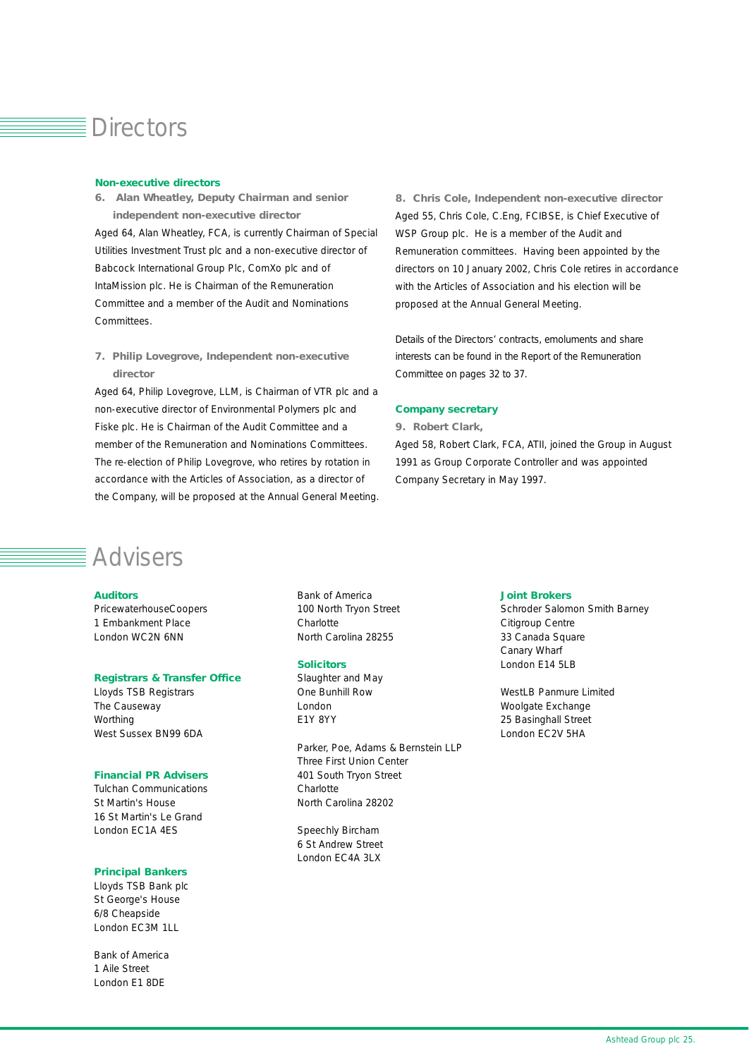# Directors

### Non-executive directors

**6. Alan Wheatley, Deputy Chairman and senior independent non-executive director**

Aged 64, Alan Wheatley, FCA, is currently Chairman of Special Utilities Investment Trust plc and a non-executive director of Babcock International Group Plc, ComXo plc and of IntaMission plc. He is Chairman of the Remuneration Committee and a member of the Audit and Nominations Committees.

**7. Philip Lovegrove, Independent non-executive director**

Aged 64, Philip Lovegrove, LLM, is Chairman of VTR plc and a non-executive director of Environmental Polymers plc and Fiske plc. He is Chairman of the Audit Committee and a member of the Remuneration and Nominations Committees. The re-election of Philip Lovegrove, who retires by rotation in accordance with the Articles of Association, as a director of the Company, will be proposed at the Annual General Meeting.

**8. Chris Cole, Independent non-executive director**

Aged 55, Chris Cole, C.Eng, FCIBSE, is Chief Executive of WSP Group plc. He is a member of the Audit and Remuneration committees. Having been appointed by the directors on 10 January 2002, Chris Cole retires in accordance with the Articles of Association and his election will be proposed at the Annual General Meeting.

Details of the Directors' contracts, emoluments and share interests can be found in the Report of the Remuneration Committee on pages 32 to 37.

### Company secretary

**9. Robert Clark,**

Aged 58, Robert Clark, FCA, ATII, joined the Group in August 1991 as Group Corporate Controller and was appointed Company Secretary in May 1997.

# Advisers

### Auditors

PricewaterhouseCoopers
1 Embankment Place
London WC2N 6NN

### Registrars & Transfer Office

Lloyds TSB Registrars
The Causeway
Worthing
West Sussex BN99 6DA

### Financial PR Advisers

Tulchan Communications
St Martin's House
16 St Martin's Le Grand
London EC1A 4ES

### Principal Bankers

Lloyds TSB Bank plc
St George's House
6/8 Cheapside
London EC3M 1LL

Bank of America
1 Aile Street
London E1 8DE

Bank of America
100 North Tryon Street
Charlotte
North Carolina 28255

### Solicitors

Slaughter and May
One Bunhill Row
London
E1Y 8YY

Parker, Poe, Adams & Bernstein LLP
Three First Union Center
401 South Tryon Street
Charlotte
North Carolina 28202

Speechly Bircham
6 St Andrew Street
London EC4A 3LX

### Joint Brokers

Schroder Salomon Smith Barney
Citigroup Centre
33 Canada Square
Canary Wharf
London E14 5LB

WestLB Panmure Limited
Woolgate Exchange
25 Basinghall Street
London EC2V 5HA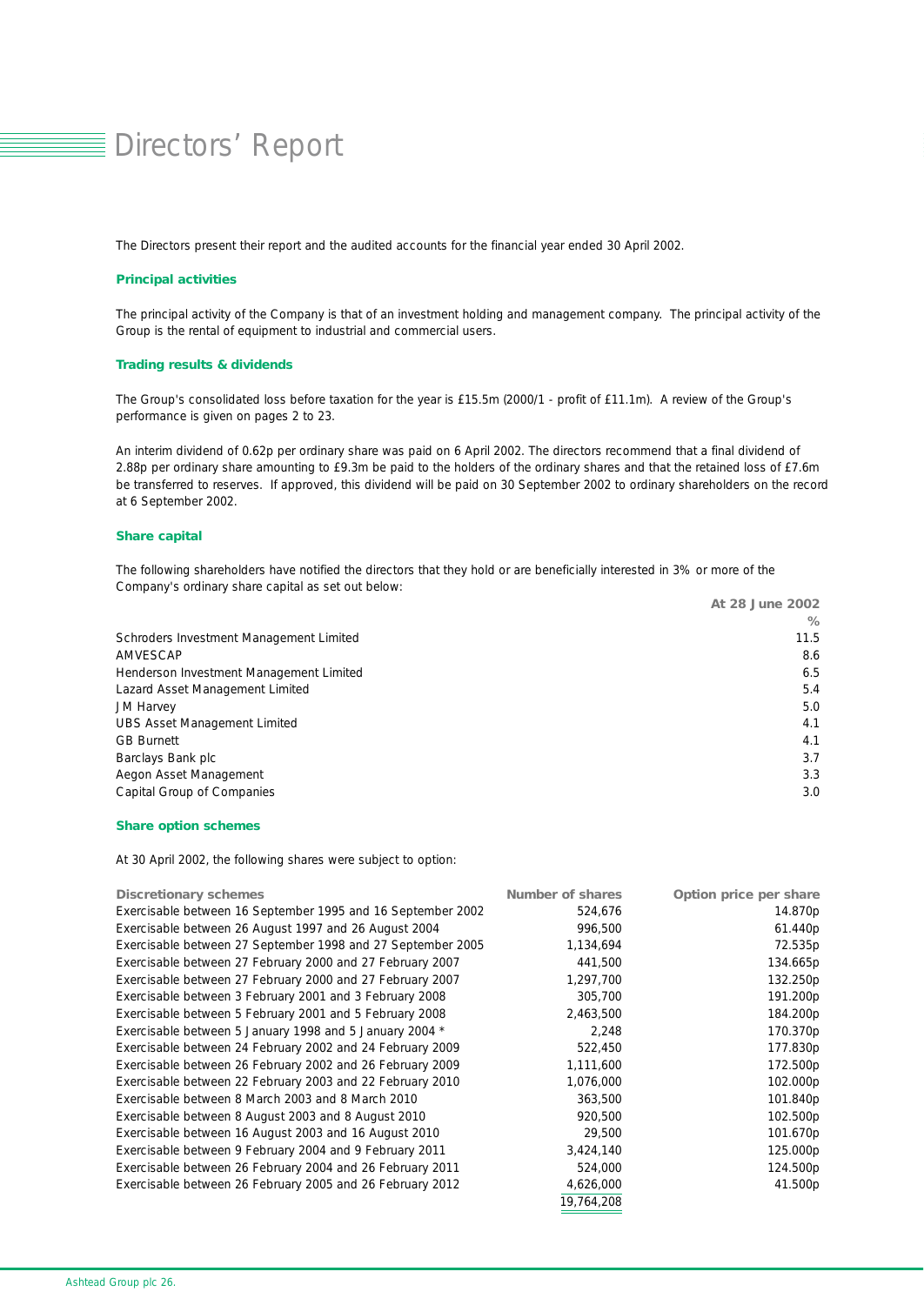# Directors' Report

The Directors present their report and the audited accounts for the financial year ended 30 April 2002.

### Principal activities

The principal activity of the Company is that of an investment holding and management company. The principal activity of the Group is the rental of equipment to industrial and commercial users.

### Trading results & dividends

The Group's consolidated loss before taxation for the year is £15.5m (2000/1 - profit of £11.1m). A review of the Group's performance is given on pages 2 to 23.

An interim dividend of 0.62p per ordinary share was paid on 6 April 2002. The directors recommend that a final dividend of 2.88p per ordinary share amounting to £9.3m be paid to the holders of the ordinary shares and that the retained loss of £7.6m be transferred to reserves. If approved, this dividend will be paid on 30 September 2002 to ordinary shareholders on the record at 6 September 2002.

### Share capital

The following shareholders have notified the directors that they hold or are beneficially interested in 3% or more of the Company's ordinary share capital as set out below:

| | At 28 June 2002 |
|---|---|
| | % |
| Schroders Investment Management Limited | 11.5 |
| AMVESCAP | 8.6 |
| Henderson Investment Management Limited | 6.5 |
| Lazard Asset Management Limited | 5.4 |
| JM Harvey | 5.0 |
| UBS Asset Management Limited | 4.1 |
| GB Burnett | 4.1 |
| Barclays Bank plc | 3.7 |
| Aegon Asset Management | 3.3 |
| Capital Group of Companies | 3.0 |

### Share option schemes

At 30 April 2002, the following shares were subject to option:

| Discretionary schemes | Number of shares | Option price per share |
|---|---|---|
| Exercisable between 16 September 1995 and 16 September 2002 | 524,676 | 14.870p |
| Exercisable between 26 August 1997 and 26 August 2004 | 996,500 | 61.440p |
| Exercisable between 27 September 1998 and 27 September 2005 | 1,134,694 | 72.535p |
| Exercisable between 27 February 2000 and 27 February 2007 | 441,500 | 134.665p |
| Exercisable between 27 February 2000 and 27 February 2007 | 1,297,700 | 132.250p |
| Exercisable between 3 February 2001 and 3 February 2008 | 305,700 | 191.200p |
| Exercisable between 5 February 2001 and 5 February 2008 | 2,463,500 | 184.200p |
| Exercisable between 5 January 1998 and 5 January 2004 * | 2,248 | 170.370p |
| Exercisable between 24 February 2002 and 24 February 2009 | 522,450 | 177.830p |
| Exercisable between 26 February 2002 and 26 February 2009 | 1,111,600 | 172.500p |
| Exercisable between 22 February 2003 and 22 February 2010 | 1,076,000 | 102.000p |
| Exercisable between 8 March 2003 and 8 March 2010 | 363,500 | 101.840p |
| Exercisable between 8 August 2003 and 8 August 2010 | 920,500 | 102.500p |
| Exercisable between 16 August 2003 and 16 August 2010 | 29,500 | 101.670p |
| Exercisable between 9 February 2004 and 9 February 2011 | 3,424,140 | 125.000p |
| Exercisable between 26 February 2004 and 26 February 2011 | 524,000 | 124.500p |
| Exercisable between 26 February 2005 and 26 February 2012 | 4,626,000 | 41.500p |
| | 19,764,208 | |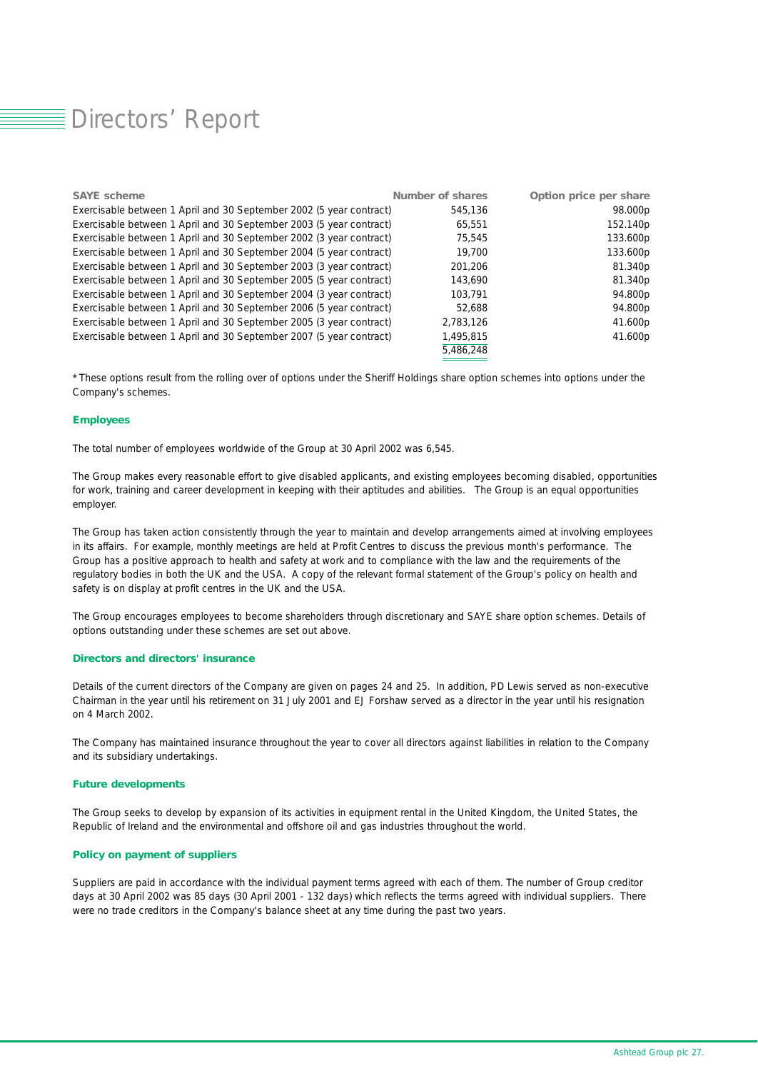# Directors' Report

| SAYE scheme | Number of shares | Option price per share |
|---|---|---|
| Exercisable between 1 April and 30 September 2002 (5 year contract) | 545,136 | 98.000p |
| Exercisable between 1 April and 30 September 2003 (5 year contract) | 65,551 | 152.140p |
| Exercisable between 1 April and 30 September 2002 (3 year contract) | 75,545 | 133.600p |
| Exercisable between 1 April and 30 September 2004 (5 year contract) | 19,700 | 133.600p |
| Exercisable between 1 April and 30 September 2003 (3 year contract) | 201,206 | 81.340p |
| Exercisable between 1 April and 30 September 2005 (5 year contract) | 143,690 | 81.340p |
| Exercisable between 1 April and 30 September 2004 (3 year contract) | 103,791 | 94.800p |
| Exercisable between 1 April and 30 September 2006 (5 year contract) | 52,688 | 94.800p |
| Exercisable between 1 April and 30 September 2005 (3 year contract) | 2,783,126 | 41.600p |
| Exercisable between 1 April and 30 September 2007 (5 year contract) | 1,495,815 | 41.600p |
| | 5,486,248 | |

* These options result from the rolling over of options under the Sheriff Holdings share option schemes into options under the Company's schemes.

### Employees

The total number of employees worldwide of the Group at 30 April 2002 was 6,545.

The Group makes every reasonable effort to give disabled applicants, and existing employees becoming disabled, opportunities for work, training and career development in keeping with their aptitudes and abilities. The Group is an equal opportunities employer.

The Group has taken action consistently through the year to maintain and develop arrangements aimed at involving employees in its affairs. For example, monthly meetings are held at Profit Centres to discuss the previous month's performance. The Group has a positive approach to health and safety at work and to compliance with the law and the requirements of the regulatory bodies in both the UK and the USA. A copy of the relevant formal statement of the Group's policy on health and safety is on display at profit centres in the UK and the USA.

The Group encourages employees to become shareholders through discretionary and SAYE share option schemes. Details of options outstanding under these schemes are set out above.

### Directors and directors' insurance

Details of the current directors of the Company are given on pages 24 and 25. In addition, PD Lewis served as non-executive Chairman in the year until his retirement on 31 July 2001 and EJ Forshaw served as a director in the year until his resignation on 4 March 2002.

The Company has maintained insurance throughout the year to cover all directors against liabilities in relation to the Company and its subsidiary undertakings.

### Future developments

The Group seeks to develop by expansion of its activities in equipment rental in the United Kingdom, the United States, the Republic of Ireland and the environmental and offshore oil and gas industries throughout the world.

### Policy on payment of suppliers

Suppliers are paid in accordance with the individual payment terms agreed with each of them. The number of Group creditor days at 30 April 2002 was 85 days (30 April 2001 - 132 days) which reflects the terms agreed with individual suppliers. There were no trade creditors in the Company's balance sheet at any time during the past two years.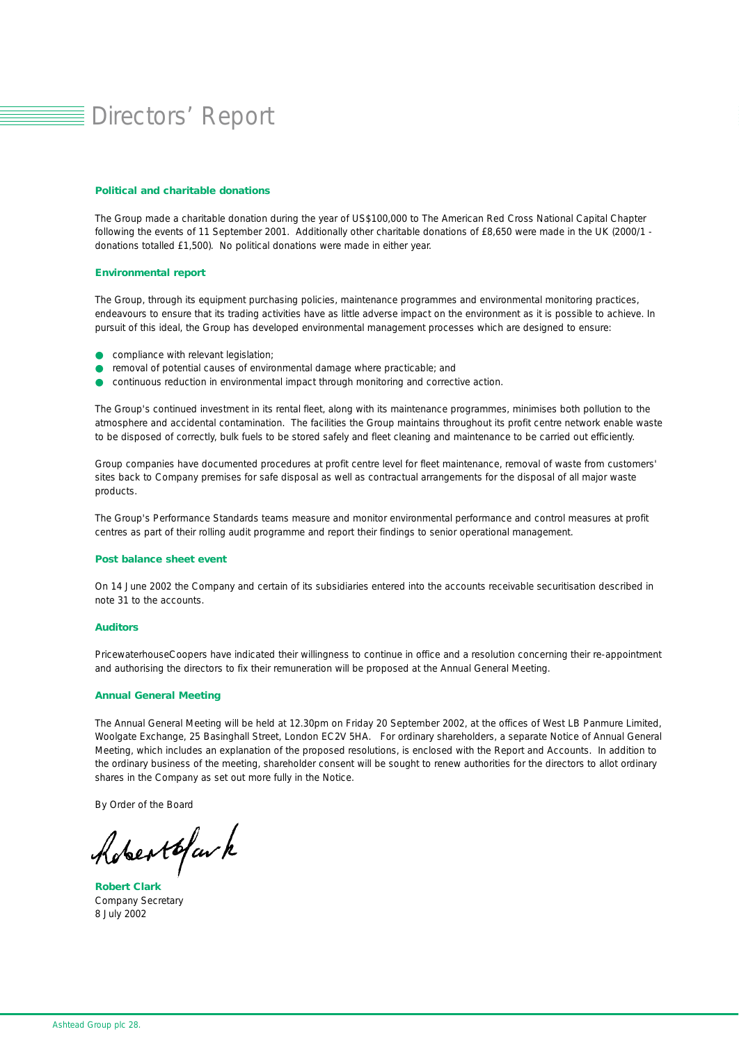# Directors' Report

### Political and charitable donations

The Group made a charitable donation during the year of US$100,000 to The American Red Cross National Capital Chapter following the events of 11 September 2001. Additionally other charitable donations of £8,650 were made in the UK (2000/1 - donations totalled £1,500). No political donations were made in either year.

### Environmental report

The Group, through its equipment purchasing policies, maintenance programmes and environmental monitoring practices, endeavours to ensure that its trading activities have as little adverse impact on the environment as it is possible to achieve. In pursuit of this ideal, the Group has developed environmental management processes which are designed to ensure:

- compliance with relevant legislation;
- removal of potential causes of environmental damage where practicable; and
- continuous reduction in environmental impact through monitoring and corrective action.

The Group's continued investment in its rental fleet, along with its maintenance programmes, minimises both pollution to the atmosphere and accidental contamination. The facilities the Group maintains throughout its profit centre network enable waste to be disposed of correctly, bulk fuels to be stored safely and fleet cleaning and maintenance to be carried out efficiently.

Group companies have documented procedures at profit centre level for fleet maintenance, removal of waste from customers' sites back to Company premises for safe disposal as well as contractual arrangements for the disposal of all major waste products.

The Group's Performance Standards teams measure and monitor environmental performance and control measures at profit centres as part of their rolling audit programme and report their findings to senior operational management.

### Post balance sheet event

On 14 June 2002 the Company and certain of its subsidiaries entered into the accounts receivable securitisation described in note 31 to the accounts.

### Auditors

PricewaterhouseCoopers have indicated their willingness to continue in office and a resolution concerning their re-appointment and authorising the directors to fix their remuneration will be proposed at the Annual General Meeting.

### Annual General Meeting

The Annual General Meeting will be held at 12.30pm on Friday 20 September 2002, at the offices of West LB Panmure Limited, Woolgate Exchange, 25 Basinghall Street, London EC2V 5HA. For ordinary shareholders, a separate Notice of Annual General Meeting, which includes an explanation of the proposed resolutions, is enclosed with the Report and Accounts. In addition to the ordinary business of the meeting, shareholder consent will be sought to renew authorities for the directors to allot ordinary shares in the Company as set out more fully in the Notice.

By Order of the Board

**Robert Clark**
Company Secretary
8 July 2002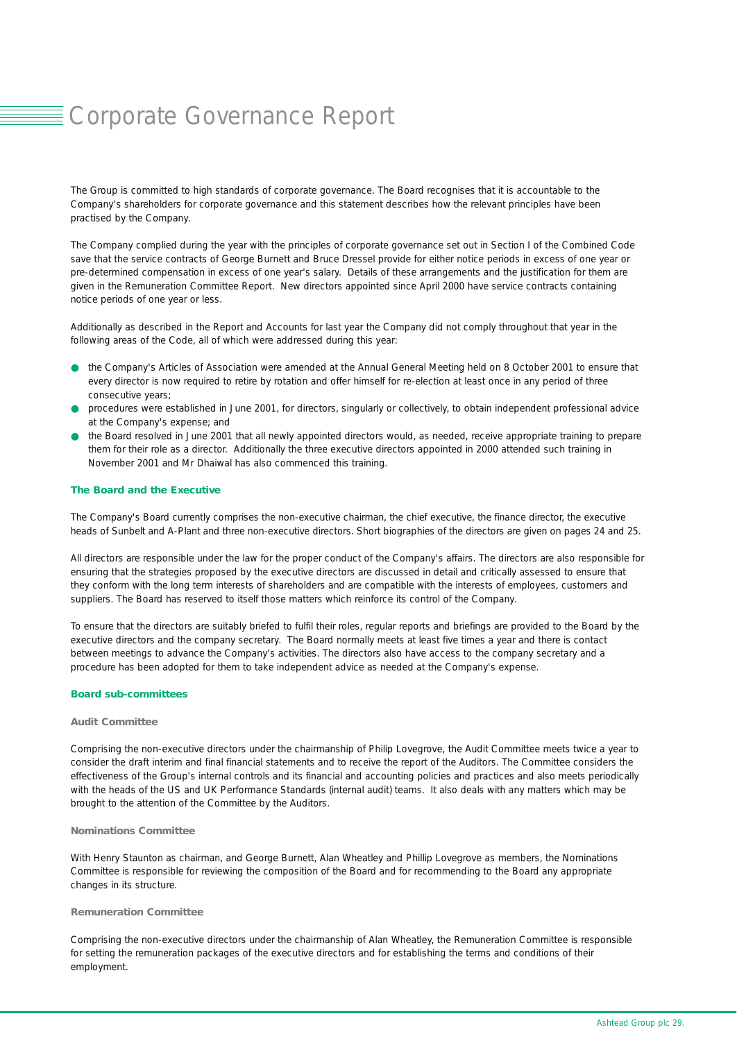# Corporate Governance Report

The Group is committed to high standards of corporate governance. The Board recognises that it is accountable to the Company's shareholders for corporate governance and this statement describes how the relevant principles have been practised by the Company.

The Company complied during the year with the principles of corporate governance set out in Section I of the Combined Code save that the service contracts of George Burnett and Bruce Dressel provide for either notice periods in excess of one year or pre-determined compensation in excess of one year's salary. Details of these arrangements and the justification for them are given in the Remuneration Committee Report. New directors appointed since April 2000 have service contracts containing notice periods of one year or less.

Additionally as described in the Report and Accounts for last year the Company did not comply throughout that year in the following areas of the Code, all of which were addressed during this year:

- the Company's Articles of Association were amended at the Annual General Meeting held on 8 October 2001 to ensure that every director is now required to retire by rotation and offer himself for re-election at least once in any period of three consecutive years;
- procedures were established in June 2001, for directors, singularly or collectively, to obtain independent professional advice at the Company's expense; and
- the Board resolved in June 2001 that all newly appointed directors would, as needed, receive appropriate training to prepare them for their role as a director. Additionally the three executive directors appointed in 2000 attended such training in November 2001 and Mr Dhaiwal has also commenced this training.

## The Board and the Executive

The Company's Board currently comprises the non-executive chairman, the chief executive, the finance director, the executive heads of Sunbelt and A-Plant and three non-executive directors. Short biographies of the directors are given on pages 24 and 25.

All directors are responsible under the law for the proper conduct of the Company's affairs. The directors are also responsible for ensuring that the strategies proposed by the executive directors are discussed in detail and critically assessed to ensure that they conform with the long term interests of shareholders and are compatible with the interests of employees, customers and suppliers. The Board has reserved to itself those matters which reinforce its control of the Company.

To ensure that the directors are suitably briefed to fulfil their roles, regular reports and briefings are provided to the Board by the executive directors and the company secretary. The Board normally meets at least five times a year and there is contact between meetings to advance the Company's activities. The directors also have access to the company secretary and a procedure has been adopted for them to take independent advice as needed at the Company's expense.

## Board sub-committees

### Audit Committee

Comprising the non-executive directors under the chairmanship of Philip Lovegrove, the Audit Committee meets twice a year to consider the draft interim and final financial statements and to receive the report of the Auditors. The Committee considers the effectiveness of the Group's internal controls and its financial and accounting policies and practices and also meets periodically with the heads of the US and UK Performance Standards (internal audit) teams. It also deals with any matters which may be brought to the attention of the Committee by the Auditors.

### Nominations Committee

With Henry Staunton as chairman, and George Burnett, Alan Wheatley and Phillip Lovegrove as members, the Nominations Committee is responsible for reviewing the composition of the Board and for recommending to the Board any appropriate changes in its structure.

### Remuneration Committee

Comprising the non-executive directors under the chairmanship of Alan Wheatley, the Remuneration Committee is responsible for setting the remuneration packages of the executive directors and for establishing the terms and conditions of their employment.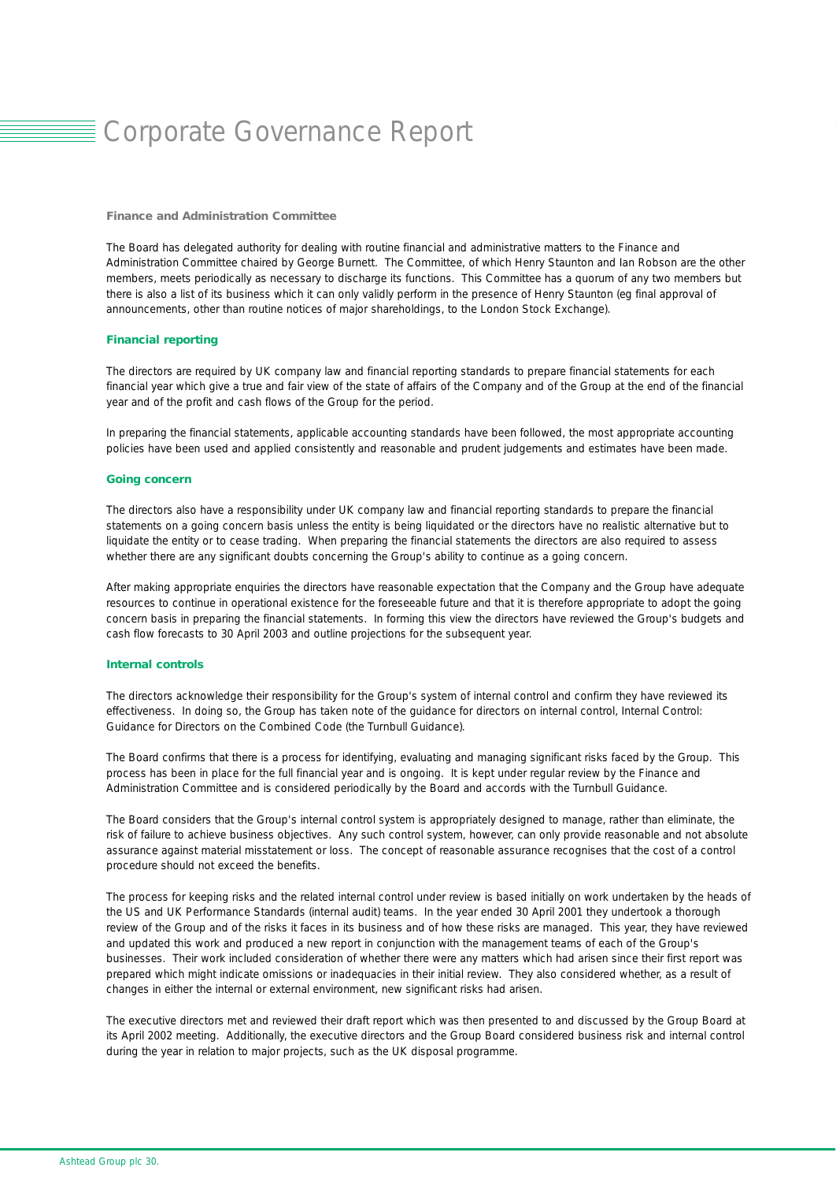# Corporate Governance Report

**Finance and Administration Committee**

The Board has delegated authority for dealing with routine financial and administrative matters to the Finance and Administration Committee chaired by George Burnett. The Committee, of which Henry Staunton and Ian Robson are the other members, meets periodically as necessary to discharge its functions. This Committee has a quorum of any two members but there is also a list of its business which it can only validly perform in the presence of Henry Staunton (eg final approval of announcements, other than routine notices of major shareholdings, to the London Stock Exchange).

**Financial reporting**

The directors are required by UK company law and financial reporting standards to prepare financial statements for each financial year which give a true and fair view of the state of affairs of the Company and of the Group at the end of the financial year and of the profit and cash flows of the Group for the period.

In preparing the financial statements, applicable accounting standards have been followed, the most appropriate accounting policies have been used and applied consistently and reasonable and prudent judgements and estimates have been made.

**Going concern**

The directors also have a responsibility under UK company law and financial reporting standards to prepare the financial statements on a going concern basis unless the entity is being liquidated or the directors have no realistic alternative but to liquidate the entity or to cease trading. When preparing the financial statements the directors are also required to assess whether there are any significant doubts concerning the Group's ability to continue as a going concern.

After making appropriate enquiries the directors have reasonable expectation that the Company and the Group have adequate resources to continue in operational existence for the foreseeable future and that it is therefore appropriate to adopt the going concern basis in preparing the financial statements. In forming this view the directors have reviewed the Group's budgets and cash flow forecasts to 30 April 2003 and outline projections for the subsequent year.

**Internal controls**

The directors acknowledge their responsibility for the Group's system of internal control and confirm they have reviewed its effectiveness. In doing so, the Group has taken note of the guidance for directors on internal control, Internal Control: Guidance for Directors on the Combined Code (the Turnbull Guidance).

The Board confirms that there is a process for identifying, evaluating and managing significant risks faced by the Group. This process has been in place for the full financial year and is ongoing. It is kept under regular review by the Finance and Administration Committee and is considered periodically by the Board and accords with the Turnbull Guidance.

The Board considers that the Group's internal control system is appropriately designed to manage, rather than eliminate, the risk of failure to achieve business objectives. Any such control system, however, can only provide reasonable and not absolute assurance against material misstatement or loss. The concept of reasonable assurance recognises that the cost of a control procedure should not exceed the benefits.

The process for keeping risks and the related internal control under review is based initially on work undertaken by the heads of the US and UK Performance Standards (internal audit) teams. In the year ended 30 April 2001 they undertook a thorough review of the Group and of the risks it faces in its business and of how these risks are managed. This year, they have reviewed and updated this work and produced a new report in conjunction with the management teams of each of the Group's businesses. Their work included consideration of whether there were any matters which had arisen since their first report was prepared which might indicate omissions or inadequacies in their initial review. They also considered whether, as a result of changes in either the internal or external environment, new significant risks had arisen.

The executive directors met and reviewed their draft report which was then presented to and discussed by the Group Board at its April 2002 meeting. Additionally, the executive directors and the Group Board considered business risk and internal control during the year in relation to major projects, such as the UK disposal programme.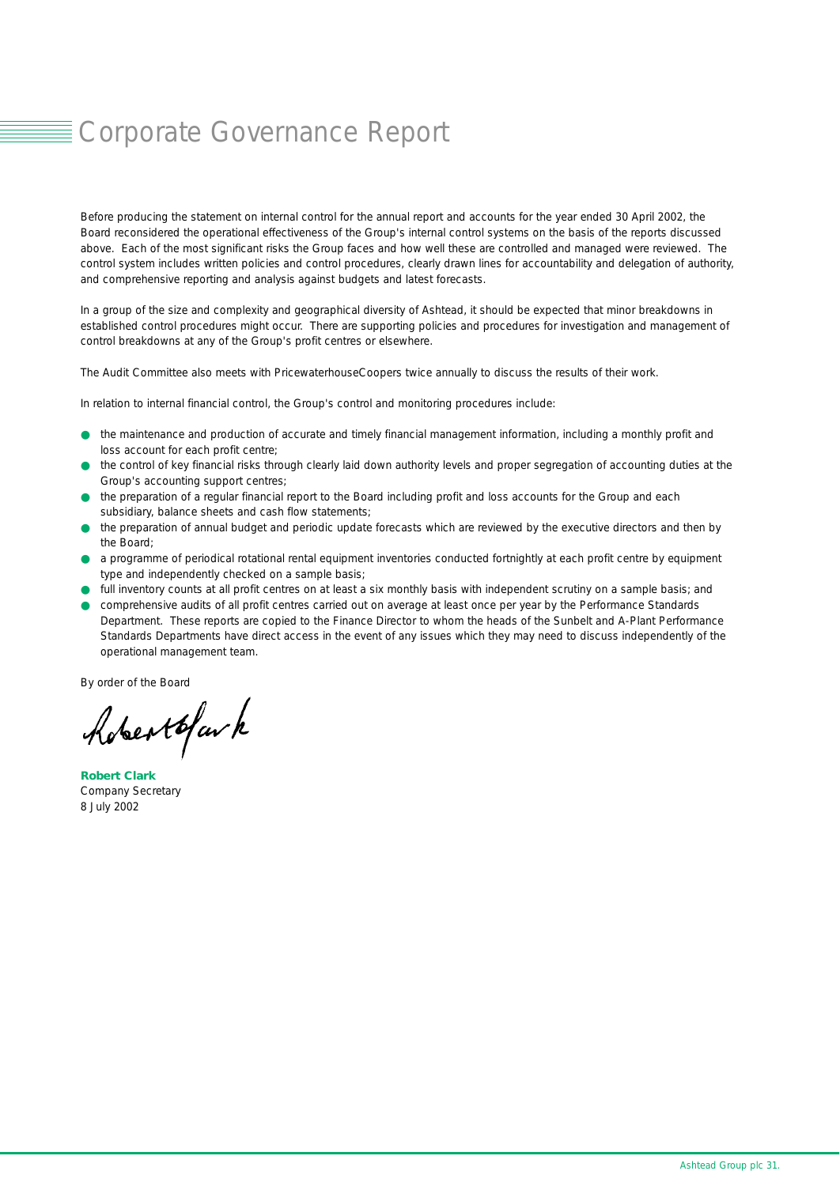# Corporate Governance Report

Before producing the statement on internal control for the annual report and accounts for the year ended 30 April 2002, the Board reconsidered the operational effectiveness of the Group's internal control systems on the basis of the reports discussed above. Each of the most significant risks the Group faces and how well these are controlled and managed were reviewed. The control system includes written policies and control procedures, clearly drawn lines for accountability and delegation of authority, and comprehensive reporting and analysis against budgets and latest forecasts.

In a group of the size and complexity and geographical diversity of Ashtead, it should be expected that minor breakdowns in established control procedures might occur. There are supporting policies and procedures for investigation and management of control breakdowns at any of the Group's profit centres or elsewhere.

The Audit Committee also meets with PricewaterhouseCoopers twice annually to discuss the results of their work.

In relation to internal financial control, the Group's control and monitoring procedures include:

- the maintenance and production of accurate and timely financial management information, including a monthly profit and loss account for each profit centre;
- the control of key financial risks through clearly laid down authority levels and proper segregation of accounting duties at the Group's accounting support centres;
- the preparation of a regular financial report to the Board including profit and loss accounts for the Group and each subsidiary, balance sheets and cash flow statements;
- the preparation of annual budget and periodic update forecasts which are reviewed by the executive directors and then by the Board;
- a programme of periodical rotational rental equipment inventories conducted fortnightly at each profit centre by equipment type and independently checked on a sample basis;
- full inventory counts at all profit centres on at least a six monthly basis with independent scrutiny on a sample basis; and
- comprehensive audits of all profit centres carried out on average at least once per year by the Performance Standards Department. These reports are copied to the Finance Director to whom the heads of the Sunbelt and A-Plant Performance Standards Departments have direct access in the event of any issues which they may need to discuss independently of the operational management team.

By order of the Board

**Robert Clark**
Company Secretary
8 July 2002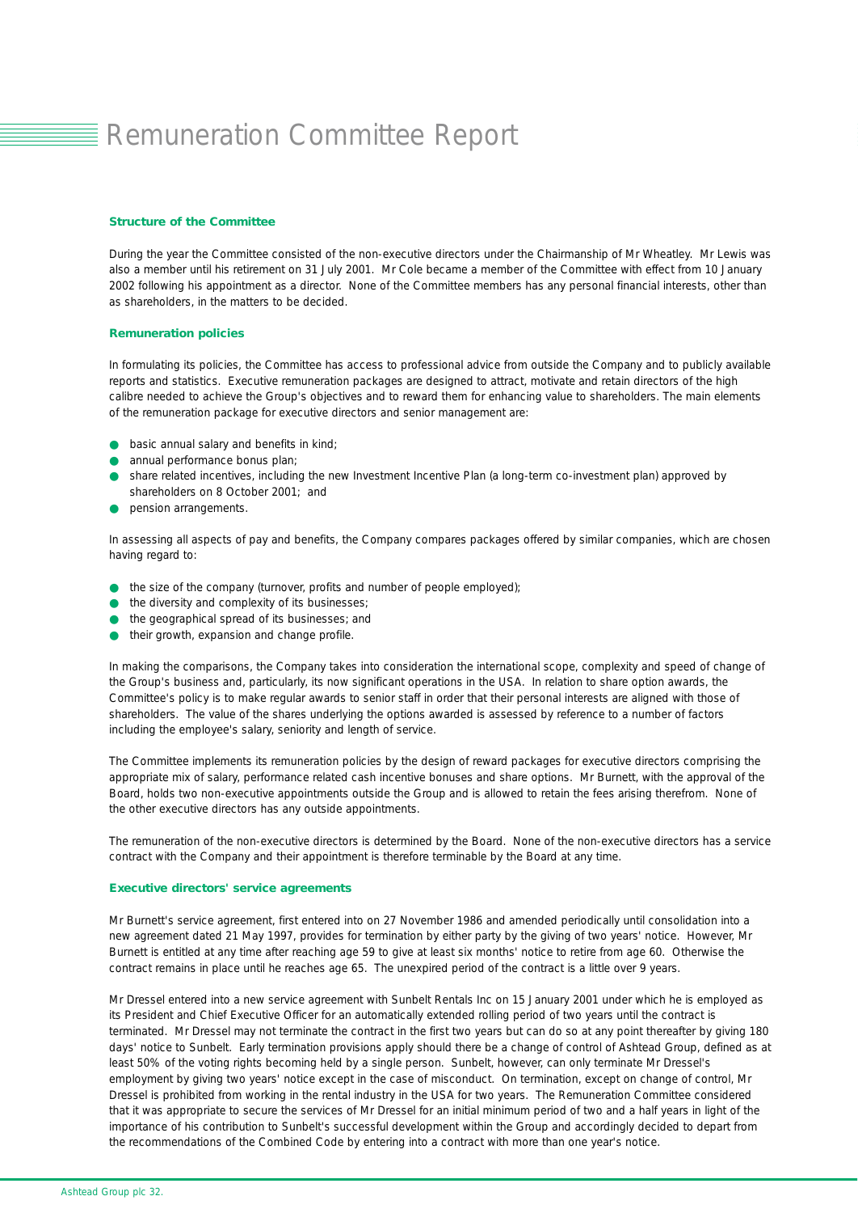# Remuneration Committee Report

### Structure of the Committee

During the year the Committee consisted of the non-executive directors under the Chairmanship of Mr Wheatley. Mr Lewis was also a member until his retirement on 31 July 2001. Mr Cole became a member of the Committee with effect from 10 January 2002 following his appointment as a director. None of the Committee members has any personal financial interests, other than as shareholders, in the matters to be decided.

### Remuneration policies

In formulating its policies, the Committee has access to professional advice from outside the Company and to publicly available reports and statistics. Executive remuneration packages are designed to attract, motivate and retain directors of the high calibre needed to achieve the Group's objectives and to reward them for enhancing value to shareholders. The main elements of the remuneration package for executive directors and senior management are:

- basic annual salary and benefits in kind;
- annual performance bonus plan;
- share related incentives, including the new Investment Incentive Plan (a long-term co-investment plan) approved by shareholders on 8 October 2001; and
- pension arrangements.

In assessing all aspects of pay and benefits, the Company compares packages offered by similar companies, which are chosen having regard to:

- the size of the company (turnover, profits and number of people employed);
- the diversity and complexity of its businesses;
- the geographical spread of its businesses; and
- their growth, expansion and change profile.

In making the comparisons, the Company takes into consideration the international scope, complexity and speed of change of the Group's business and, particularly, its now significant operations in the USA. In relation to share option awards, the Committee's policy is to make regular awards to senior staff in order that their personal interests are aligned with those of shareholders. The value of the shares underlying the options awarded is assessed by reference to a number of factors including the employee's salary, seniority and length of service.

The Committee implements its remuneration policies by the design of reward packages for executive directors comprising the appropriate mix of salary, performance related cash incentive bonuses and share options. Mr Burnett, with the approval of the Board, holds two non-executive appointments outside the Group and is allowed to retain the fees arising therefrom. None of the other executive directors has any outside appointments.

The remuneration of the non-executive directors is determined by the Board. None of the non-executive directors has a service contract with the Company and their appointment is therefore terminable by the Board at any time.

### Executive directors' service agreements

Mr Burnett's service agreement, first entered into on 27 November 1986 and amended periodically until consolidation into a new agreement dated 21 May 1997, provides for termination by either party by the giving of two years' notice. However, Mr Burnett is entitled at any time after reaching age 59 to give at least six months' notice to retire from age 60. Otherwise the contract remains in place until he reaches age 65. The unexpired period of the contract is a little over 9 years.

Mr Dressel entered into a new service agreement with Sunbelt Rentals Inc on 15 January 2001 under which he is employed as its President and Chief Executive Officer for an automatically extended rolling period of two years until the contract is terminated. Mr Dressel may not terminate the contract in the first two years but can do so at any point thereafter by giving 180 days' notice to Sunbelt. Early termination provisions apply should there be a change of control of Ashtead Group, defined as at least 50% of the voting rights becoming held by a single person. Sunbelt, however, can only terminate Mr Dressel's employment by giving two years' notice except in the case of misconduct. On termination, except on change of control, Mr Dressel is prohibited from working in the rental industry in the USA for two years. The Remuneration Committee considered that it was appropriate to secure the services of Mr Dressel for an initial minimum period of two and a half years in light of the importance of his contribution to Sunbelt's successful development within the Group and accordingly decided to depart from the recommendations of the Combined Code by entering into a contract with more than one year's notice.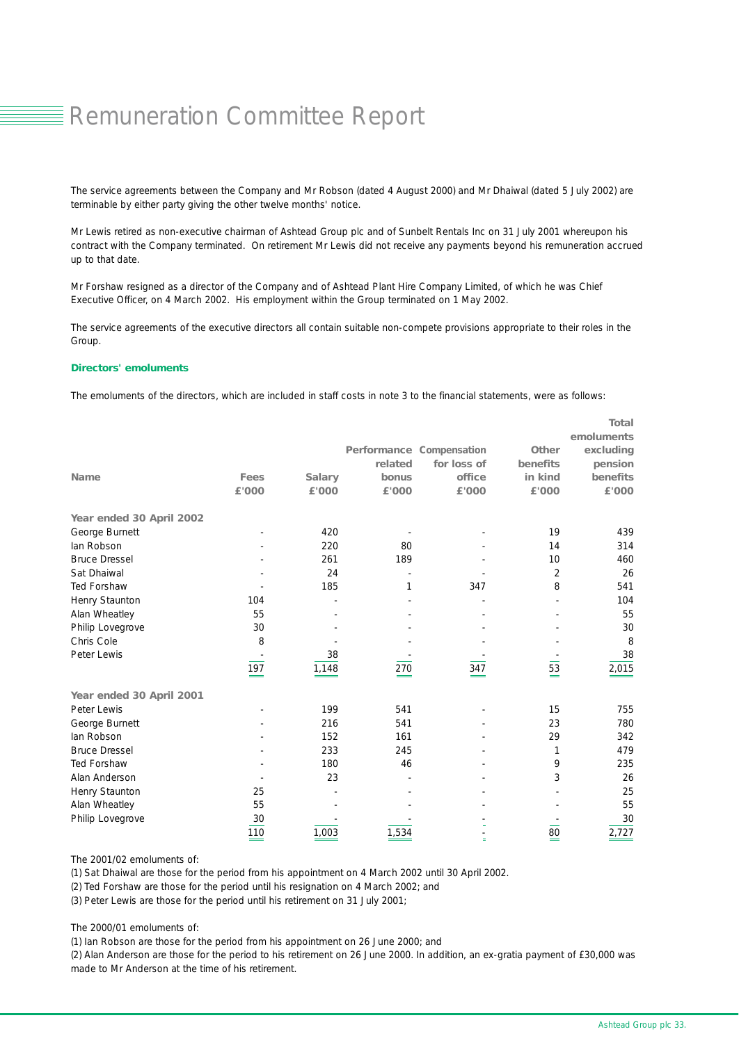# Remuneration Committee Report

The service agreements between the Company and Mr Robson (dated 4 August 2000) and Mr Dhaiwal (dated 5 July 2002) are terminable by either party giving the other twelve months' notice.

Mr Lewis retired as non-executive chairman of Ashtead Group plc and of Sunbelt Rentals Inc on 31 July 2001 whereupon his contract with the Company terminated. On retirement Mr Lewis did not receive any payments beyond his remuneration accrued up to that date.

Mr Forshaw resigned as a director of the Company and of Ashtead Plant Hire Company Limited, of which he was Chief Executive Officer, on 4 March 2002. His employment within the Group terminated on 1 May 2002.

The service agreements of the executive directors all contain suitable non-compete provisions appropriate to their roles in the Group.

### Directors' emoluments

The emoluments of the directors, which are included in staff costs in note 3 to the financial statements, were as follows:

| Name | Fees £'000 | Salary £'000 | Performance related bonus £'000 | Compensation for loss of office £'000 | Other benefits in kind £'000 | Total emoluments excluding pension benefits £'000 |
|---|---|---|---|---|---|---|
| **Year ended 30 April 2002** | | | | | | |
| George Burnett | - | 420 | - | - | 19 | 439 |
| Ian Robson | - | 220 | 80 | - | 14 | 314 |
| Bruce Dressel | - | 261 | 189 | - | 10 | 460 |
| Sat Dhaiwal | - | 24 | - | - | 2 | 26 |
| Ted Forshaw | - | 185 | 1 | 347 | 8 | 541 |
| Henry Staunton | 104 | - | - | - | - | 104 |
| Alan Wheatley | 55 | - | - | - | - | 55 |
| Philip Lovegrove | 30 | - | - | - | - | 30 |
| Chris Cole | 8 | - | - | - | - | 8 |
| Peter Lewis | - | 38 | - | - | - | 38 |
| | 197 | 1,148 | 270 | 347 | 53 | 2,015 |
| **Year ended 30 April 2001** | | | | | | |
| Peter Lewis | - | 199 | 541 | - | 15 | 755 |
| George Burnett | - | 216 | 541 | - | 23 | 780 |
| Ian Robson | - | 152 | 161 | - | 29 | 342 |
| Bruce Dressel | - | 233 | 245 | - | 1 | 479 |
| Ted Forshaw | - | 180 | 46 | - | 9 | 235 |
| Alan Anderson | - | 23 | - | - | 3 | 26 |
| Henry Staunton | 25 | - | - | - | - | 25 |
| Alan Wheatley | 55 | - | - | - | - | 55 |
| Philip Lovegrove | 30 | - | - | - | - | 30 |
| | 110 | 1,003 | 1,534 | - | 80 | 2,727 |

The 2001/02 emoluments of:

(1) Sat Dhaiwal are those for the period from his appointment on 4 March 2002 until 30 April 2002.

(2) Ted Forshaw are those for the period until his resignation on 4 March 2002; and

(3) Peter Lewis are those for the period until his retirement on 31 July 2001;

The 2000/01 emoluments of:

(1) Ian Robson are those for the period from his appointment on 26 June 2000; and

(2) Alan Anderson are those for the period to his retirement on 26 June 2000. In addition, an ex-gratia payment of £30,000 was made to Mr Anderson at the time of his retirement.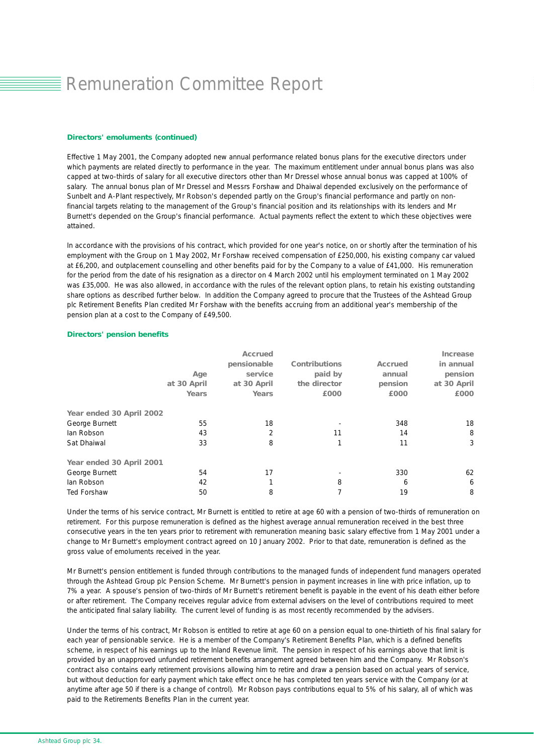# Remuneration Committee Report

**Directors' emoluments (continued)**

Effective 1 May 2001, the Company adopted new annual performance related bonus plans for the executive directors under which payments are related directly to performance in the year. The maximum entitlement under annual bonus plans was also capped at two-thirds of salary for all executive directors other than Mr Dressel whose annual bonus was capped at 100% of salary. The annual bonus plan of Mr Dressel and Messrs Forshaw and Dhaiwal depended exclusively on the performance of Sunbelt and A-Plant respectively, Mr Robson's depended partly on the Group's financial performance and partly on non-financial targets relating to the management of the Group's financial position and its relationships with its lenders and Mr Burnett's depended on the Group's financial performance. Actual payments reflect the extent to which these objectives were attained.

In accordance with the provisions of his contract, which provided for one year's notice, on or shortly after the termination of his employment with the Group on 1 May 2002, Mr Forshaw received compensation of £250,000, his existing company car valued at £6,200, and outplacement counselling and other benefits paid for by the Company to a value of £41,000. His remuneration for the period from the date of his resignation as a director on 4 March 2002 until his employment terminated on 1 May 2002 was £35,000. He was also allowed, in accordance with the rules of the relevant option plans, to retain his existing outstanding share options as described further below. In addition the Company agreed to procure that the Trustees of the Ashtead Group plc Retirement Benefits Plan credited Mr Forshaw with the benefits accruing from an additional year's membership of the pension plan at a cost to the Company of £49,500.

**Directors' pension benefits**

| | Age at 30 April Years | Accrued pensionable service at 30 April Years | Contributions paid by the director £000 | Accrued annual pension £000 | Increase in annual pension at 30 April £000 |
|---|---|---|---|---|---|
| **Year ended 30 April 2002** | | | | | |
| George Burnett | 55 | 18 | - | 348 | 18 |
| Ian Robson | 43 | 2 | 11 | 14 | 8 |
| Sat Dhaiwal | 33 | 8 | 1 | 11 | 3 |
| **Year ended 30 April 2001** | | | | | |
| George Burnett | 54 | 17 | - | 330 | 62 |
| Ian Robson | 42 | 1 | 8 | 6 | 6 |
| Ted Forshaw | 50 | 8 | 7 | 19 | 8 |

Under the terms of his service contract, Mr Burnett is entitled to retire at age 60 with a pension of two-thirds of remuneration on retirement. For this purpose remuneration is defined as the highest average annual remuneration received in the best three consecutive years in the ten years prior to retirement with remuneration meaning basic salary effective from 1 May 2001 under a change to Mr Burnett's employment contract agreed on 10 January 2002. Prior to that date, remuneration is defined as the gross value of emoluments received in the year.

Mr Burnett's pension entitlement is funded through contributions to the managed funds of independent fund managers operated through the Ashtead Group plc Pension Scheme. Mr Burnett's pension in payment increases in line with price inflation, up to 7% a year. A spouse's pension of two-thirds of Mr Burnett's retirement benefit is payable in the event of his death either before or after retirement. The Company receives regular advice from external advisers on the level of contributions required to meet the anticipated final salary liability. The current level of funding is as most recently recommended by the advisers.

Under the terms of his contract, Mr Robson is entitled to retire at age 60 on a pension equal to one-thirtieth of his final salary for each year of pensionable service. He is a member of the Company's Retirement Benefits Plan, which is a defined benefits scheme, in respect of his earnings up to the Inland Revenue limit. The pension in respect of his earnings above that limit is provided by an unapproved unfunded retirement benefits arrangement agreed between him and the Company. Mr Robson's contract also contains early retirement provisions allowing him to retire and draw a pension based on actual years of service, but without deduction for early payment which take effect once he has completed ten years service with the Company (or at anytime after age 50 if there is a change of control). Mr Robson pays contributions equal to 5% of his salary, all of which was paid to the Retirements Benefits Plan in the current year.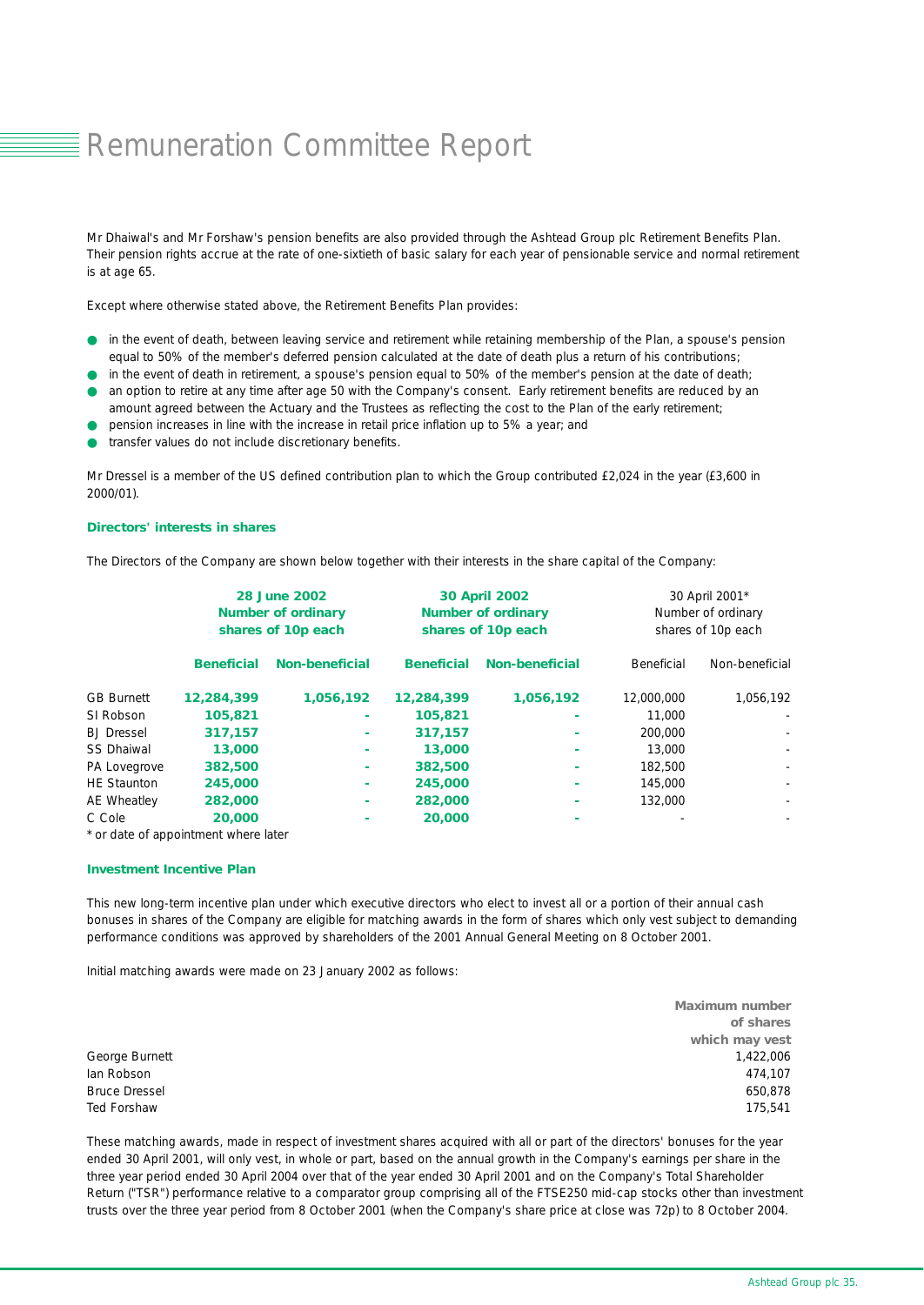# Remuneration Committee Report

Mr Dhaiwal's and Mr Forshaw's pension benefits are also provided through the Ashtead Group plc Retirement Benefits Plan. Their pension rights accrue at the rate of one-sixtieth of basic salary for each year of pensionable service and normal retirement is at age 65.

Except where otherwise stated above, the Retirement Benefits Plan provides:

- in the event of death, between leaving service and retirement while retaining membership of the Plan, a spouse's pension equal to 50% of the member's deferred pension calculated at the date of death plus a return of his contributions;
- in the event of death in retirement, a spouse's pension equal to 50% of the member's pension at the date of death;
- an option to retire at any time after age 50 with the Company's consent. Early retirement benefits are reduced by an amount agreed between the Actuary and the Trustees as reflecting the cost to the Plan of the early retirement;
- pension increases in line with the increase in retail price inflation up to 5% a year; and
- transfer values do not include discretionary benefits.

Mr Dressel is a member of the US defined contribution plan to which the Group contributed £2,024 in the year (£3,600 in 2000/01).

### Directors' interests in shares

The Directors of the Company are shown below together with their interests in the share capital of the Company:

| | **28 June 2002 Number of ordinary shares of 10p each** | | **30 April 2002 Number of ordinary shares of 10p each** | | 30 April 2001* Number of ordinary shares of 10p each | |
|---|---|---|---|---|---|---|
| | **Beneficial** | **Non-beneficial** | **Beneficial** | **Non-beneficial** | Beneficial | Non-beneficial |
| GB Burnett | **12,284,399** | **1,056,192** | **12,284,399** | **1,056,192** | 12,000,000 | 1,056,192 |
| SI Robson | **105,821** | - | **105,821** | - | 11,000 | - |
| BJ Dressel | **317,157** | - | **317,157** | - | 200,000 | - |
| SS Dhaiwal | **13,000** | - | **13,000** | - | 13,000 | - |
| PA Lovegrove | **382,500** | - | **382,500** | - | 182,500 | - |
| HE Staunton | **245,000** | - | **245,000** | - | 145,000 | - |
| AE Wheatley | **282,000** | - | **282,000** | - | 132,000 | - |
| C Cole | **20,000** | - | **20,000** | - | - | - |

\* or date of appointment where later

### Investment Incentive Plan

This new long-term incentive plan under which executive directors who elect to invest all or a portion of their annual cash bonuses in shares of the Company are eligible for matching awards in the form of shares which only vest subject to demanding performance conditions was approved by shareholders of the 2001 Annual General Meeting on 8 October 2001.

Initial matching awards were made on 23 January 2002 as follows:

| | **Maximum number of shares which may vest** |
|---|---|
| George Burnett | 1,422,006 |
| Ian Robson | 474,107 |
| Bruce Dressel | 650,878 |
| Ted Forshaw | 175,541 |

These matching awards, made in respect of investment shares acquired with all or part of the directors' bonuses for the year ended 30 April 2001, will only vest, in whole or part, based on the annual growth in the Company's earnings per share in the three year period ended 30 April 2004 over that of the year ended 30 April 2001 and on the Company's Total Shareholder Return ("TSR") performance relative to a comparator group comprising all of the FTSE250 mid-cap stocks other than investment trusts over the three year period from 8 October 2001 (when the Company's share price at close was 72p) to 8 October 2004.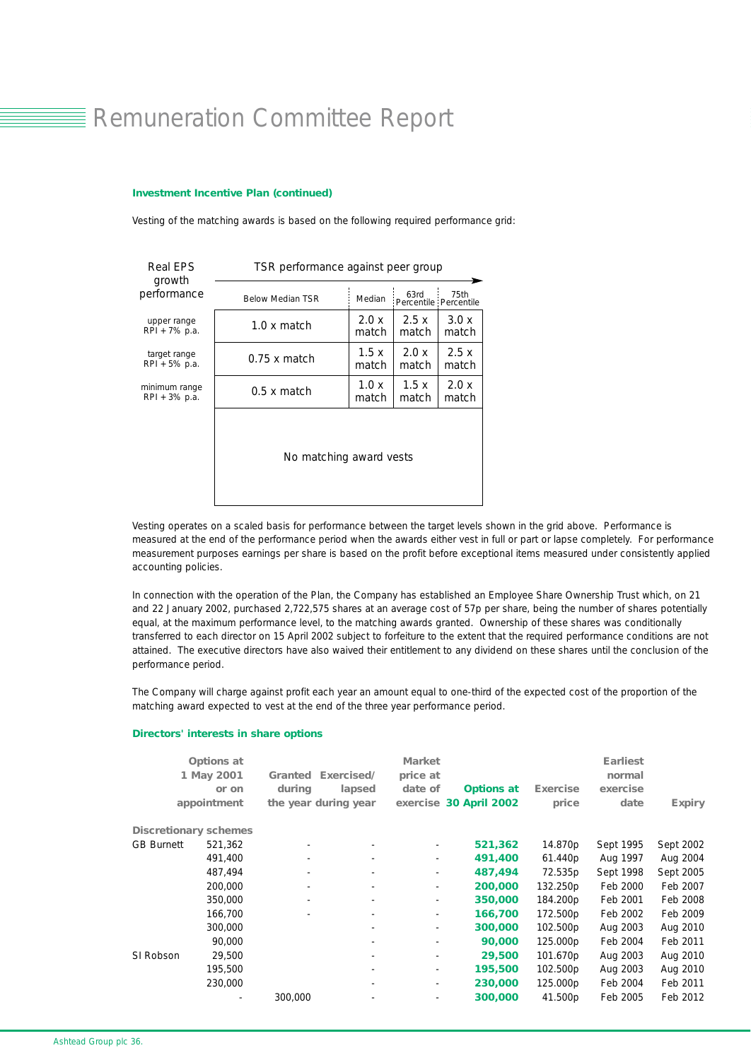# Remuneration Committee Report

**Investment Incentive Plan (continued)**

Vesting of the matching awards is based on the following required performance grid:

| Real EPS growth performance | TSR performance against peer group: Below Median TSR | Median | 63rd Percentile | 75th Percentile |
|---|---|---|---|---|
| upper range RPI + 7% p.a. | 1.0 x match | 2.0 x match | 2.5 x match | 3.0 x match |
| target range RPI + 5% p.a. | 0.75 x match | 1.5 x match | 2.0 x match | 2.5 x match |
| minimum range RPI + 3% p.a. | 0.5 x match | 1.0 x match | 1.5 x match | 2.0 x match |
| | No matching award vests | | | |

Vesting operates on a scaled basis for performance between the target levels shown in the grid above. Performance is measured at the end of the performance period when the awards either vest in full or part or lapse completely. For performance measurement purposes earnings per share is based on the profit before exceptional items measured under consistently applied accounting policies.

In connection with the operation of the Plan, the Company has established an Employee Share Ownership Trust which, on 21 and 22 January 2002, purchased 2,722,575 shares at an average cost of 57p per share, being the number of shares potentially equal, at the maximum performance level, to the matching awards granted. Ownership of these shares was conditionally transferred to each director on 15 April 2002 subject to forfeiture to the extent that the required performance conditions are not attained. The executive directors have also waived their entitlement to any dividend on these shares until the conclusion of the performance period.

The Company will charge against profit each year an amount equal to one-third of the expected cost of the proportion of the matching award expected to vest at the end of the three year performance period.

**Directors' interests in share options**

| | Options at 1 May 2001 or on appointment | Granted during the year | Exercised/ lapsed during year | Market price at date of exercise | Options at 30 April 2002 | Exercise price | Earliest normal exercise date | Expiry |
|---|---|---|---|---|---|---|---|---|
| **Discretionary schemes** | | | | | | | | |
| GB Burnett | 521,362 | - | - | - | **521,362** | 14.870p | Sept 1995 | Sept 2002 |
| | 491,400 | - | - | - | **491,400** | 61.440p | Aug 1997 | Aug 2004 |
| | 487,494 | - | - | - | **487,494** | 72.535p | Sept 1998 | Sept 2005 |
| | 200,000 | - | - | - | **200,000** | 132.250p | Feb 2000 | Feb 2007 |
| | 350,000 | - | - | - | **350,000** | 184.200p | Feb 2001 | Feb 2008 |
| | 166,700 | - | - | - | **166,700** | 172.500p | Feb 2002 | Feb 2009 |
| | 300,000 | | - | - | **300,000** | 102.500p | Aug 2003 | Aug 2010 |
| | 90,000 | | - | - | **90,000** | 125.000p | Feb 2004 | Feb 2011 |
| SI Robson | 29,500 | | - | - | **29,500** | 101.670p | Aug 2003 | Aug 2010 |
| | 195,500 | | - | - | **195,500** | 102.500p | Aug 2003 | Aug 2010 |
| | 230,000 | | - | - | **230,000** | 125.000p | Feb 2004 | Feb 2011 |
| | - | 300,000 | - | - | **300,000** | 41.500p | Feb 2005 | Feb 2012 |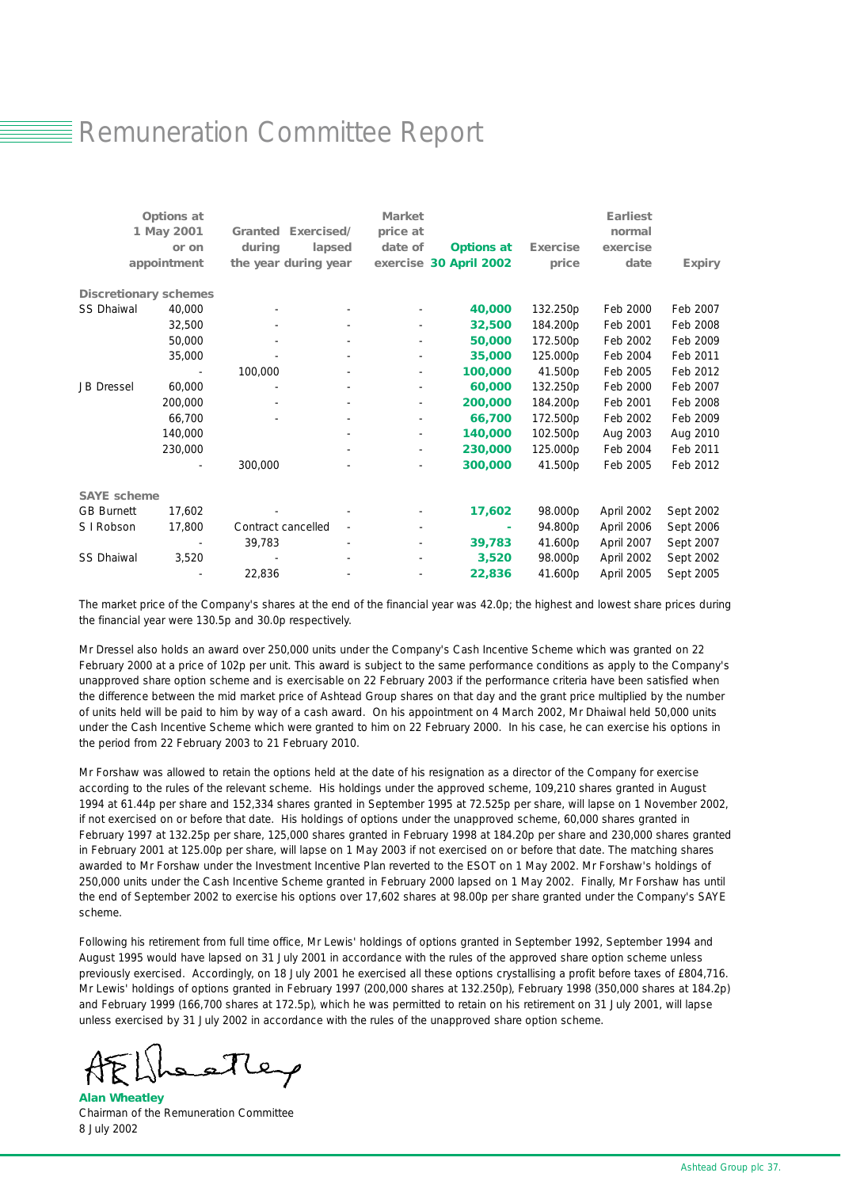# Remuneration Committee Report

| | Options at 1 May 2001 or on appointment | Granted during the year | Exercised/ lapsed during year | Market price at date of exercise | Options at 30 April 2002 | Exercise price | Earliest normal exercise date | Expiry |
|---|---|---|---|---|---|---|---|---|
| **Discretionary schemes** | | | | | | | | |
| SS Dhaiwal | 40,000 | - | - | - | **40,000** | 132.250p | Feb 2000 | Feb 2007 |
| | 32,500 | - | - | - | **32,500** | 184.200p | Feb 2001 | Feb 2008 |
| | 50,000 | - | - | - | **50,000** | 172.500p | Feb 2002 | Feb 2009 |
| | 35,000 | - | - | - | **35,000** | 125.000p | Feb 2004 | Feb 2011 |
| | - | 100,000 | - | - | **100,000** | 41.500p | Feb 2005 | Feb 2012 |
| JB Dressel | 60,000 | - | - | - | **60,000** | 132.250p | Feb 2000 | Feb 2007 |
| | 200,000 | - | - | - | **200,000** | 184.200p | Feb 2001 | Feb 2008 |
| | 66,700 | - | - | - | **66,700** | 172.500p | Feb 2002 | Feb 2009 |
| | 140,000 | | - | - | **140,000** | 102.500p | Aug 2003 | Aug 2010 |
| | 230,000 | | - | - | **230,000** | 125.000p | Feb 2004 | Feb 2011 |
| | - | 300,000 | - | - | **300,000** | 41.500p | Feb 2005 | Feb 2012 |
| **SAYE scheme** | | | | | | | | |
| GB Burnett | 17,602 | - | - | - | **17,602** | 98.000p | April 2002 | Sept 2002 |
| S I Robson | 17,800 | Contract cancelled | - | - | **-** | 94.800p | April 2006 | Sept 2006 |
| | - | 39,783 | - | - | **39,783** | 41.600p | April 2007 | Sept 2007 |
| SS Dhaiwal | 3,520 | - | - | - | **3,520** | 98.000p | April 2002 | Sept 2002 |
| | - | 22,836 | - | - | **22,836** | 41.600p | April 2005 | Sept 2005 |

The market price of the Company's shares at the end of the financial year was 42.0p; the highest and lowest share prices during the financial year were 130.5p and 30.0p respectively.

Mr Dressel also holds an award over 250,000 units under the Company's Cash Incentive Scheme which was granted on 22 February 2000 at a price of 102p per unit. This award is subject to the same performance conditions as apply to the Company's unapproved share option scheme and is exercisable on 22 February 2003 if the performance criteria have been satisfied when the difference between the mid market price of Ashtead Group shares on that day and the grant price multiplied by the number of units held will be paid to him by way of a cash award. On his appointment on 4 March 2002, Mr Dhaiwal held 50,000 units under the Cash Incentive Scheme which were granted to him on 22 February 2000. In his case, he can exercise his options in the period from 22 February 2003 to 21 February 2010.

Mr Forshaw was allowed to retain the options held at the date of his resignation as a director of the Company for exercise according to the rules of the relevant scheme. His holdings under the approved scheme, 109,210 shares granted in August 1994 at 61.44p per share and 152,334 shares granted in September 1995 at 72.525p per share, will lapse on 1 November 2002, if not exercised on or before that date. His holdings of options under the unapproved scheme, 60,000 shares granted in February 1997 at 132.25p per share, 125,000 shares granted in February 1998 at 184.20p per share and 230,000 shares granted in February 2001 at 125.00p per share, will lapse on 1 May 2003 if not exercised on or before that date. The matching shares awarded to Mr Forshaw under the Investment Incentive Plan reverted to the ESOT on 1 May 2002. Mr Forshaw's holdings of 250,000 units under the Cash Incentive Scheme granted in February 2000 lapsed on 1 May 2002. Finally, Mr Forshaw has until the end of September 2002 to exercise his options over 17,602 shares at 98.00p per share granted under the Company's SAYE scheme.

Following his retirement from full time office, Mr Lewis' holdings of options granted in September 1992, September 1994 and August 1995 would have lapsed on 31 July 2001 in accordance with the rules of the approved share option scheme unless previously exercised. Accordingly, on 18 July 2001 he exercised all these options crystallising a profit before taxes of £804,716. Mr Lewis' holdings of options granted in February 1997 (200,000 shares at 132.250p), February 1998 (350,000 shares at 184.2p) and February 1999 (166,700 shares at 172.5p), which he was permitted to retain on his retirement on 31 July 2001, will lapse unless exercised by 31 July 2002 in accordance with the rules of the unapproved share option scheme.

**Alan Wheatley**
Chairman of the Remuneration Committee
8 July 2002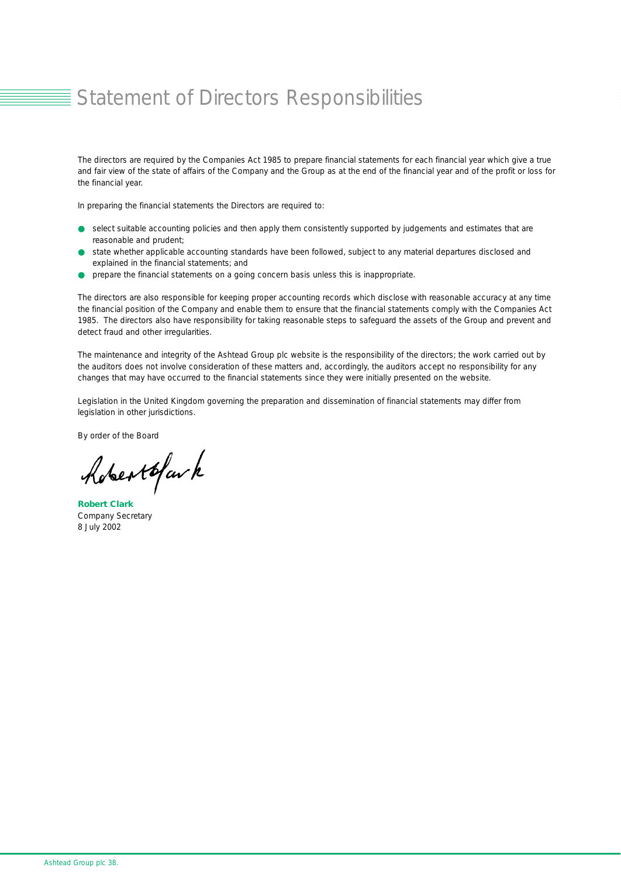# Statement of Directors Responsibilities

The directors are required by the Companies Act 1985 to prepare financial statements for each financial year which give a true and fair view of the state of affairs of the Company and the Group as at the end of the financial year and of the profit or loss for the financial year.

In preparing the financial statements the Directors are required to:

- select suitable accounting policies and then apply them consistently supported by judgements and estimates that are reasonable and prudent;
- state whether applicable accounting standards have been followed, subject to any material departures disclosed and explained in the financial statements; and
- prepare the financial statements on a going concern basis unless this is inappropriate.

The directors are also responsible for keeping proper accounting records which disclose with reasonable accuracy at any time the financial position of the Company and enable them to ensure that the financial statements comply with the Companies Act 1985. The directors also have responsibility for taking reasonable steps to safeguard the assets of the Group and prevent and detect fraud and other irregularities.

The maintenance and integrity of the Ashtead Group plc website is the responsibility of the directors; the work carried out by the auditors does not involve consideration of these matters and, accordingly, the auditors accept no responsibility for any changes that may have occurred to the financial statements since they were initially presented on the website.

Legislation in the United Kingdom governing the preparation and dissemination of financial statements may differ from legislation in other jurisdictions.

By order of the Board

**Robert Clark**
Company Secretary
8 July 2002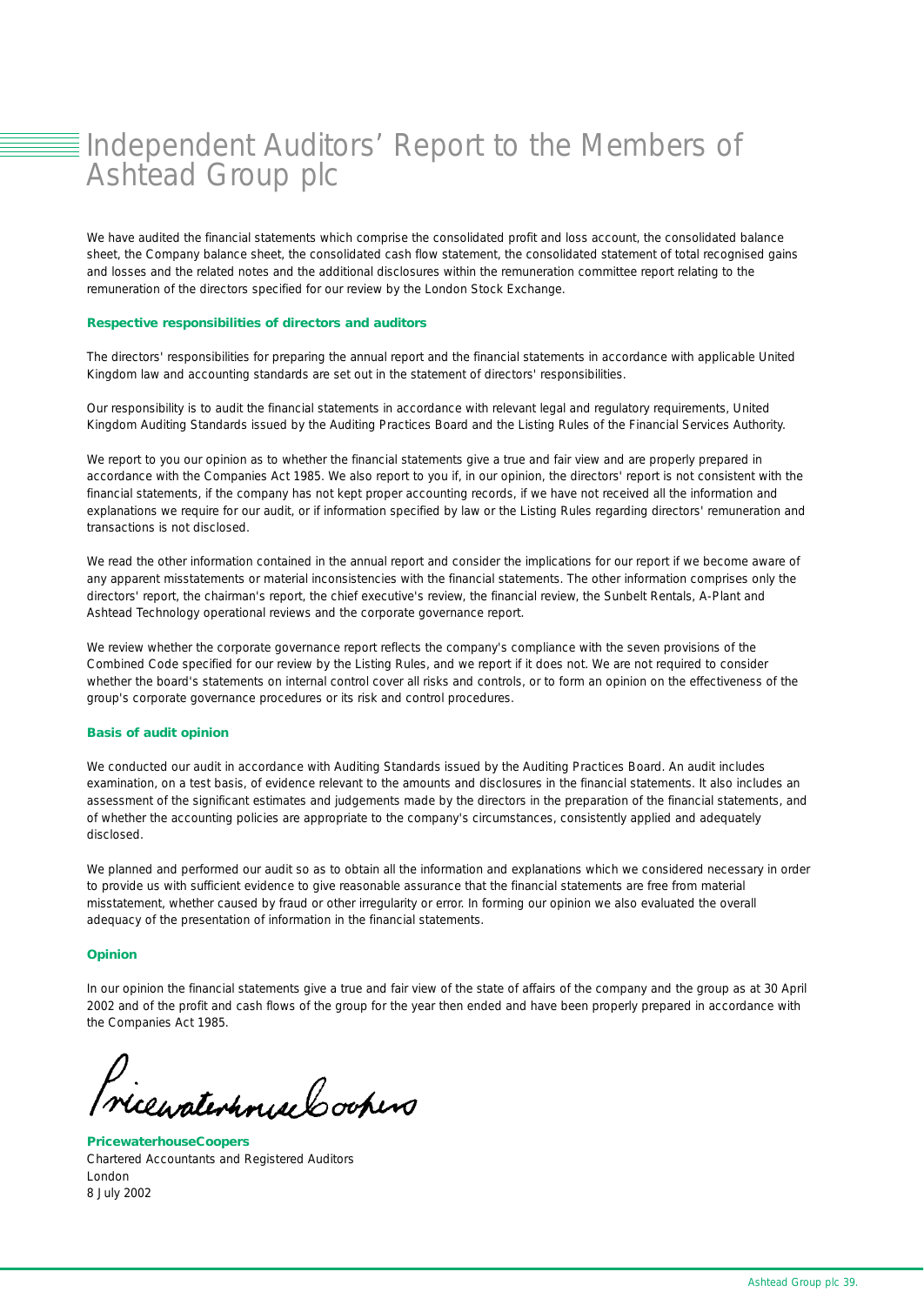# Independent Auditors' Report to the Members of Ashtead Group plc

We have audited the financial statements which comprise the consolidated profit and loss account, the consolidated balance sheet, the Company balance sheet, the consolidated cash flow statement, the consolidated statement of total recognised gains and losses and the related notes and the additional disclosures within the remuneration committee report relating to the remuneration of the directors specified for our review by the London Stock Exchange.

### Respective responsibilities of directors and auditors

The directors' responsibilities for preparing the annual report and the financial statements in accordance with applicable United Kingdom law and accounting standards are set out in the statement of directors' responsibilities.

Our responsibility is to audit the financial statements in accordance with relevant legal and regulatory requirements, United Kingdom Auditing Standards issued by the Auditing Practices Board and the Listing Rules of the Financial Services Authority.

We report to you our opinion as to whether the financial statements give a true and fair view and are properly prepared in accordance with the Companies Act 1985. We also report to you if, in our opinion, the directors' report is not consistent with the financial statements, if the company has not kept proper accounting records, if we have not received all the information and explanations we require for our audit, or if information specified by law or the Listing Rules regarding directors' remuneration and transactions is not disclosed.

We read the other information contained in the annual report and consider the implications for our report if we become aware of any apparent misstatements or material inconsistencies with the financial statements. The other information comprises only the directors' report, the chairman's report, the chief executive's review, the financial review, the Sunbelt Rentals, A-Plant and Ashtead Technology operational reviews and the corporate governance report.

We review whether the corporate governance report reflects the company's compliance with the seven provisions of the Combined Code specified for our review by the Listing Rules, and we report if it does not. We are not required to consider whether the board's statements on internal control cover all risks and controls, or to form an opinion on the effectiveness of the group's corporate governance procedures or its risk and control procedures.

### Basis of audit opinion

We conducted our audit in accordance with Auditing Standards issued by the Auditing Practices Board. An audit includes examination, on a test basis, of evidence relevant to the amounts and disclosures in the financial statements. It also includes an assessment of the significant estimates and judgements made by the directors in the preparation of the financial statements, and of whether the accounting policies are appropriate to the company's circumstances, consistently applied and adequately disclosed.

We planned and performed our audit so as to obtain all the information and explanations which we considered necessary in order to provide us with sufficient evidence to give reasonable assurance that the financial statements are free from material misstatement, whether caused by fraud or other irregularity or error. In forming our opinion we also evaluated the overall adequacy of the presentation of information in the financial statements.

### Opinion

In our opinion the financial statements give a true and fair view of the state of affairs of the company and the group as at 30 April 2002 and of the profit and cash flows of the group for the year then ended and have been properly prepared in accordance with the Companies Act 1985.

PricewaterhouseCoopers

**PricewaterhouseCoopers**
Chartered Accountants and Registered Auditors
London
8 July 2002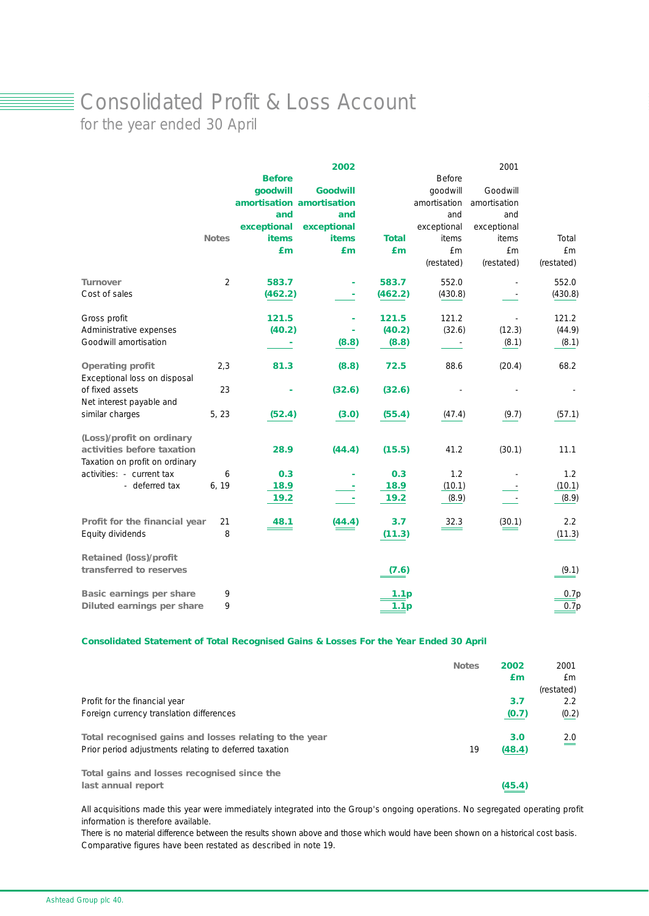# Consolidated Profit & Loss Account

for the year ended 30 April

| | Notes | 2002 Before goodwill amortisation and exceptional items £m | 2002 Goodwill amortisation and exceptional items £m | 2002 Total £m | 2001 Before goodwill amortisation and exceptional items £m (restated) | 2001 Goodwill amortisation and exceptional items £m (restated) | 2001 Total £m (restated) |
|---|---|---|---|---|---|---|---|
| **Turnover** | 2 | **583.7** | **-** | **583.7** | 552.0 | - | 552.0 |
| Cost of sales | | **(462.2)** | **-** | **(462.2)** | (430.8) | - | (430.8) |
| Gross profit | | **121.5** | **-** | **121.5** | 121.2 | - | 121.2 |
| Administrative expenses | | **(40.2)** | **-** | **(40.2)** | (32.6) | (12.3) | (44.9) |
| Goodwill amortisation | | **-** | **(8.8)** | **(8.8)** | - | (8.1) | (8.1) |
| **Operating profit** | 2,3 | **81.3** | **(8.8)** | **72.5** | 88.6 | (20.4) | 68.2 |
| Exceptional loss on disposal of fixed assets | 23 | **-** | **(32.6)** | **(32.6)** | - | - | - |
| Net interest payable and similar charges | 5, 23 | **(52.4)** | **(3.0)** | **(55.4)** | (47.4) | (9.7) | (57.1) |
| **(Loss)/profit on ordinary activities before taxation** | | **28.9** | **(44.4)** | **(15.5)** | 41.2 | (30.1) | 11.1 |
| Taxation on profit on ordinary activities: - current tax | 6 | **0.3** | **-** | **0.3** | 1.2 | - | 1.2 |
| - deferred tax | 6, 19 | **18.9** | **-** | **18.9** | (10.1) | - | (10.1) |
| | | **19.2** | **-** | **19.2** | (8.9) | - | (8.9) |
| **Profit for the financial year** | 21 | **48.1** | **(44.4)** | **3.7** | 32.3 | (30.1) | 2.2 |
| Equity dividends | 8 | | | **(11.3)** | | | (11.3) |
| **Retained (loss)/profit transferred to reserves** | | | | **(7.6)** | | | (9.1) |
| **Basic earnings per share** | 9 | | | **1.1p** | | | 0.7p |
| **Diluted earnings per share** | 9 | | | **1.1p** | | | 0.7p |

**Consolidated Statement of Total Recognised Gains & Losses For the Year Ended 30 April**

| | Notes | 2002 £m | 2001 £m (restated) |
|---|---|---|---|
| Profit for the financial year | | **3.7** | 2.2 |
| Foreign currency translation differences | | **(0.7)** | (0.2) |
| **Total recognised gains and losses relating to the year** | | **3.0** | 2.0 |
| Prior period adjustments relating to deferred taxation | 19 | **(48.4)** | |
| **Total gains and losses recognised since the last annual report** | | **(45.4)** | |

All acquisitions made this year were immediately integrated into the Group's ongoing operations. No segregated operating profit information is therefore available.

There is no material difference between the results shown above and those which would have been shown on a historical cost basis.

Comparative figures have been restated as described in note 19.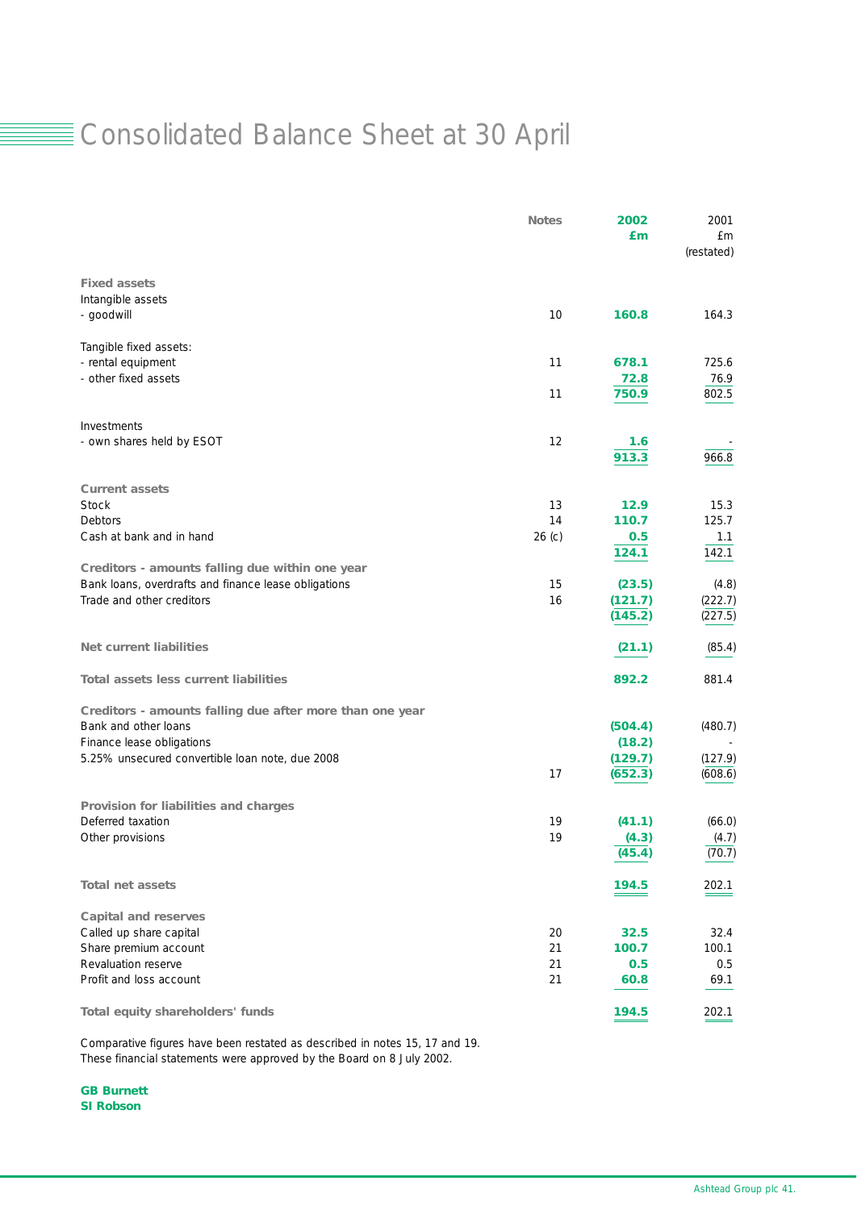# Consolidated Balance Sheet at 30 April

| | Notes | 2002 £m | 2001 £m (restated) |
|---|---|---|---|
| **Fixed assets** | | | |
| Intangible assets | | | |
| - goodwill | 10 | **160.8** | 164.3 |
| Tangible fixed assets: | | | |
| - rental equipment | 11 | **678.1** | 725.6 |
| - other fixed assets | | **72.8** | 76.9 |
| | 11 | **750.9** | 802.5 |
| Investments | | | |
| - own shares held by ESOT | 12 | **1.6** | - |
| | | **913.3** | 966.8 |
| **Current assets** | | | |
| Stock | 13 | **12.9** | 15.3 |
| Debtors | 14 | **110.7** | 125.7 |
| Cash at bank and in hand | 26 (c) | **0.5** | 1.1 |
| | | **124.1** | 142.1 |
| **Creditors - amounts falling due within one year** | | | |
| Bank loans, overdrafts and finance lease obligations | 15 | **(23.5)** | (4.8) |
| Trade and other creditors | 16 | **(121.7)** | (222.7) |
| | | **(145.2)** | (227.5) |
| **Net current liabilities** | | **(21.1)** | (85.4) |
| **Total assets less current liabilities** | | **892.2** | 881.4 |
| **Creditors - amounts falling due after more than one year** | | | |
| Bank and other loans | | **(504.4)** | (480.7) |
| Finance lease obligations | | **(18.2)** | - |
| 5.25% unsecured convertible loan note, due 2008 | | **(129.7)** | (127.9) |
| | 17 | **(652.3)** | (608.6) |
| **Provision for liabilities and charges** | | | |
| Deferred taxation | 19 | **(41.1)** | (66.0) |
| Other provisions | 19 | **(4.3)** | (4.7) |
| | | **(45.4)** | (70.7) |
| **Total net assets** | | **194.5** | 202.1 |
| **Capital and reserves** | | | |
| Called up share capital | 20 | **32.5** | 32.4 |
| Share premium account | 21 | **100.7** | 100.1 |
| Revaluation reserve | 21 | **0.5** | 0.5 |
| Profit and loss account | 21 | **60.8** | 69.1 |
| **Total equity shareholders' funds** | | **194.5** | 202.1 |

Comparative figures have been restated as described in notes 15, 17 and 19.
These financial statements were approved by the Board on 8 July 2002.

**GB Burnett**
**SI Robson**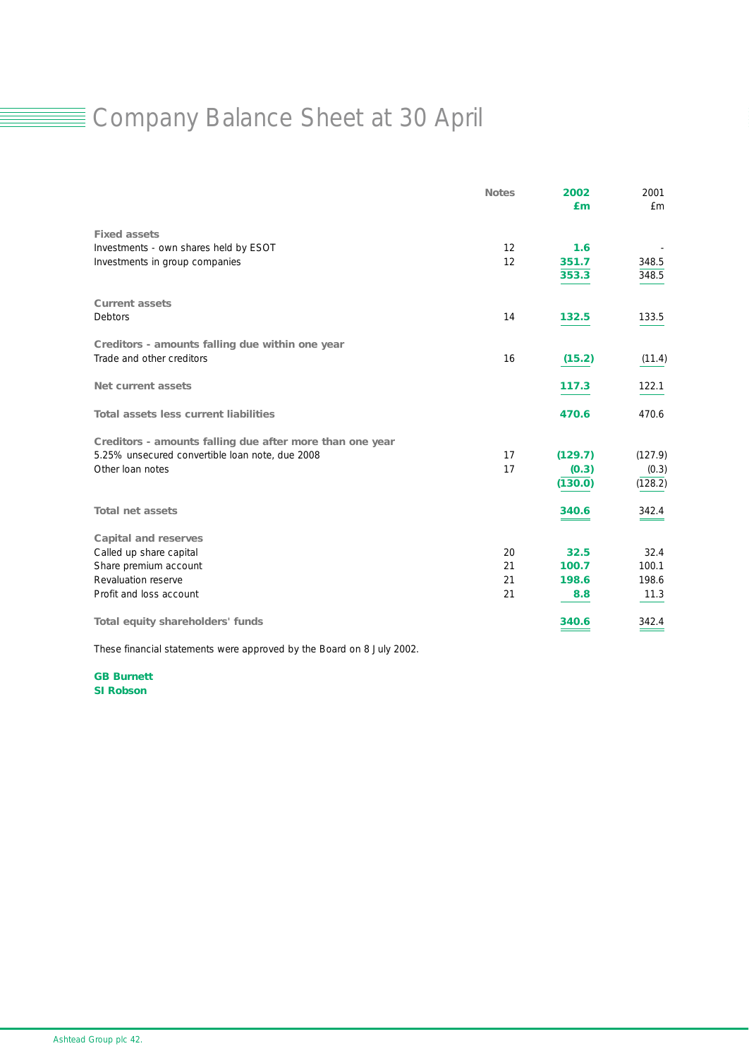# Company Balance Sheet at 30 April

| | Notes | 2002 £m | 2001 £m |
|---|---|---|---|
| **Fixed assets** | | | |
| Investments - own shares held by ESOT | 12 | **1.6** | - |
| Investments in group companies | 12 | **351.7** | 348.5 |
| | | **353.3** | 348.5 |
| **Current assets** | | | |
| Debtors | 14 | **132.5** | 133.5 |
| **Creditors - amounts falling due within one year** | | | |
| Trade and other creditors | 16 | **(15.2)** | (11.4) |
| **Net current assets** | | **117.3** | 122.1 |
| **Total assets less current liabilities** | | **470.6** | 470.6 |
| **Creditors - amounts falling due after more than one year** | | | |
| 5.25% unsecured convertible loan note, due 2008 | 17 | **(129.7)** | (127.9) |
| Other loan notes | 17 | **(0.3)** | (0.3) |
| | | **(130.0)** | (128.2) |
| **Total net assets** | | **340.6** | 342.4 |
| **Capital and reserves** | | | |
| Called up share capital | 20 | **32.5** | 32.4 |
| Share premium account | 21 | **100.7** | 100.1 |
| Revaluation reserve | 21 | **198.6** | 198.6 |
| Profit and loss account | 21 | **8.8** | 11.3 |
| **Total equity shareholders' funds** | | **340.6** | 342.4 |

These financial statements were approved by the Board on 8 July 2002.

**GB Burnett**
**SI Robson**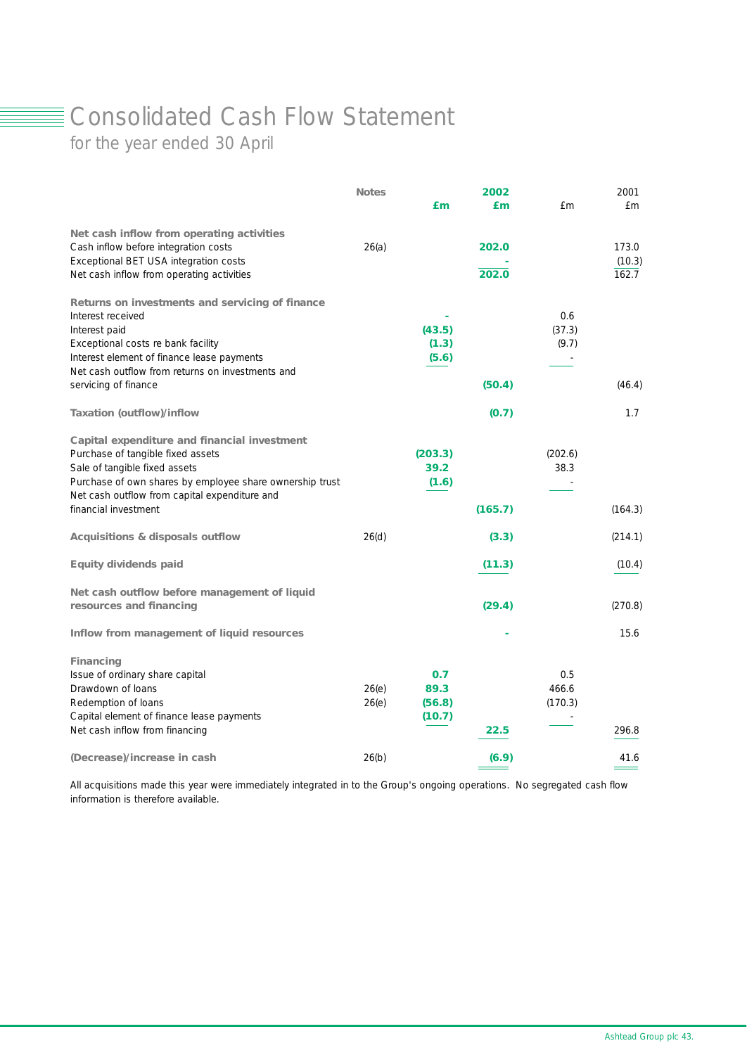# Consolidated Cash Flow Statement

## for the year ended 30 April

| | Notes | 2002 £m | 2002 £m | 2001 £m | 2001 £m |
|---|---|---|---|---|---|
| **Net cash inflow from operating activities** | | | | | |
| Cash inflow before integration costs | 26(a) | | **202.0** | | 173.0 |
| Exceptional BET USA integration costs | | | **-** | | (10.3) |
| Net cash inflow from operating activities | | | **202.0** | | 162.7 |
| **Returns on investments and servicing of finance** | | | | | |
| Interest received | | **-** | | 0.6 | |
| Interest paid | | **(43.5)** | | (37.3) | |
| Exceptional costs re bank facility | | **(1.3)** | | (9.7) | |
| Interest element of finance lease payments | | **(5.6)** | | - | |
| Net cash outflow from returns on investments and servicing of finance | | | **(50.4)** | | (46.4) |
| **Taxation (outflow)/inflow** | | | **(0.7)** | | 1.7 |
| **Capital expenditure and financial investment** | | | | | |
| Purchase of tangible fixed assets | | **(203.3)** | | (202.6) | |
| Sale of tangible fixed assets | | **39.2** | | 38.3 | |
| Purchase of own shares by employee share ownership trust | | **(1.6)** | | - | |
| Net cash outflow from capital expenditure and financial investment | | | **(165.7)** | | (164.3) |
| **Acquisitions & disposals outflow** | 26(d) | | **(3.3)** | | (214.1) |
| **Equity dividends paid** | | | **(11.3)** | | (10.4) |
| **Net cash outflow before management of liquid resources and financing** | | | **(29.4)** | | (270.8) |
| **Inflow from management of liquid resources** | | | **-** | | 15.6 |
| **Financing** | | | | | |
| Issue of ordinary share capital | | **0.7** | | 0.5 | |
| Drawdown of loans | 26(e) | **89.3** | | 466.6 | |
| Redemption of loans | 26(e) | **(56.8)** | | (170.3) | |
| Capital element of finance lease payments | | **(10.7)** | | - | |
| Net cash inflow from financing | | | **22.5** | | 296.8 |
| **(Decrease)/increase in cash** | 26(b) | | **(6.9)** | | 41.6 |

All acquisitions made this year were immediately integrated in to the Group's ongoing operations. No segregated cash flow information is therefore available.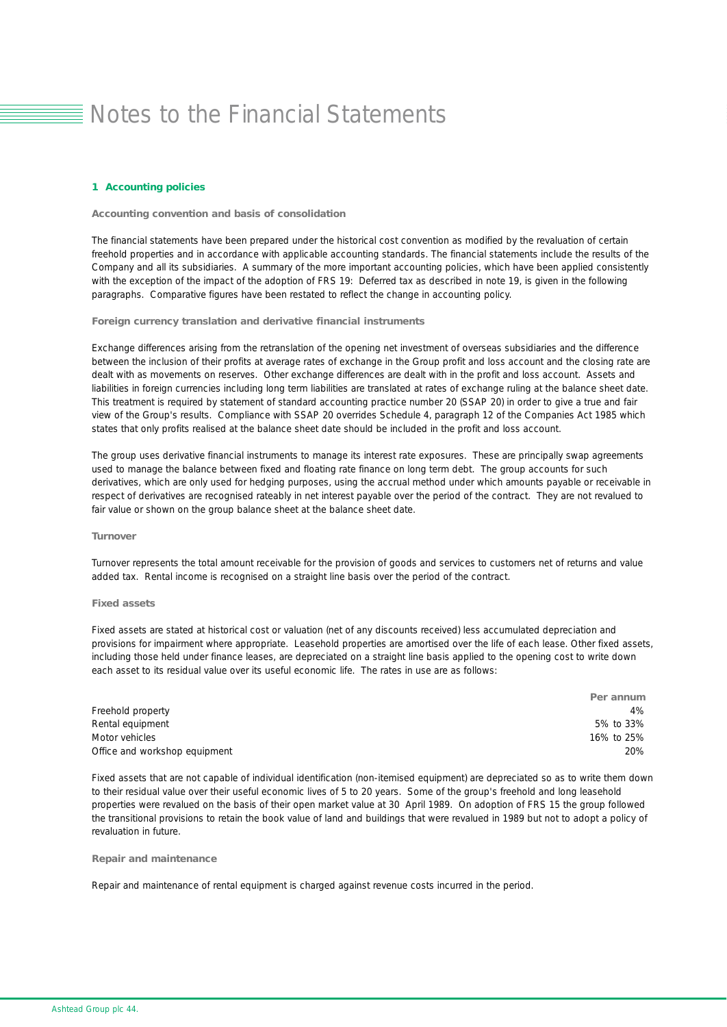# Notes to the Financial Statements

## 1 Accounting policies

### Accounting convention and basis of consolidation

The financial statements have been prepared under the historical cost convention as modified by the revaluation of certain freehold properties and in accordance with applicable accounting standards. The financial statements include the results of the Company and all its subsidiaries. A summary of the more important accounting policies, which have been applied consistently with the exception of the impact of the adoption of FRS 19: Deferred tax as described in note 19, is given in the following paragraphs. Comparative figures have been restated to reflect the change in accounting policy.

### Foreign currency translation and derivative financial instruments

Exchange differences arising from the retranslation of the opening net investment of overseas subsidiaries and the difference between the inclusion of their profits at average rates of exchange in the Group profit and loss account and the closing rate are dealt with as movements on reserves. Other exchange differences are dealt with in the profit and loss account. Assets and liabilities in foreign currencies including long term liabilities are translated at rates of exchange ruling at the balance sheet date. This treatment is required by statement of standard accounting practice number 20 (SSAP 20) in order to give a true and fair view of the Group's results. Compliance with SSAP 20 overrides Schedule 4, paragraph 12 of the Companies Act 1985 which states that only profits realised at the balance sheet date should be included in the profit and loss account.

The group uses derivative financial instruments to manage its interest rate exposures. These are principally swap agreements used to manage the balance between fixed and floating rate finance on long term debt. The group accounts for such derivatives, which are only used for hedging purposes, using the accrual method under which amounts payable or receivable in respect of derivatives are recognised rateably in net interest payable over the period of the contract. They are not revalued to fair value or shown on the group balance sheet at the balance sheet date.

### Turnover

Turnover represents the total amount receivable for the provision of goods and services to customers net of returns and value added tax. Rental income is recognised on a straight line basis over the period of the contract.

### Fixed assets

Fixed assets are stated at historical cost or valuation (net of any discounts received) less accumulated depreciation and provisions for impairment where appropriate. Leasehold properties are amortised over the life of each lease. Other fixed assets, including those held under finance leases, are depreciated on a straight line basis applied to the opening cost to write down each asset to its residual value over its useful economic life. The rates in use are as follows:

| | Per annum |
|---|---|
| Freehold property | 4% |
| Rental equipment | 5% to 33% |
| Motor vehicles | 16% to 25% |
| Office and workshop equipment | 20% |

Fixed assets that are not capable of individual identification (non-itemised equipment) are depreciated so as to write them down to their residual value over their useful economic lives of 5 to 20 years. Some of the group's freehold and long leasehold properties were revalued on the basis of their open market value at 30 April 1989. On adoption of FRS 15 the group followed the transitional provisions to retain the book value of land and buildings that were revalued in 1989 but not to adopt a policy of revaluation in future.

### Repair and maintenance

Repair and maintenance of rental equipment is charged against revenue costs incurred in the period.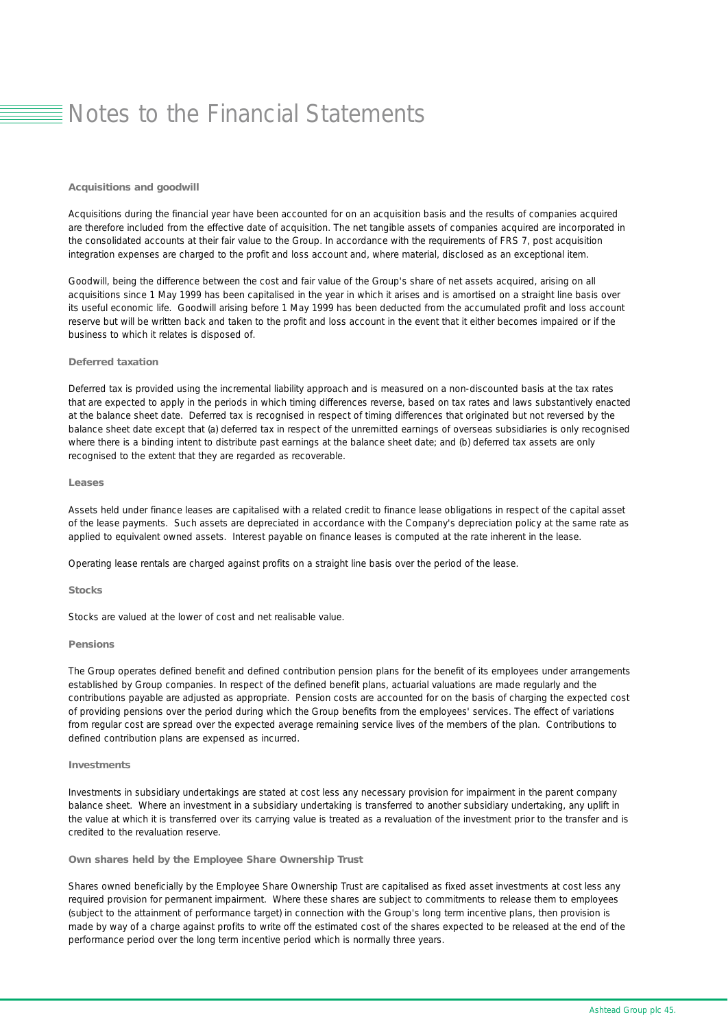# Notes to the Financial Statements

### Acquisitions and goodwill

Acquisitions during the financial year have been accounted for on an acquisition basis and the results of companies acquired are therefore included from the effective date of acquisition. The net tangible assets of companies acquired are incorporated in the consolidated accounts at their fair value to the Group. In accordance with the requirements of FRS 7, post acquisition integration expenses are charged to the profit and loss account and, where material, disclosed as an exceptional item.

Goodwill, being the difference between the cost and fair value of the Group's share of net assets acquired, arising on all acquisitions since 1 May 1999 has been capitalised in the year in which it arises and is amortised on a straight line basis over its useful economic life. Goodwill arising before 1 May 1999 has been deducted from the accumulated profit and loss account reserve but will be written back and taken to the profit and loss account in the event that it either becomes impaired or if the business to which it relates is disposed of.

### Deferred taxation

Deferred tax is provided using the incremental liability approach and is measured on a non-discounted basis at the tax rates that are expected to apply in the periods in which timing differences reverse, based on tax rates and laws substantively enacted at the balance sheet date. Deferred tax is recognised in respect of timing differences that originated but not reversed by the balance sheet date except that (a) deferred tax in respect of the unremitted earnings of overseas subsidiaries is only recognised where there is a binding intent to distribute past earnings at the balance sheet date; and (b) deferred tax assets are only recognised to the extent that they are regarded as recoverable.

### Leases

Assets held under finance leases are capitalised with a related credit to finance lease obligations in respect of the capital asset of the lease payments. Such assets are depreciated in accordance with the Company's depreciation policy at the same rate as applied to equivalent owned assets. Interest payable on finance leases is computed at the rate inherent in the lease.

Operating lease rentals are charged against profits on a straight line basis over the period of the lease.

### Stocks

Stocks are valued at the lower of cost and net realisable value.

### Pensions

The Group operates defined benefit and defined contribution pension plans for the benefit of its employees under arrangements established by Group companies. In respect of the defined benefit plans, actuarial valuations are made regularly and the contributions payable are adjusted as appropriate. Pension costs are accounted for on the basis of charging the expected cost of providing pensions over the period during which the Group benefits from the employees' services. The effect of variations from regular cost are spread over the expected average remaining service lives of the members of the plan. Contributions to defined contribution plans are expensed as incurred.

### Investments

Investments in subsidiary undertakings are stated at cost less any necessary provision for impairment in the parent company balance sheet. Where an investment in a subsidiary undertaking is transferred to another subsidiary undertaking, any uplift in the value at which it is transferred over its carrying value is treated as a revaluation of the investment prior to the transfer and is credited to the revaluation reserve.

### Own shares held by the Employee Share Ownership Trust

Shares owned beneficially by the Employee Share Ownership Trust are capitalised as fixed asset investments at cost less any required provision for permanent impairment. Where these shares are subject to commitments to release them to employees (subject to the attainment of performance target) in connection with the Group's long term incentive plans, then provision is made by way of a charge against profits to write off the estimated cost of the shares expected to be released at the end of the performance period over the long term incentive period which is normally three years.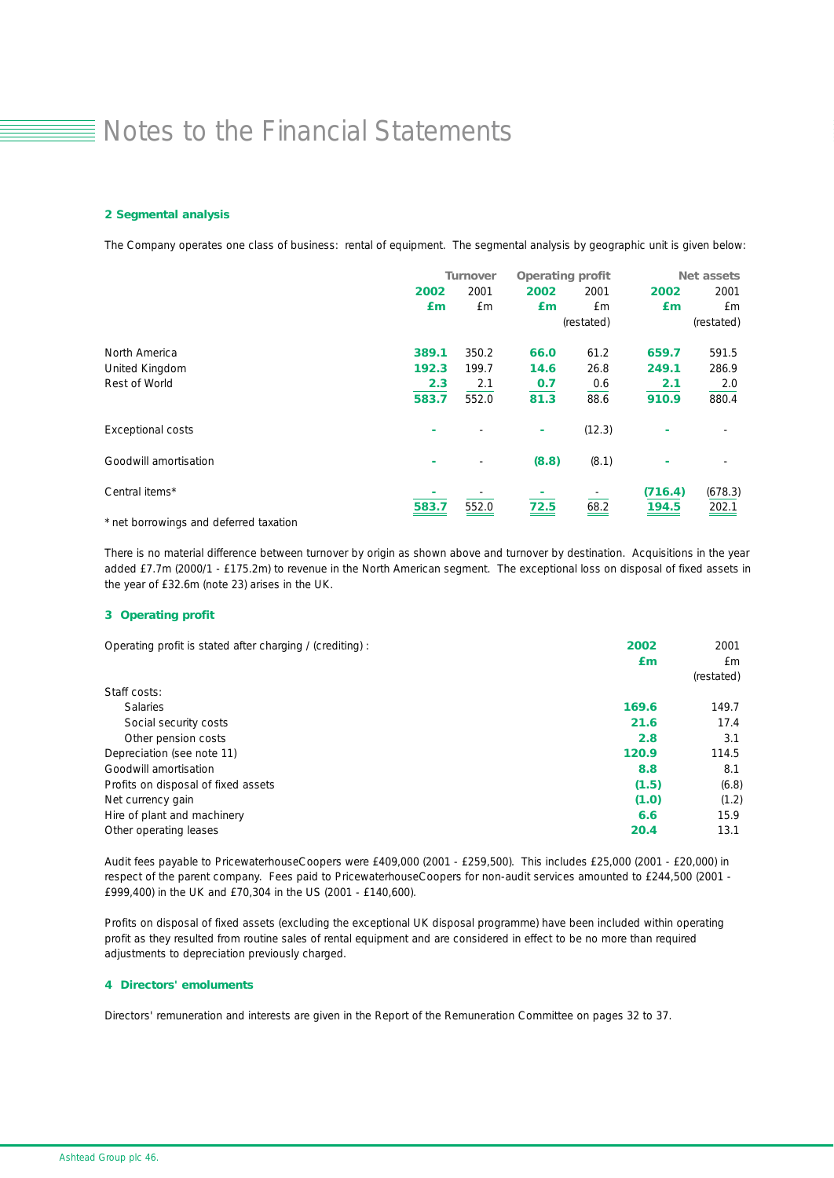# Notes to the Financial Statements

## 2 Segmental analysis

The Company operates one class of business: rental of equipment. The segmental analysis by geographic unit is given below:

| | Turnover | | Operating profit | | Net assets | |
|---|---|---|---|---|---|---|
| | **2002** | 2001 | **2002** | 2001 | **2002** | 2001 |
| | **£m** | £m | **£m** | £m | **£m** | £m |
| | | | | (restated) | | (restated) |
| North America | **389.1** | 350.2 | **66.0** | 61.2 | **659.7** | 591.5 |
| United Kingdom | **192.3** | 199.7 | **14.6** | 26.8 | **249.1** | 286.9 |
| Rest of World | **2.3** | 2.1 | **0.7** | 0.6 | **2.1** | 2.0 |
| | **583.7** | 552.0 | **81.3** | 88.6 | **910.9** | 880.4 |
| Exceptional costs | **-** | - | **-** | (12.3) | **-** | - |
| Goodwill amortisation | **-** | - | **(8.8)** | (8.1) | **-** | - |
| Central items* | **-** | - | **-** | - | **(716.4)** | (678.3) |
| | **583.7** | 552.0 | **72.5** | 68.2 | **194.5** | 202.1 |

* net borrowings and deferred taxation

There is no material difference between turnover by origin as shown above and turnover by destination. Acquisitions in the year added £7.7m (2000/1 - £175.2m) to revenue in the North American segment. The exceptional loss on disposal of fixed assets in the year of £32.6m (note 23) arises in the UK.

## 3 Operating profit

| Operating profit is stated after charging / (crediting) : | **2002** | 2001 |
|---|---|---|
| | **£m** | £m |
| | | (restated) |
| Staff costs: | | |
| Salaries | **169.6** | 149.7 |
| Social security costs | **21.6** | 17.4 |
| Other pension costs | **2.8** | 3.1 |
| Depreciation (see note 11) | **120.9** | 114.5 |
| Goodwill amortisation | **8.8** | 8.1 |
| Profits on disposal of fixed assets | **(1.5)** | (6.8) |
| Net currency gain | **(1.0)** | (1.2) |
| Hire of plant and machinery | **6.6** | 15.9 |
| Other operating leases | **20.4** | 13.1 |

Audit fees payable to PricewaterhouseCoopers were £409,000 (2001 - £259,500). This includes £25,000 (2001 - £20,000) in respect of the parent company. Fees paid to PricewaterhouseCoopers for non-audit services amounted to £244,500 (2001 - £999,400) in the UK and £70,304 in the US (2001 - £140,600).

Profits on disposal of fixed assets (excluding the exceptional UK disposal programme) have been included within operating profit as they resulted from routine sales of rental equipment and are considered in effect to be no more than required adjustments to depreciation previously charged.

## 4 Directors' emoluments

Directors' remuneration and interests are given in the Report of the Remuneration Committee on pages 32 to 37.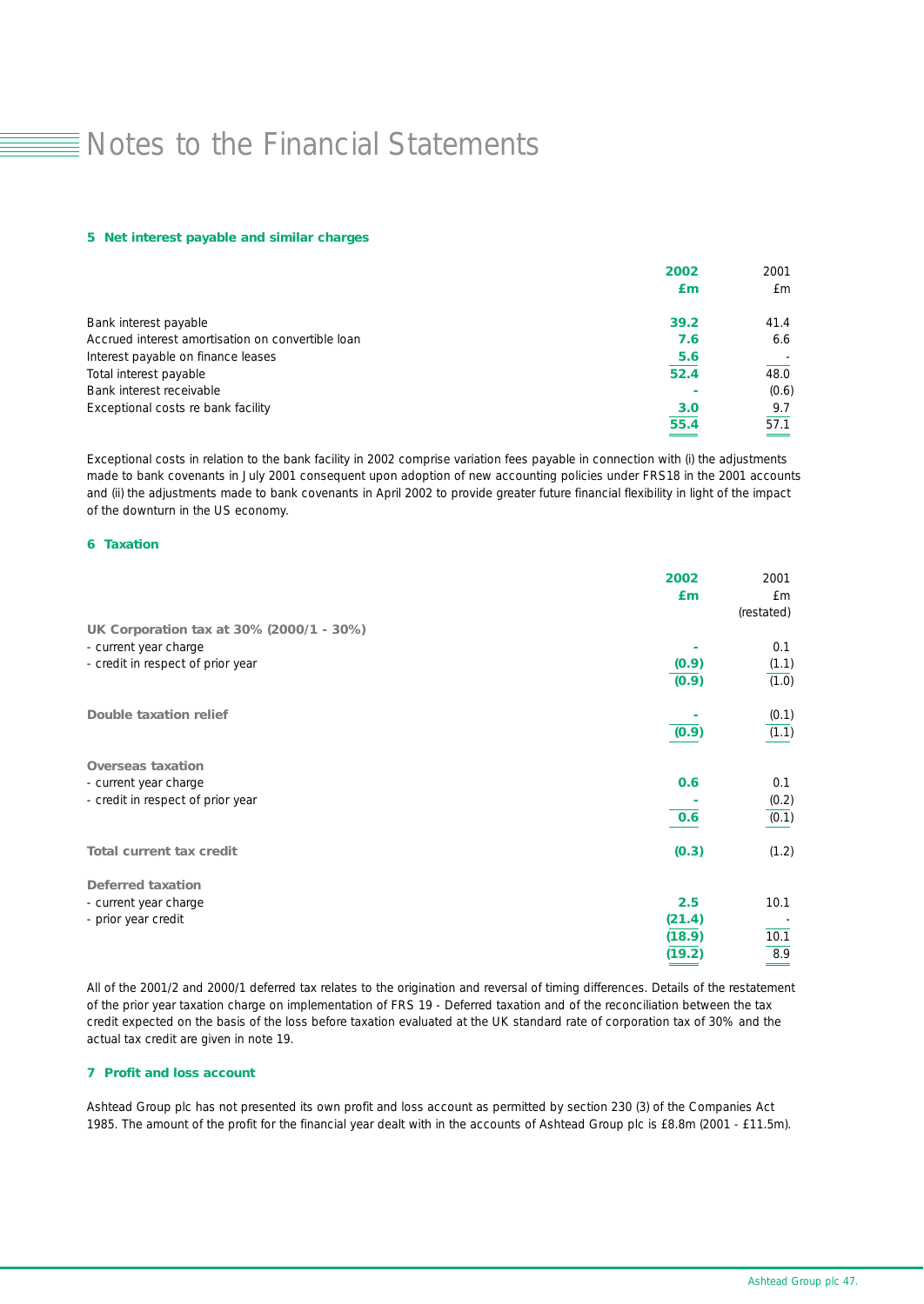# Notes to the Financial Statements

### 5 Net interest payable and similar charges

| | 2002 £m | 2001 £m |
|---|---|---|
| Bank interest payable | 39.2 | 41.4 |
| Accrued interest amortisation on convertible loan | 7.6 | 6.6 |
| Interest payable on finance leases | 5.6 | - |
| Total interest payable | 52.4 | 48.0 |
| Bank interest receivable | - | (0.6) |
| Exceptional costs re bank facility | 3.0 | 9.7 |
| | 55.4 | 57.1 |

Exceptional costs in relation to the bank facility in 2002 comprise variation fees payable in connection with (i) the adjustments made to bank covenants in July 2001 consequent upon adoption of new accounting policies under FRS18 in the 2001 accounts and (ii) the adjustments made to bank covenants in April 2002 to provide greater future financial flexibility in light of the impact of the downturn in the US economy.

### 6 Taxation

| | 2002 £m | 2001 £m (restated) |
|---|---|---|
| **UK Corporation tax at 30% (2000/1 - 30%)** | | |
| - current year charge | - | 0.1 |
| - credit in respect of prior year | (0.9) | (1.1) |
| | (0.9) | (1.0) |
| **Double taxation relief** | - | (0.1) |
| | (0.9) | (1.1) |
| **Overseas taxation** | | |
| - current year charge | 0.6 | 0.1 |
| - credit in respect of prior year | - | (0.2) |
| | 0.6 | (0.1) |
| **Total current tax credit** | (0.3) | (1.2) |
| **Deferred taxation** | | |
| - current year charge | 2.5 | 10.1 |
| - prior year credit | (21.4) | - |
| | (18.9) | 10.1 |
| | (19.2) | 8.9 |

All of the 2001/2 and 2000/1 deferred tax relates to the origination and reversal of timing differences. Details of the restatement of the prior year taxation charge on implementation of FRS 19 - Deferred taxation and of the reconciliation between the tax credit expected on the basis of the loss before taxation evaluated at the UK standard rate of corporation tax of 30% and the actual tax credit are given in note 19.

### 7 Profit and loss account

Ashtead Group plc has not presented its own profit and loss account as permitted by section 230 (3) of the Companies Act 1985. The amount of the profit for the financial year dealt with in the accounts of Ashtead Group plc is £8.8m (2001 - £11.5m).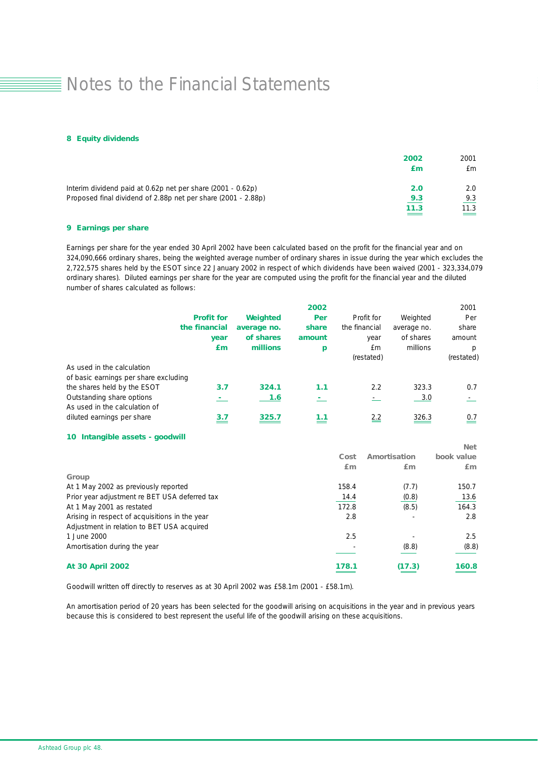# Notes to the Financial Statements

## 8 Equity dividends

| | 2002 £m | 2001 £m |
|---|---|---|
| Interim dividend paid at 0.62p net per share (2001 - 0.62p) | **2.0** | 2.0 |
| Proposed final dividend of 2.88p net per share (2001 - 2.88p) | **9.3** | 9.3 |
| | **11.3** | 11.3 |

## 9 Earnings per share

Earnings per share for the year ended 30 April 2002 have been calculated based on the profit for the financial year and on 324,090,666 ordinary shares, being the weighted average number of ordinary shares in issue during the year which excludes the 2,722,575 shares held by the ESOT since 22 January 2002 in respect of which dividends have been waived (2001 - 323,334,079 ordinary shares). Diluted earnings per share for the year are computed using the profit for the financial year and the diluted number of shares calculated as follows:

| | 2002 | | | 2001 | | |
|---|---|---|---|---|---|---|
| | **Profit for the financial year £m** | **Weighted average no. of shares millions** | **Per share amount p** | Profit for the financial year £m (restated) | Weighted average no. of shares millions | Per share amount p (restated) |
| As used in the calculation of basic earnings per share excluding the shares held by the ESOT | **3.7** | **324.1** | **1.1** | 2.2 | 323.3 | 0.7 |
| Outstanding share options | **-** | **1.6** | **-** | - | 3.0 | - |
| As used in the calculation of diluted earnings per share | **3.7** | **325.7** | **1.1** | 2.2 | 326.3 | 0.7 |

## 10 Intangible assets - goodwill

| | Cost £m | Amortisation £m | Net book value £m |
|---|---|---|---|
| **Group** | | | |
| At 1 May 2002 as previously reported | 158.4 | (7.7) | 150.7 |
| Prior year adjustment re BET USA deferred tax | 14.4 | (0.8) | 13.6 |
| At 1 May 2001 as restated | 172.8 | (8.5) | 164.3 |
| Arising in respect of acquisitions in the year | 2.8 | - | 2.8 |
| Adjustment in relation to BET USA acquired 1 June 2000 | 2.5 | - | 2.5 |
| Amortisation during the year | - | (8.8) | (8.8) |
| **At 30 April 2002** | **178.1** | **(17.3)** | **160.8** |

Goodwill written off directly to reserves as at 30 April 2002 was £58.1m (2001 - £58.1m).

An amortisation period of 20 years has been selected for the goodwill arising on acquisitions in the year and in previous years because this is considered to best represent the useful life of the goodwill arising on these acquisitions.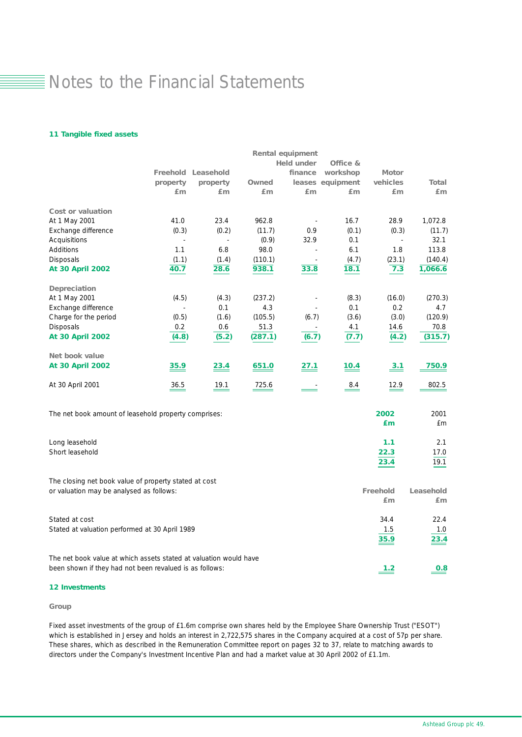# Notes to the Financial Statements

### 11 Tangible fixed assets

| | Freehold property £m | Leasehold property £m | Rental equipment Owned £m | Rental equipment Held under finance leases £m | Office & workshop equipment £m | Motor vehicles £m | Total £m |
|---|---|---|---|---|---|---|---|
| **Cost or valuation** | | | | | | | |
| At 1 May 2001 | 41.0 | 23.4 | 962.8 | - | 16.7 | 28.9 | 1,072.8 |
| Exchange difference | (0.3) | (0.2) | (11.7) | 0.9 | (0.1) | (0.3) | (11.7) |
| Acquisitions | - | - | (0.9) | 32.9 | 0.1 | - | 32.1 |
| Additions | 1.1 | 6.8 | 98.0 | - | 6.1 | 1.8 | 113.8 |
| Disposals | (1.1) | (1.4) | (110.1) | - | (4.7) | (23.1) | (140.4) |
| **At 30 April 2002** | **40.7** | **28.6** | **938.1** | **33.8** | **18.1** | **7.3** | **1,066.6** |
| **Depreciation** | | | | | | | |
| At 1 May 2001 | (4.5) | (4.3) | (237.2) | - | (8.3) | (16.0) | (270.3) |
| Exchange difference | - | 0.1 | 4.3 | - | 0.1 | 0.2 | 4.7 |
| Charge for the period | (0.5) | (1.6) | (105.5) | (6.7) | (3.6) | (3.0) | (120.9) |
| Disposals | 0.2 | 0.6 | 51.3 | - | 4.1 | 14.6 | 70.8 |
| **At 30 April 2002** | **(4.8)** | **(5.2)** | **(287.1)** | **(6.7)** | **(7.7)** | **(4.2)** | **(315.7)** |
| **Net book value** | | | | | | | |
| **At 30 April 2002** | **35.9** | **23.4** | **651.0** | **27.1** | **10.4** | **3.1** | **750.9** |
| At 30 April 2001 | 36.5 | 19.1 | 725.6 | - | 8.4 | 12.9 | 802.5 |

| The net book amount of leasehold property comprises: | 2002 £m | 2001 £m |
|---|---|---|
| Long leasehold | 1.1 | 2.1 |
| Short leasehold | 22.3 | 17.0 |
| | **23.4** | 19.1 |

| The closing net book value of property stated at cost or valuation may be analysed as follows: | Freehold £m | Leasehold £m |
|---|---|---|
| Stated at cost | 34.4 | 22.4 |
| Stated at valuation performed at 30 April 1989 | 1.5 | 1.0 |
| | **35.9** | **23.4** |
| The net book value at which assets stated at valuation would have been shown if they had not been revalued is as follows: | **1.2** | **0.8** |

### 12 Investments

**Group**

Fixed asset investments of the group of £1.6m comprise own shares held by the Employee Share Ownership Trust ("ESOT") which is established in Jersey and holds an interest in 2,722,575 shares in the Company acquired at a cost of 57p per share. These shares, which as described in the Remuneration Committee report on pages 32 to 37, relate to matching awards to directors under the Company's Investment Incentive Plan and had a market value at 30 April 2002 of £1.1m.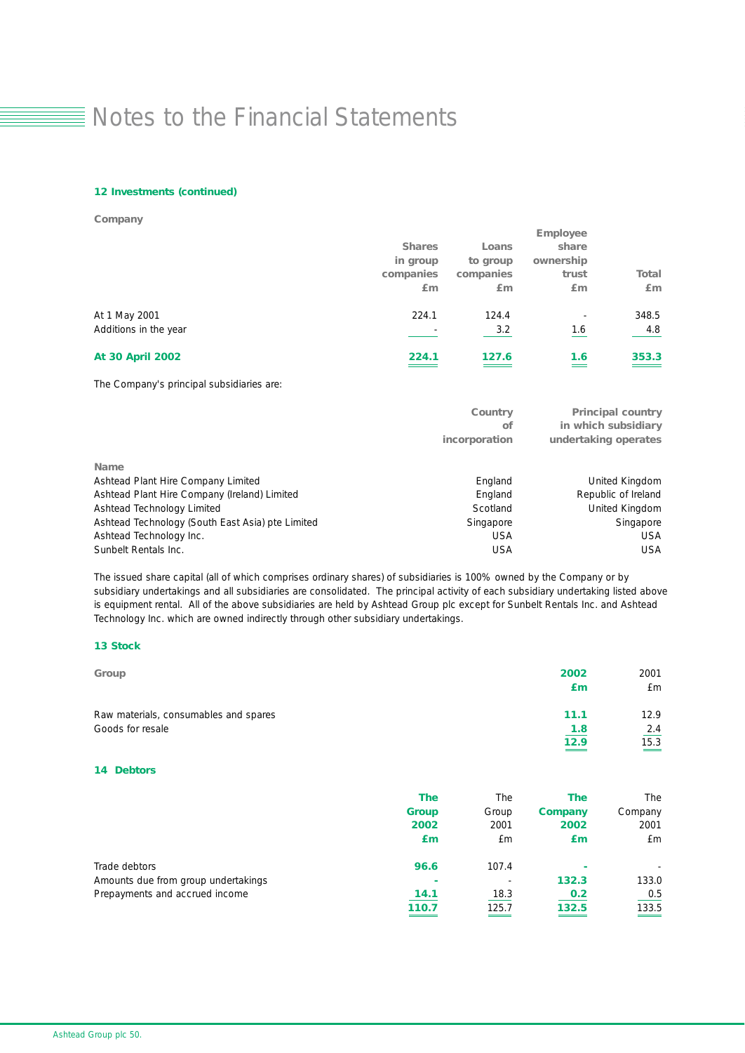# Notes to the Financial Statements

### 12 Investments (continued)

**Company**

| | Shares in group companies £m | Loans to group companies £m | Employee share ownership trust £m | Total £m |
|---|---|---|---|---|
| At 1 May 2001 | 224.1 | 124.4 | - | 348.5 |
| Additions in the year | - | 3.2 | 1.6 | 4.8 |
| **At 30 April 2002** | **224.1** | **127.6** | **1.6** | **353.3** |

The Company's principal subsidiaries are:

| Name | Country of incorporation | Principal country in which subsidiary undertaking operates |
|---|---|---|
| Ashtead Plant Hire Company Limited | England | United Kingdom |
| Ashtead Plant Hire Company (Ireland) Limited | England | Republic of Ireland |
| Ashtead Technology Limited | Scotland | United Kingdom |
| Ashtead Technology (South East Asia) pte Limited | Singapore | Singapore |
| Ashtead Technology Inc. | USA | USA |
| Sunbelt Rentals Inc. | USA | USA |

The issued share capital (all of which comprises ordinary shares) of subsidiaries is 100% owned by the Company or by subsidiary undertakings and all subsidiaries are consolidated. The principal activity of each subsidiary undertaking listed above is equipment rental. All of the above subsidiaries are held by Ashtead Group plc except for Sunbelt Rentals Inc. and Ashtead Technology Inc. which are owned indirectly through other subsidiary undertakings.

### 13 Stock

| Group | 2002 £m | 2001 £m |
|---|---|---|
| Raw materials, consumables and spares | **11.1** | 12.9 |
| Goods for resale | **1.8** | 2.4 |
| | **12.9** | 15.3 |

### 14 Debtors

| | The Group 2002 £m | The Group 2001 £m | The Company 2002 £m | The Company 2001 £m |
|---|---|---|---|---|
| Trade debtors | **96.6** | 107.4 | **-** | - |
| Amounts due from group undertakings | **-** | - | **132.3** | 133.0 |
| Prepayments and accrued income | **14.1** | 18.3 | **0.2** | 0.5 |
| | **110.7** | 125.7 | **132.5** | 133.5 |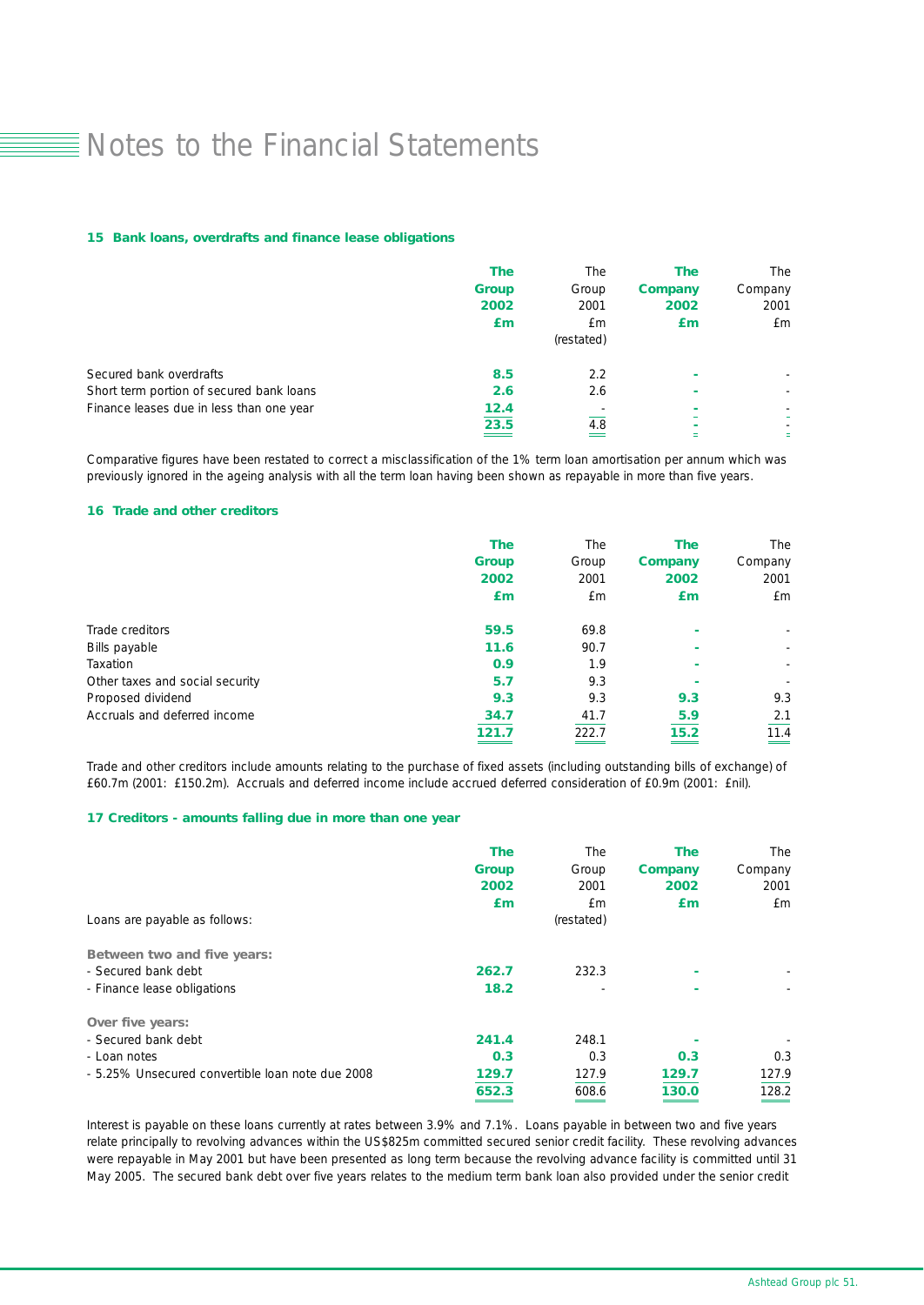# Notes to the Financial Statements

### 15 Bank loans, overdrafts and finance lease obligations

| | The Group 2002 £m | The Group 2001 £m (restated) | The Company 2002 £m | The Company 2001 £m |
|---|---|---|---|---|
| Secured bank overdrafts | **8.5** | 2.2 | **-** | - |
| Short term portion of secured bank loans | **2.6** | 2.6 | **-** | - |
| Finance leases due in less than one year | **12.4** | - | **-** | - |
| | **23.5** | 4.8 | **-** | - |

Comparative figures have been restated to correct a misclassification of the 1% term loan amortisation per annum which was previously ignored in the ageing analysis with all the term loan having been shown as repayable in more than five years.

### 16 Trade and other creditors

| | The Group 2002 £m | The Group 2001 £m | The Company 2002 £m | The Company 2001 £m |
|---|---|---|---|---|
| Trade creditors | **59.5** | 69.8 | **-** | - |
| Bills payable | **11.6** | 90.7 | **-** | - |
| Taxation | **0.9** | 1.9 | **-** | - |
| Other taxes and social security | **5.7** | 9.3 | **-** | - |
| Proposed dividend | **9.3** | 9.3 | **9.3** | 9.3 |
| Accruals and deferred income | **34.7** | 41.7 | **5.9** | 2.1 |
| | **121.7** | 222.7 | **15.2** | 11.4 |

Trade and other creditors include amounts relating to the purchase of fixed assets (including outstanding bills of exchange) of £60.7m (2001: £150.2m). Accruals and deferred income include accrued deferred consideration of £0.9m (2001: £nil).

### 17 Creditors - amounts falling due in more than one year

| | The Group 2002 £m | The Group 2001 £m (restated) | The Company 2002 £m | The Company 2001 £m |
|---|---|---|---|---|
| Loans are payable as follows: | | | | |
| **Between two and five years:** | | | | |
| - Secured bank debt | **262.7** | 232.3 | **-** | - |
| - Finance lease obligations | **18.2** | - | **-** | - |
| **Over five years:** | | | | |
| - Secured bank debt | **241.4** | 248.1 | **-** | - |
| - Loan notes | **0.3** | 0.3 | **0.3** | 0.3 |
| - 5.25% Unsecured convertible loan note due 2008 | **129.7** | 127.9 | **129.7** | 127.9 |
| | **652.3** | 608.6 | **130.0** | 128.2 |

Interest is payable on these loans currently at rates between 3.9% and 7.1%. Loans payable in between two and five years relate principally to revolving advances within the US$825m committed secured senior credit facility. These revolving advances were repayable in May 2001 but have been presented as long term because the revolving advance facility is committed until 31 May 2005. The secured bank debt over five years relates to the medium term bank loan also provided under the senior credit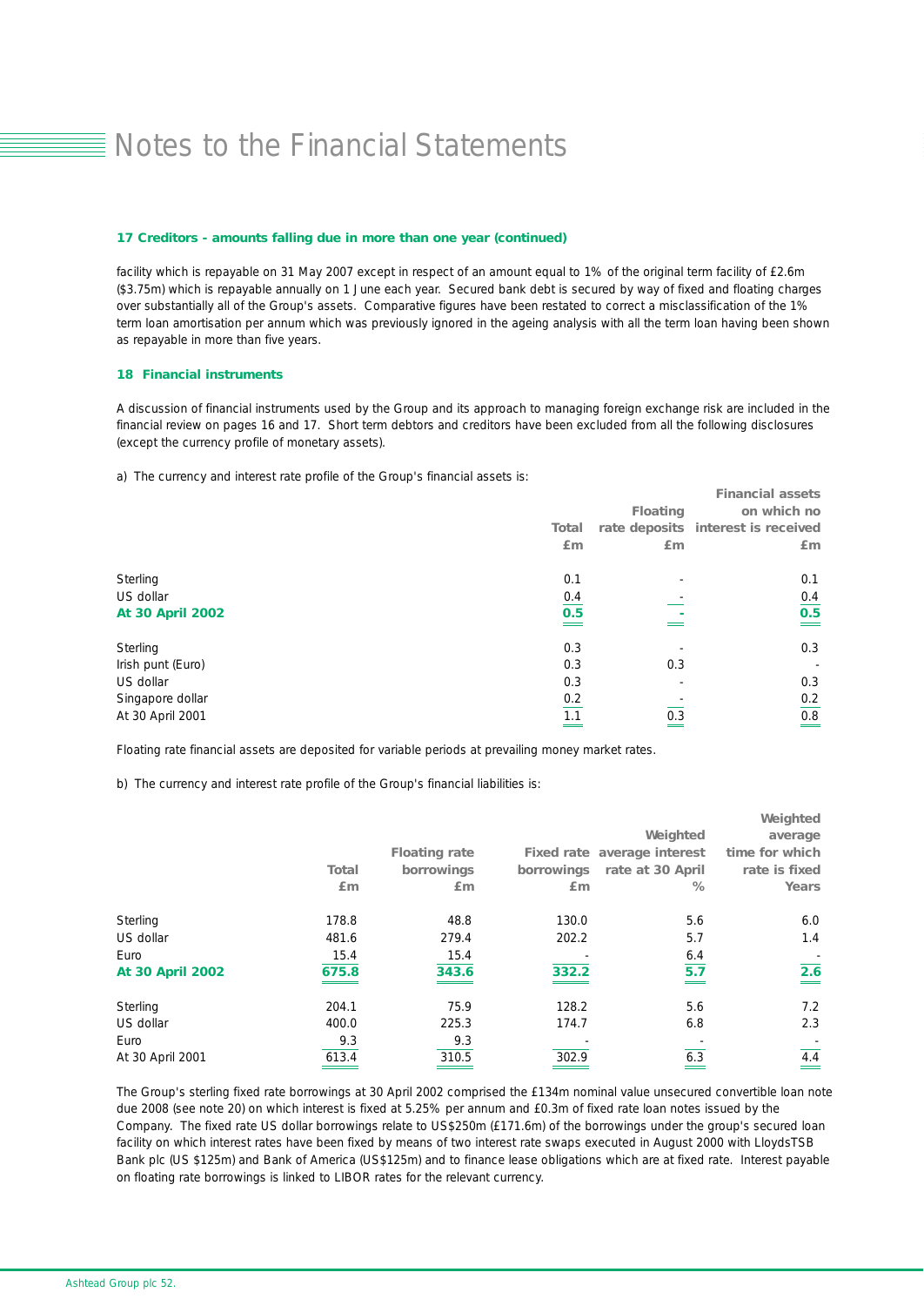# Notes to the Financial Statements

### 17 Creditors - amounts falling due in more than one year (continued)

facility which is repayable on 31 May 2007 except in respect of an amount equal to 1% of the original term facility of £2.6m ($3.75m) which is repayable annually on 1 June each year. Secured bank debt is secured by way of fixed and floating charges over substantially all of the Group's assets. Comparative figures have been restated to correct a misclassification of the 1% term loan amortisation per annum which was previously ignored in the ageing analysis with all the term loan having been shown as repayable in more than five years.

### 18 Financial instruments

A discussion of financial instruments used by the Group and its approach to managing foreign exchange risk are included in the financial review on pages 16 and 17. Short term debtors and creditors have been excluded from all the following disclosures (except the currency profile of monetary assets).

a) The currency and interest rate profile of the Group's financial assets is:

| | Total £m | Floating rate deposits £m | Financial assets on which no interest is received £m |
|---|---|---|---|
| Sterling | 0.1 | - | 0.1 |
| US dollar | 0.4 | - | 0.4 |
| **At 30 April 2002** | **0.5** | **-** | **0.5** |
| Sterling | 0.3 | - | 0.3 |
| Irish punt (Euro) | 0.3 | 0.3 | - |
| US dollar | 0.3 | - | 0.3 |
| Singapore dollar | 0.2 | - | 0.2 |
| At 30 April 2001 | 1.1 | 0.3 | 0.8 |

Floating rate financial assets are deposited for variable periods at prevailing money market rates.

b) The currency and interest rate profile of the Group's financial liabilities is:

| | Total £m | Floating rate borrowings £m | Fixed rate borrowings £m | Weighted average interest rate at 30 April % | Weighted average time for which rate is fixed Years |
|---|---|---|---|---|---|
| Sterling | 178.8 | 48.8 | 130.0 | 5.6 | 6.0 |
| US dollar | 481.6 | 279.4 | 202.2 | 5.7 | 1.4 |
| Euro | 15.4 | 15.4 | - | 6.4 | - |
| **At 30 April 2002** | **675.8** | **343.6** | **332.2** | **5.7** | **2.6** |
| Sterling | 204.1 | 75.9 | 128.2 | 5.6 | 7.2 |
| US dollar | 400.0 | 225.3 | 174.7 | 6.8 | 2.3 |
| Euro | 9.3 | 9.3 | - | - | - |
| At 30 April 2001 | 613.4 | 310.5 | 302.9 | 6.3 | 4.4 |

The Group's sterling fixed rate borrowings at 30 April 2002 comprised the £134m nominal value unsecured convertible loan note due 2008 (see note 20) on which interest is fixed at 5.25% per annum and £0.3m of fixed rate loan notes issued by the Company. The fixed rate US dollar borrowings relate to US$250m (£171.6m) of the borrowings under the group's secured loan facility on which interest rates have been fixed by means of two interest rate swaps executed in August 2000 with LloydsTSB Bank plc (US $125m) and Bank of America (US$125m) and to finance lease obligations which are at fixed rate. Interest payable on floating rate borrowings is linked to LIBOR rates for the relevant currency.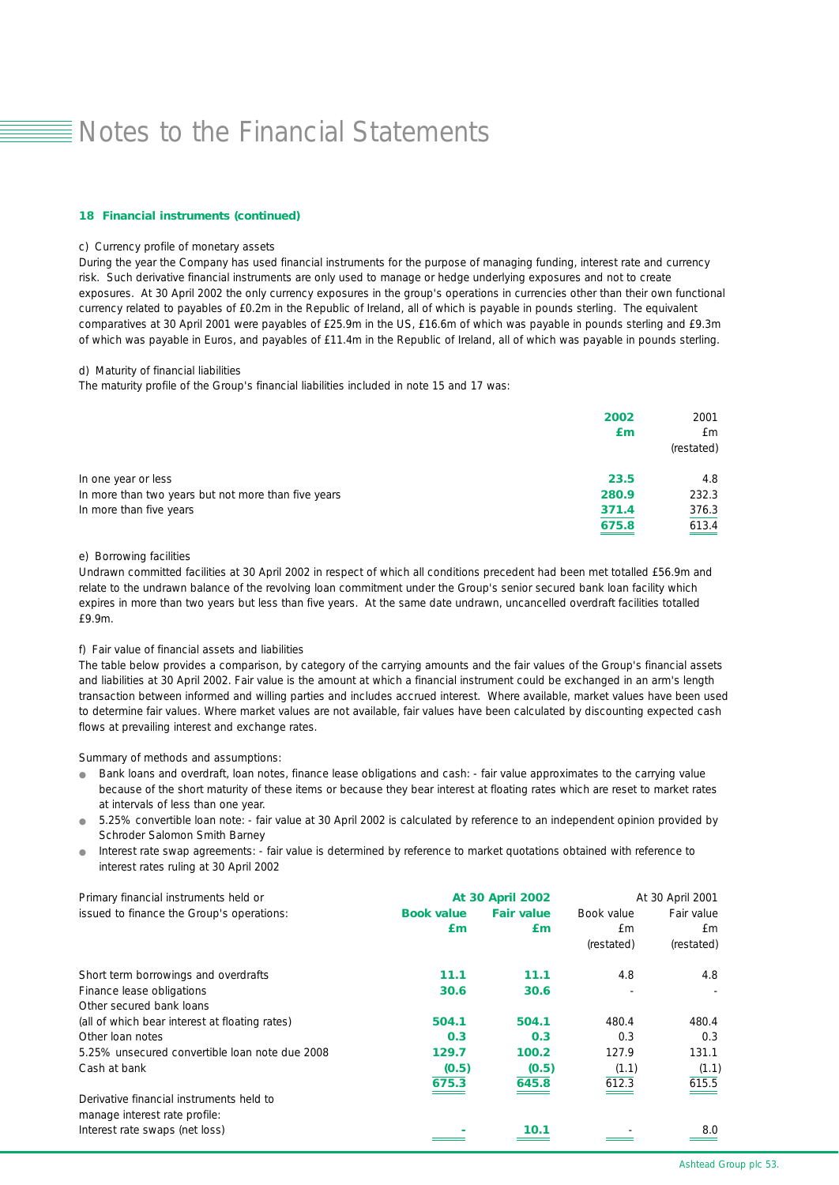# Notes to the Financial Statements

### 18 Financial instruments (continued)

c) Currency profile of monetary assets

During the year the Company has used financial instruments for the purpose of managing funding, interest rate and currency risk. Such derivative financial instruments are only used to manage or hedge underlying exposures and not to create exposures. At 30 April 2002 the only currency exposures in the group's operations in currencies other than their own functional currency related to payables of £0.2m in the Republic of Ireland, all of which is payable in pounds sterling. The equivalent comparatives at 30 April 2001 were payables of £25.9m in the US, £16.6m of which was payable in pounds sterling and £9.3m of which was payable in Euros, and payables of £11.4m in the Republic of Ireland, all of which was payable in pounds sterling.

d) Maturity of financial liabilities

The maturity profile of the Group's financial liabilities included in note 15 and 17 was:

| | 2002<br>£m | 2001<br>£m<br>(restated) |
|---|---|---|
| In one year or less | **23.5** | 4.8 |
| In more than two years but not more than five years | **280.9** | 232.3 |
| In more than five years | **371.4** | 376.3 |
| | **675.8** | 613.4 |

e) Borrowing facilities

Undrawn committed facilities at 30 April 2002 in respect of which all conditions precedent had been met totalled £56.9m and relate to the undrawn balance of the revolving loan commitment under the Group's senior secured bank loan facility which expires in more than two years but less than five years. At the same date undrawn, uncancelled overdraft facilities totalled £9.9m.

f) Fair value of financial assets and liabilities

The table below provides a comparison, by category of the carrying amounts and the fair values of the Group's financial assets and liabilities at 30 April 2002. Fair value is the amount at which a financial instrument could be exchanged in an arm's length transaction between informed and willing parties and includes accrued interest. Where available, market values have been used to determine fair values. Where market values are not available, fair values have been calculated by discounting expected cash flows at prevailing interest and exchange rates.

Summary of methods and assumptions:

- Bank loans and overdraft, loan notes, finance lease obligations and cash: - fair value approximates to the carrying value because of the short maturity of these items or because they bear interest at floating rates which are reset to market rates at intervals of less than one year.
- 5.25% convertible loan note: - fair value at 30 April 2002 is calculated by reference to an independent opinion provided by Schroder Salomon Smith Barney
- Interest rate swap agreements: - fair value is determined by reference to market quotations obtained with reference to interest rates ruling at 30 April 2002

| Primary financial instruments held or issued to finance the Group's operations: | At 30 April 2002<br>Book value<br>£m | <br>Fair value<br>£m | At 30 April 2001<br>Book value<br>£m<br>(restated) | <br>Fair value<br>£m<br>(restated) |
|---|---|---|---|---|
| Short term borrowings and overdrafts | **11.1** | **11.1** | 4.8 | 4.8 |
| Finance lease obligations | **30.6** | **30.6** | - | - |
| Other secured bank loans<br>(all of which bear interest at floating rates) | **504.1** | **504.1** | 480.4 | 480.4 |
| Other loan notes | **0.3** | **0.3** | 0.3 | 0.3 |
| 5.25% unsecured convertible loan note due 2008 | **129.7** | **100.2** | 127.9 | 131.1 |
| Cash at bank | **(0.5)** | **(0.5)** | (1.1) | (1.1) |
| | **675.3** | **645.8** | 612.3 | 615.5 |
| Derivative financial instruments held to manage interest rate profile: | | | | |
| Interest rate swaps (net loss) | **-** | **10.1** | - | 8.0 |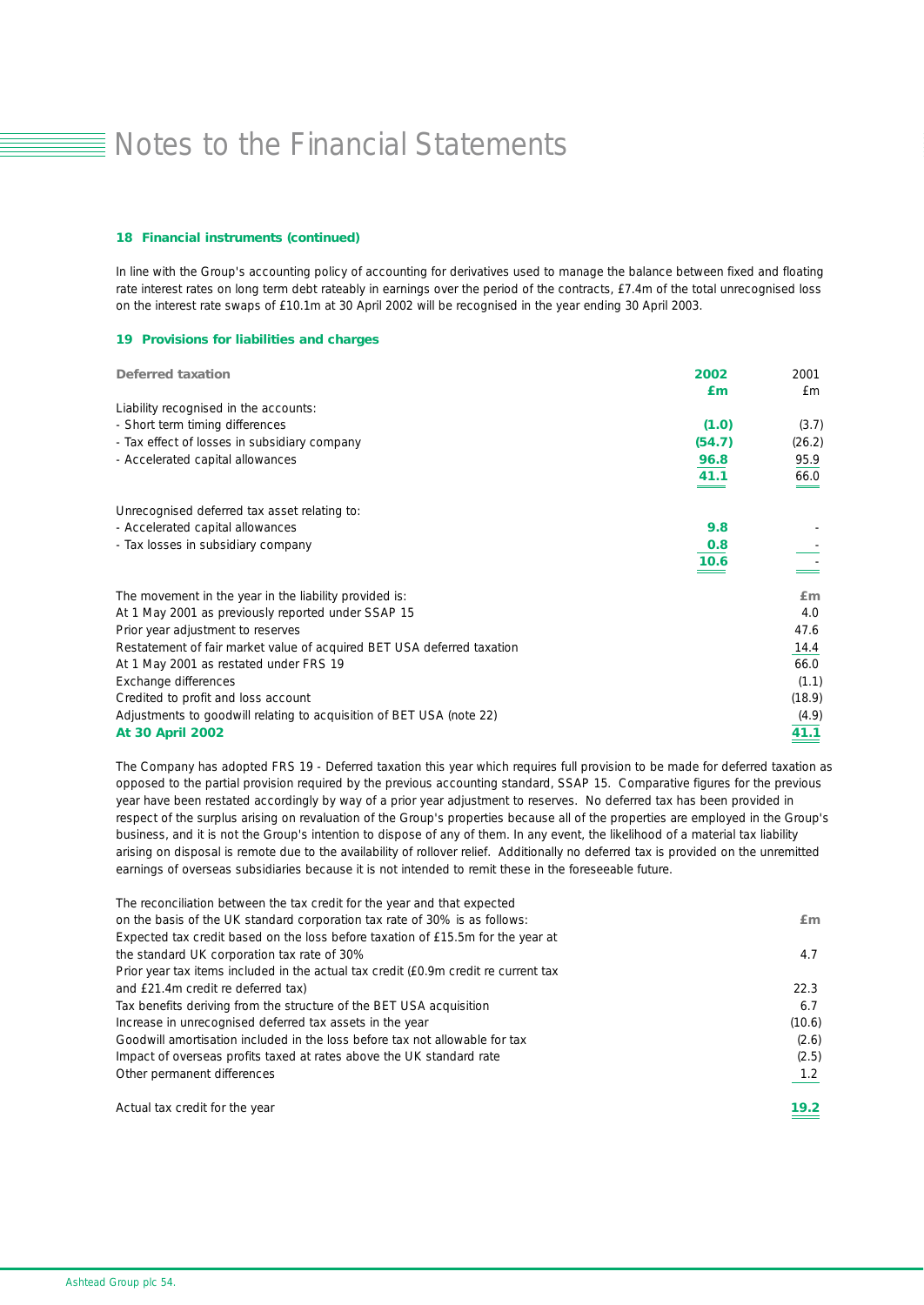# Notes to the Financial Statements

### 18 Financial instruments (continued)

In line with the Group's accounting policy of accounting for derivatives used to manage the balance between fixed and floating rate interest rates on long term debt rateably in earnings over the period of the contracts, £7.4m of the total unrecognised loss on the interest rate swaps of £10.1m at 30 April 2002 will be recognised in the year ending 30 April 2003.

### 19 Provisions for liabilities and charges

| Deferred taxation | 2002 £m | 2001 £m |
|---|---|---|
| Liability recognised in the accounts: | | |
| - Short term timing differences | **(1.0)** | (3.7) |
| - Tax effect of losses in subsidiary company | **(54.7)** | (26.2) |
| - Accelerated capital allowances | **96.8** | 95.9 |
| | **41.1** | 66.0 |
| Unrecognised deferred tax asset relating to: | | |
| - Accelerated capital allowances | **9.8** | - |
| - Tax losses in subsidiary company | **0.8** | - |
| | **10.6** | - |

| The movement in the year in the liability provided is: | £m |
|---|---|
| At 1 May 2001 as previously reported under SSAP 15 | 4.0 |
| Prior year adjustment to reserves | 47.6 |
| Restatement of fair market value of acquired BET USA deferred taxation | 14.4 |
| At 1 May 2001 as restated under FRS 19 | 66.0 |
| Exchange differences | (1.1) |
| Credited to profit and loss account | (18.9) |
| Adjustments to goodwill relating to acquisition of BET USA (note 22) | (4.9) |
| **At 30 April 2002** | **41.1** |

The Company has adopted FRS 19 - Deferred taxation this year which requires full provision to be made for deferred taxation as opposed to the partial provision required by the previous accounting standard, SSAP 15. Comparative figures for the previous year have been restated accordingly by way of a prior year adjustment to reserves. No deferred tax has been provided in respect of the surplus arising on revaluation of the Group's properties because all of the properties are employed in the Group's business, and it is not the Group's intention to dispose of any of them. In any event, the likelihood of a material tax liability arising on disposal is remote due to the availability of rollover relief. Additionally no deferred tax is provided on the unremitted earnings of overseas subsidiaries because it is not intended to remit these in the foreseeable future.

| The reconciliation between the tax credit for the year and that expected on the basis of the UK standard corporation tax rate of 30% is as follows: | £m |
|---|---|
| Expected tax credit based on the loss before taxation of £15.5m for the year at the standard UK corporation tax rate of 30% | 4.7 |
| Prior year tax items included in the actual tax credit (£0.9m credit re current tax and £21.4m credit re deferred tax) | 22.3 |
| Tax benefits deriving from the structure of the BET USA acquisition | 6.7 |
| Increase in unrecognised deferred tax assets in the year | (10.6) |
| Goodwill amortisation included in the loss before tax not allowable for tax | (2.6) |
| Impact of overseas profits taxed at rates above the UK standard rate | (2.5) |
| Other permanent differences | 1.2 |
| Actual tax credit for the year | **19.2** |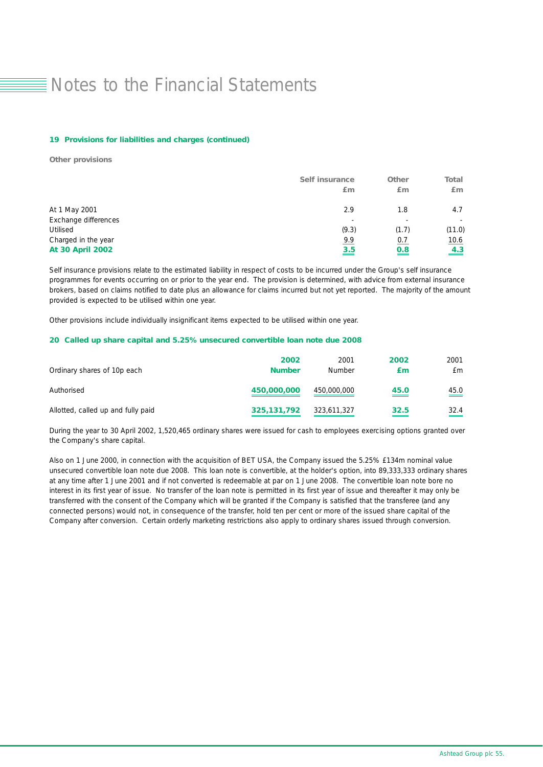# Notes to the Financial Statements

### 19 Provisions for liabilities and charges (continued)

**Other provisions**

| | Self insurance £m | Other £m | Total £m |
|---|---|---|---|
| At 1 May 2001 | 2.9 | 1.8 | 4.7 |
| Exchange differences | - | - | - |
| Utilised | (9.3) | (1.7) | (11.0) |
| Charged in the year | 9.9 | 0.7 | 10.6 |
| **At 30 April 2002** | **3.5** | **0.8** | **4.3** |

Self insurance provisions relate to the estimated liability in respect of costs to be incurred under the Group's self insurance programmes for events occurring on or prior to the year end. The provision is determined, with advice from external insurance brokers, based on claims notified to date plus an allowance for claims incurred but not yet reported. The majority of the amount provided is expected to be utilised within one year.

Other provisions include individually insignificant items expected to be utilised within one year.

### 20 Called up share capital and 5.25% unsecured convertible loan note due 2008

| Ordinary shares of 10p each | 2002 Number | 2001 Number | 2002 £m | 2001 £m |
|---|---|---|---|---|
| Authorised | **450,000,000** | 450,000,000 | **45.0** | 45.0 |
| Allotted, called up and fully paid | **325,131,792** | 323,611,327 | **32.5** | 32.4 |

During the year to 30 April 2002, 1,520,465 ordinary shares were issued for cash to employees exercising options granted over the Company's share capital.

Also on 1 June 2000, in connection with the acquisition of BET USA, the Company issued the 5.25% £134m nominal value unsecured convertible loan note due 2008. This loan note is convertible, at the holder's option, into 89,333,333 ordinary shares at any time after 1 June 2001 and if not converted is redeemable at par on 1 June 2008. The convertible loan note bore no interest in its first year of issue. No transfer of the loan note is permitted in its first year of issue and thereafter it may only be transferred with the consent of the Company which will be granted if the Company is satisfied that the transferee (and any connected persons) would not, in consequence of the transfer, hold ten per cent or more of the issued share capital of the Company after conversion. Certain orderly marketing restrictions also apply to ordinary shares issued through conversion.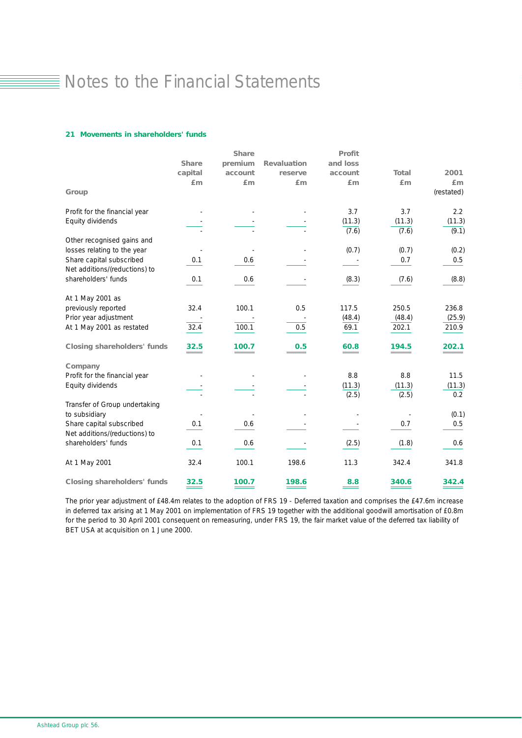# Notes to the Financial Statements

### 21 Movements in shareholders' funds

| | Share capital £m | Share premium account £m | Revaluation reserve £m | Profit and loss account £m | Total £m | 2001 £m (restated) |
|---|---|---|---|---|---|---|
| **Group** | | | | | | |
| Profit for the financial year | - | - | - | 3.7 | 3.7 | 2.2 |
| Equity dividends | - | - | - | (11.3) | (11.3) | (11.3) |
| | - | - | - | (7.6) | (7.6) | (9.1) |
| Other recognised gains and losses relating to the year | - | - | - | (0.7) | (0.7) | (0.2) |
| Share capital subscribed | 0.1 | 0.6 | - | - | 0.7 | 0.5 |
| Net additions/(reductions) to shareholders' funds | 0.1 | 0.6 | - | (8.3) | (7.6) | (8.8) |
| At 1 May 2001 as previously reported | 32.4 | 100.1 | 0.5 | 117.5 | 250.5 | 236.8 |
| Prior year adjustment | - | - | - | (48.4) | (48.4) | (25.9) |
| At 1 May 2001 as restated | 32.4 | 100.1 | 0.5 | 69.1 | 202.1 | 210.9 |
| **Closing shareholders' funds** | **32.5** | **100.7** | **0.5** | **60.8** | **194.5** | **202.1** |
| **Company** | | | | | | |
| Profit for the financial year | - | - | - | 8.8 | 8.8 | 11.5 |
| Equity dividends | - | - | - | (11.3) | (11.3) | (11.3) |
| | - | - | - | (2.5) | (2.5) | 0.2 |
| Transfer of Group undertaking to subsidiary | - | - | - | - | - | (0.1) |
| Share capital subscribed | 0.1 | 0.6 | - | - | 0.7 | 0.5 |
| Net additions/(reductions) to shareholders' funds | 0.1 | 0.6 | - | (2.5) | (1.8) | 0.6 |
| At 1 May 2001 | 32.4 | 100.1 | 198.6 | 11.3 | 342.4 | 341.8 |
| **Closing shareholders' funds** | **32.5** | **100.7** | **198.6** | **8.8** | **340.6** | **342.4** |

The prior year adjustment of £48.4m relates to the adoption of FRS 19 - Deferred taxation and comprises the £47.6m increase in deferred tax arising at 1 May 2001 on implementation of FRS 19 together with the additional goodwill amortisation of £0.8m for the period to 30 April 2001 consequent on remeasuring, under FRS 19, the fair market value of the deferred tax liability of BET USA at acquisition on 1 June 2000.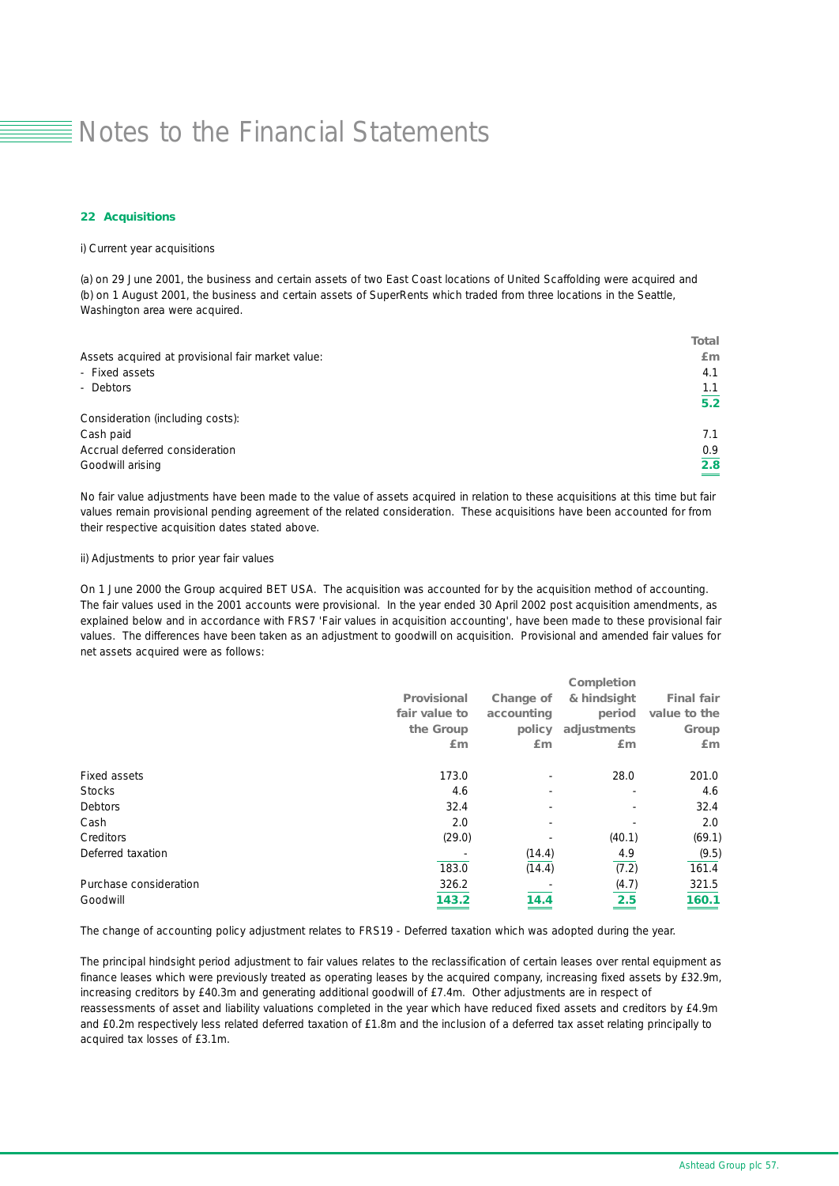# Notes to the Financial Statements

### 22 Acquisitions

i) Current year acquisitions

(a) on 29 June 2001, the business and certain assets of two East Coast locations of United Scaffolding were acquired and (b) on 1 August 2001, the business and certain assets of SuperRents which traded from three locations in the Seattle, Washington area were acquired.

| | Total £m |
|---|---|
| Assets acquired at provisional fair market value: | |
| - Fixed assets | 4.1 |
| - Debtors | 1.1 |
| | **5.2** |
| Consideration (including costs): | |
| Cash paid | 7.1 |
| Accrual deferred consideration | 0.9 |
| Goodwill arising | **2.8** |

No fair value adjustments have been made to the value of assets acquired in relation to these acquisitions at this time but fair values remain provisional pending agreement of the related consideration. These acquisitions have been accounted for from their respective acquisition dates stated above.

ii) Adjustments to prior year fair values

On 1 June 2000 the Group acquired BET USA. The acquisition was accounted for by the acquisition method of accounting. The fair values used in the 2001 accounts were provisional. In the year ended 30 April 2002 post acquisition amendments, as explained below and in accordance with FRS7 'Fair values in acquisition accounting', have been made to these provisional fair values. The differences have been taken as an adjustment to goodwill on acquisition. Provisional and amended fair values for net assets acquired were as follows:

| | Provisional fair value to the Group £m | Change of accounting policy £m | Completion & hindsight period adjustments £m | Final fair value to the Group £m |
|---|---|---|---|---|
| Fixed assets | 173.0 | - | 28.0 | 201.0 |
| Stocks | 4.6 | - | - | 4.6 |
| Debtors | 32.4 | - | - | 32.4 |
| Cash | 2.0 | - | - | 2.0 |
| Creditors | (29.0) | - | (40.1) | (69.1) |
| Deferred taxation | - | (14.4) | 4.9 | (9.5) |
| | 183.0 | (14.4) | (7.2) | 161.4 |
| Purchase consideration | 326.2 | - | (4.7) | 321.5 |
| Goodwill | **143.2** | **14.4** | **2.5** | **160.1** |

The change of accounting policy adjustment relates to FRS19 - Deferred taxation which was adopted during the year.

The principal hindsight period adjustment to fair values relates to the reclassification of certain leases over rental equipment as finance leases which were previously treated as operating leases by the acquired company, increasing fixed assets by £32.9m, increasing creditors by £40.3m and generating additional goodwill of £7.4m. Other adjustments are in respect of reassessments of asset and liability valuations completed in the year which have reduced fixed assets and creditors by £4.9m and £0.2m respectively less related deferred taxation of £1.8m and the inclusion of a deferred tax asset relating principally to acquired tax losses of £3.1m.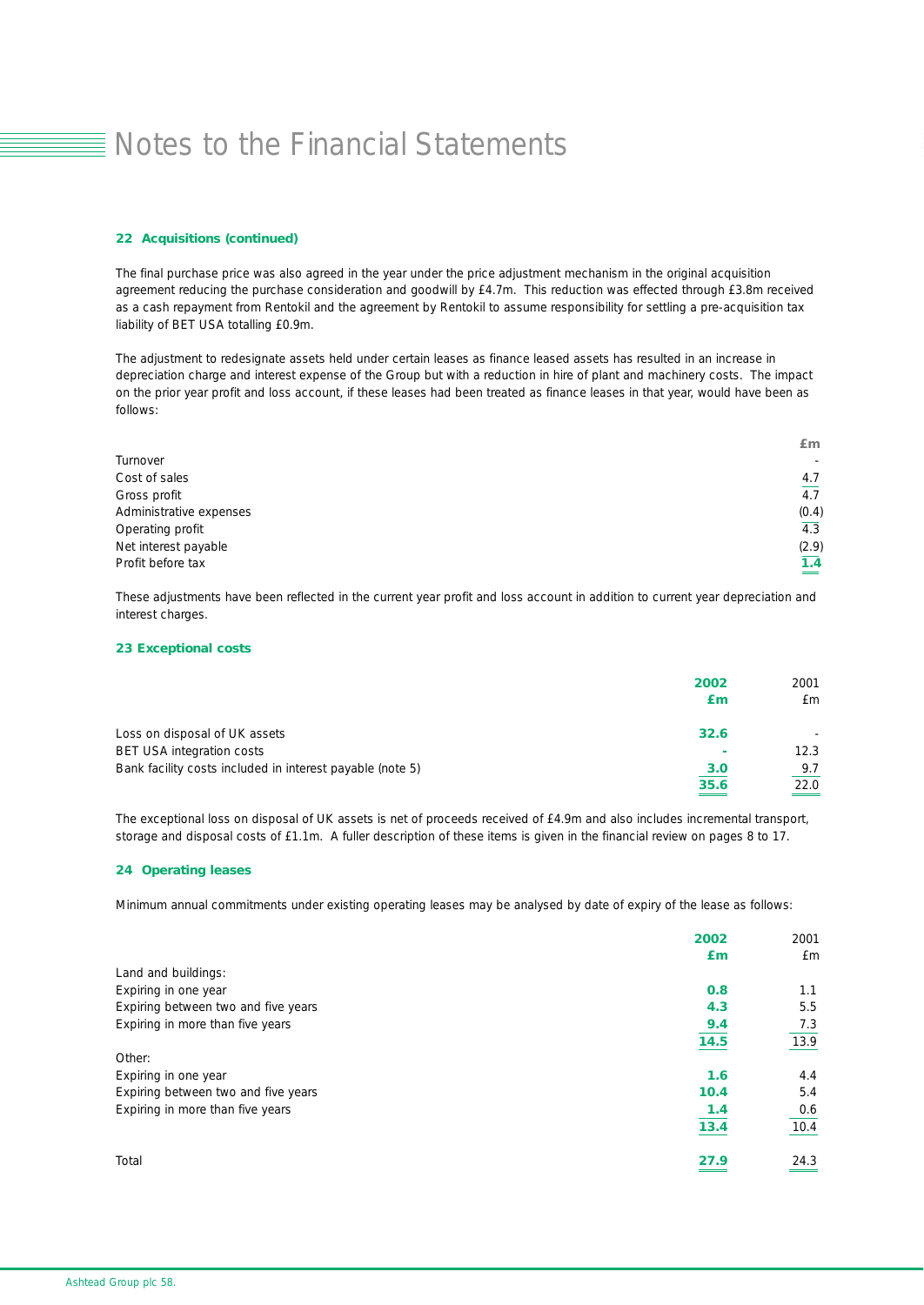# Notes to the Financial Statements

### 22 Acquisitions (continued)

The final purchase price was also agreed in the year under the price adjustment mechanism in the original acquisition agreement reducing the purchase consideration and goodwill by £4.7m. This reduction was effected through £3.8m received as a cash repayment from Rentokil and the agreement by Rentokil to assume responsibility for settling a pre-acquisition tax liability of BET USA totalling £0.9m.

The adjustment to redesignate assets held under certain leases as finance leased assets has resulted in an increase in depreciation charge and interest expense of the Group but with a reduction in hire of plant and machinery costs. The impact on the prior year profit and loss account, if these leases had been treated as finance leases in that year, would have been as follows:

| | £m |
|---|---|
| Turnover | - |
| Cost of sales | 4.7 |
| Gross profit | 4.7 |
| Administrative expenses | (0.4) |
| Operating profit | 4.3 |
| Net interest payable | (2.9) |
| Profit before tax | 1.4 |

These adjustments have been reflected in the current year profit and loss account in addition to current year depreciation and interest charges.

### 23 Exceptional costs

| | 2002 £m | 2001 £m |
|---|---|---|
| Loss on disposal of UK assets | 32.6 | - |
| BET USA integration costs | - | 12.3 |
| Bank facility costs included in interest payable (note 5) | 3.0 | 9.7 |
| | 35.6 | 22.0 |

The exceptional loss on disposal of UK assets is net of proceeds received of £4.9m and also includes incremental transport, storage and disposal costs of £1.1m. A fuller description of these items is given in the financial review on pages 8 to 17.

### 24 Operating leases

Minimum annual commitments under existing operating leases may be analysed by date of expiry of the lease as follows:

| | 2002 £m | 2001 £m |
|---|---|---|
| Land and buildings: | | |
| Expiring in one year | 0.8 | 1.1 |
| Expiring between two and five years | 4.3 | 5.5 |
| Expiring in more than five years | 9.4 | 7.3 |
| | 14.5 | 13.9 |
| Other: | | |
| Expiring in one year | 1.6 | 4.4 |
| Expiring between two and five years | 10.4 | 5.4 |
| Expiring in more than five years | 1.4 | 0.6 |
| | 13.4 | 10.4 |
| Total | 27.9 | 24.3 |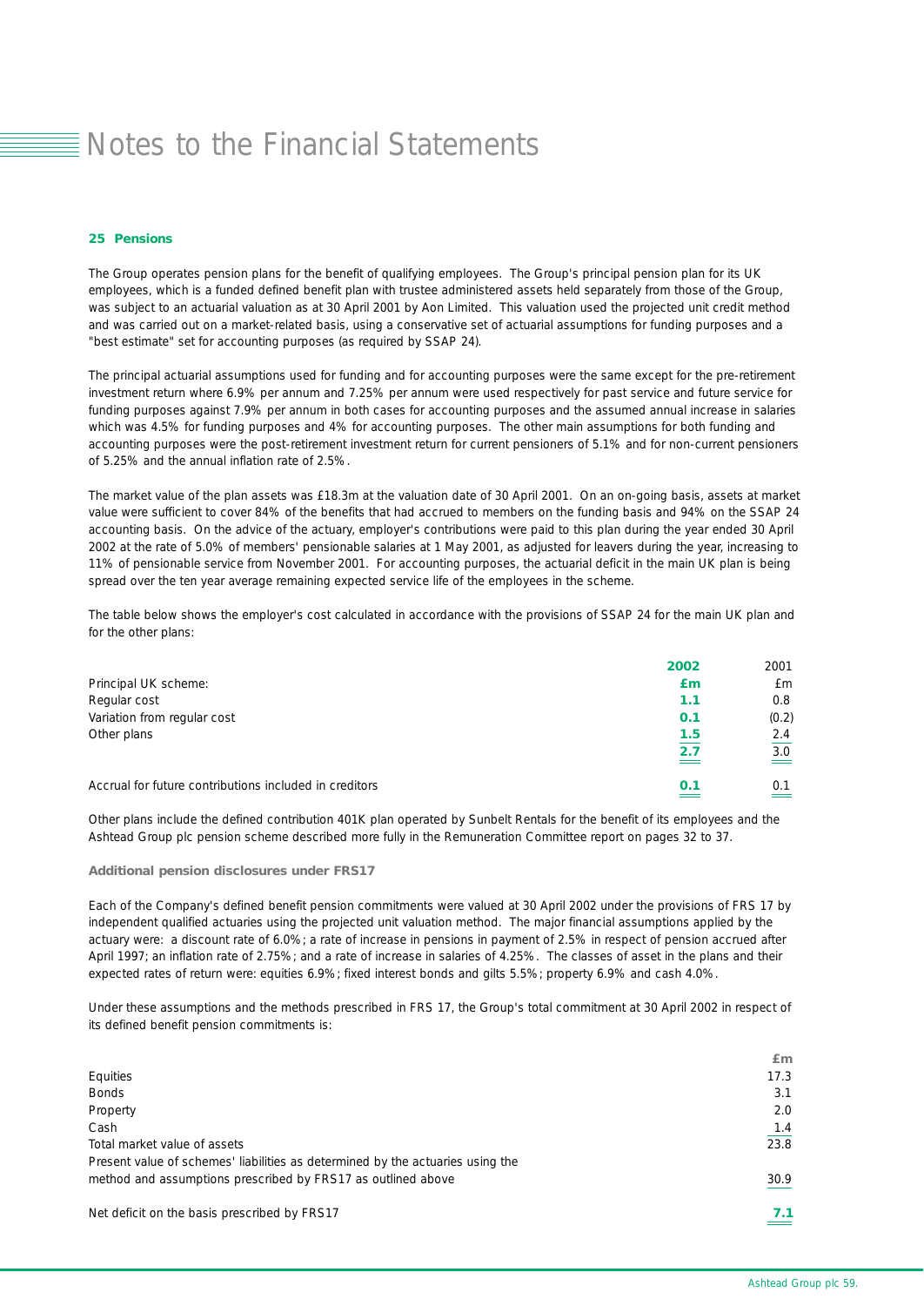# Notes to the Financial Statements

### 25 Pensions

The Group operates pension plans for the benefit of qualifying employees. The Group's principal pension plan for its UK employees, which is a funded defined benefit plan with trustee administered assets held separately from those of the Group, was subject to an actuarial valuation as at 30 April 2001 by Aon Limited. This valuation used the projected unit credit method and was carried out on a market-related basis, using a conservative set of actuarial assumptions for funding purposes and a "best estimate" set for accounting purposes (as required by SSAP 24).

The principal actuarial assumptions used for funding and for accounting purposes were the same except for the pre-retirement investment return where 6.9% per annum and 7.25% per annum were used respectively for past service and future service for funding purposes against 7.9% per annum in both cases for accounting purposes and the assumed annual increase in salaries which was 4.5% for funding purposes and 4% for accounting purposes. The other main assumptions for both funding and accounting purposes were the post-retirement investment return for current pensioners of 5.1% and for non-current pensioners of 5.25% and the annual inflation rate of 2.5%.

The market value of the plan assets was £18.3m at the valuation date of 30 April 2001. On an on-going basis, assets at market value were sufficient to cover 84% of the benefits that had accrued to members on the funding basis and 94% on the SSAP 24 accounting basis. On the advice of the actuary, employer's contributions were paid to this plan during the year ended 30 April 2002 at the rate of 5.0% of members' pensionable salaries at 1 May 2001, as adjusted for leavers during the year, increasing to 11% of pensionable service from November 2001. For accounting purposes, the actuarial deficit in the main UK plan is being spread over the ten year average remaining expected service life of the employees in the scheme.

The table below shows the employer's cost calculated in accordance with the provisions of SSAP 24 for the main UK plan and for the other plans:

| | 2002 | 2001 |
|---|---|---|
| Principal UK scheme: | £m | £m |
| Regular cost | 1.1 | 0.8 |
| Variation from regular cost | 0.1 | (0.2) |
| Other plans | 1.5 | 2.4 |
| | 2.7 | 3.0 |
| Accrual for future contributions included in creditors | 0.1 | 0.1 |

Other plans include the defined contribution 401K plan operated by Sunbelt Rentals for the benefit of its employees and the Ashtead Group plc pension scheme described more fully in the Remuneration Committee report on pages 32 to 37.

#### Additional pension disclosures under FRS17

Each of the Company's defined benefit pension commitments were valued at 30 April 2002 under the provisions of FRS 17 by independent qualified actuaries using the projected unit valuation method. The major financial assumptions applied by the actuary were: a discount rate of 6.0%; a rate of increase in pensions in payment of 2.5% in respect of pension accrued after April 1997; an inflation rate of 2.75%; and a rate of increase in salaries of 4.25%. The classes of asset in the plans and their expected rates of return were: equities 6.9%; fixed interest bonds and gilts 5.5%; property 6.9% and cash 4.0%.

Under these assumptions and the methods prescribed in FRS 17, the Group's total commitment at 30 April 2002 in respect of its defined benefit pension commitments is:

| | £m |
|---|---|
| Equities | 17.3 |
| Bonds | 3.1 |
| Property | 2.0 |
| Cash | 1.4 |
| Total market value of assets | 23.8 |
| Present value of schemes' liabilities as determined by the actuaries using the method and assumptions prescribed by FRS17 as outlined above | 30.9 |
| Net deficit on the basis prescribed by FRS17 | 7.1 |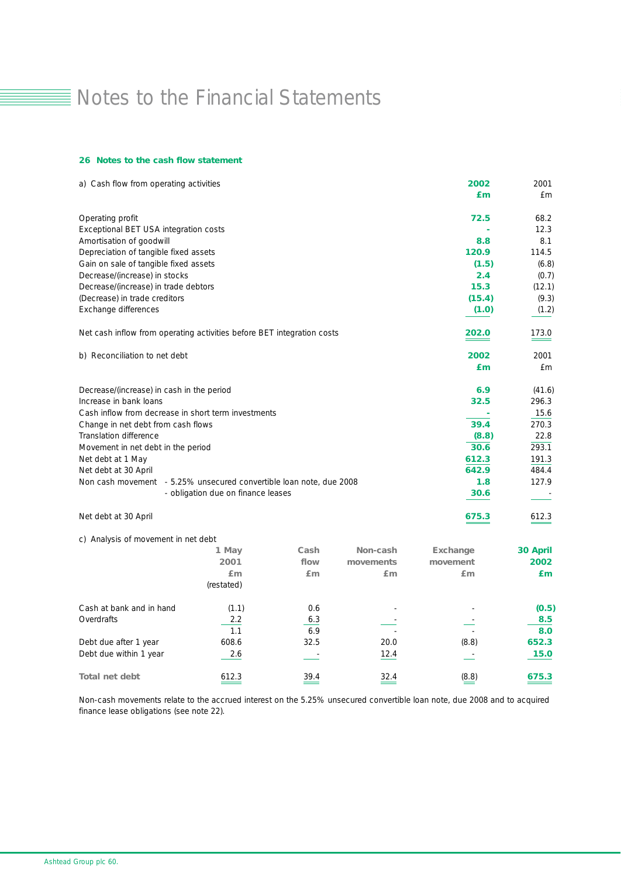# Notes to the Financial Statements

## 26 Notes to the cash flow statement

| a) Cash flow from operating activities | 2002 £m | 2001 £m |
|---|---|---|
| Operating profit | **72.5** | 68.2 |
| Exceptional BET USA integration costs | **-** | 12.3 |
| Amortisation of goodwill | **8.8** | 8.1 |
| Depreciation of tangible fixed assets | **120.9** | 114.5 |
| Gain on sale of tangible fixed assets | **(1.5)** | (6.8) |
| Decrease/(increase) in stocks | **2.4** | (0.7) |
| Decrease/(increase) in trade debtors | **15.3** | (12.1) |
| (Decrease) in trade creditors | **(15.4)** | (9.3) |
| Exchange differences | **(1.0)** | (1.2) |
| Net cash inflow from operating activities before BET integration costs | **202.0** | 173.0 |

| b) Reconciliation to net debt | 2002 £m | 2001 £m |
|---|---|---|
| Decrease/(increase) in cash in the period | **6.9** | (41.6) |
| Increase in bank loans | **32.5** | 296.3 |
| Cash inflow from decrease in short term investments | **-** | 15.6 |
| Change in net debt from cash flows | **39.4** | 270.3 |
| Translation difference | **(8.8)** | 22.8 |
| Movement in net debt in the period | **30.6** | 293.1 |
| Net debt at 1 May | **612.3** | 191.3 |
| Net debt at 30 April | **642.9** | 484.4 |
| Non cash movement - 5.25% unsecured convertible loan note, due 2008 | **1.8** | 127.9 |
| - obligation due on finance leases | **30.6** | - |
| Net debt at 30 April | **675.3** | 612.3 |

c) Analysis of movement in net debt

| | 1 May 2001 £m (restated) | Cash flow £m | Non-cash movements £m | Exchange movement £m | 30 April 2002 £m |
|---|---|---|---|---|---|
| Cash at bank and in hand | (1.1) | 0.6 | - | - | **(0.5)** |
| Overdrafts | 2.2 | 6.3 | - | - | **8.5** |
| | 1.1 | 6.9 | - | - | **8.0** |
| Debt due after 1 year | 608.6 | 32.5 | 20.0 | (8.8) | **652.3** |
| Debt due within 1 year | 2.6 | - | 12.4 | - | **15.0** |
| **Total net debt** | 612.3 | 39.4 | 32.4 | (8.8) | **675.3** |

Non-cash movements relate to the accrued interest on the 5.25% unsecured convertible loan note, due 2008 and to acquired finance lease obligations (see note 22).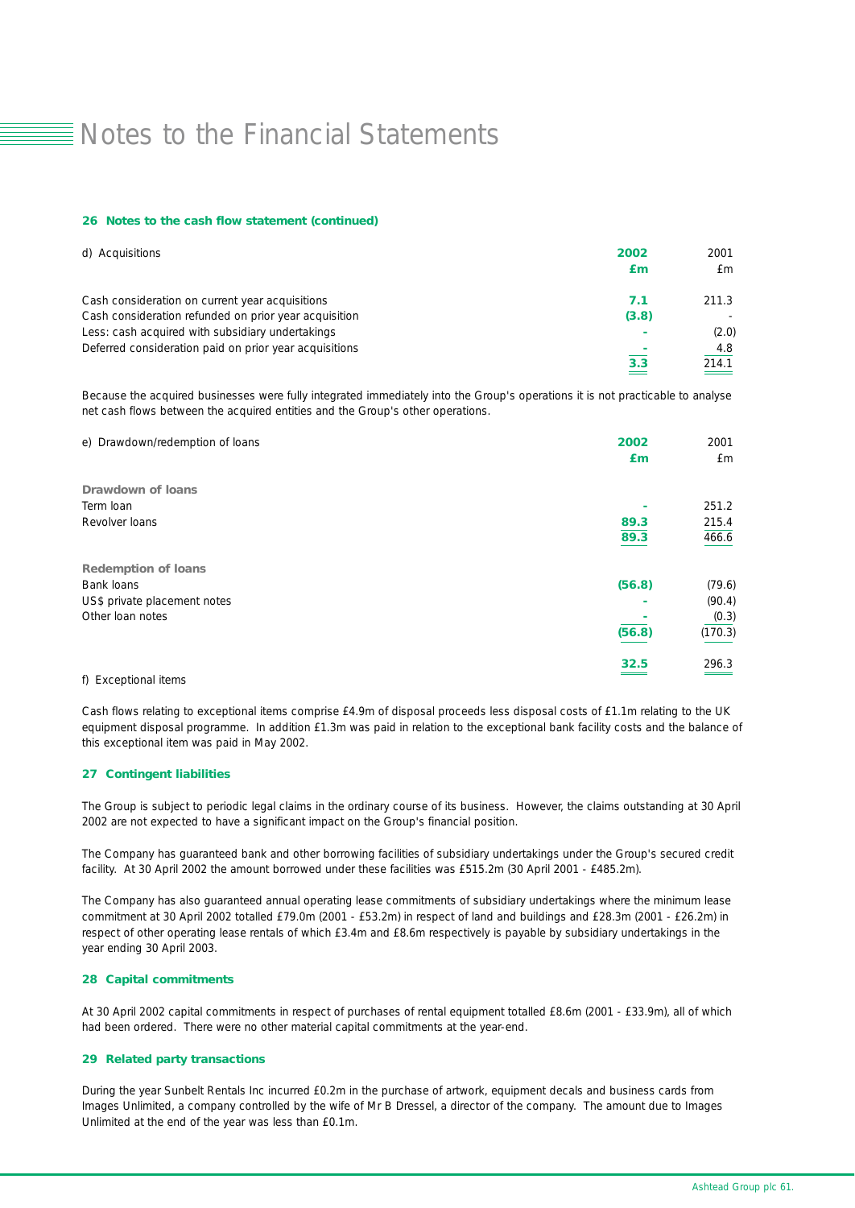# Notes to the Financial Statements

### 26 Notes to the cash flow statement (continued)

| d) Acquisitions | **2002** | 2001 |
|---|---|---|
| | **£m** | £m |
| Cash consideration on current year acquisitions | **7.1** | 211.3 |
| Cash consideration refunded on prior year acquisition | **(3.8)** | - |
| Less: cash acquired with subsidiary undertakings | **-** | (2.0) |
| Deferred consideration paid on prior year acquisitions | **-** | 4.8 |
| | **3.3** | 214.1 |

Because the acquired businesses were fully integrated immediately into the Group's operations it is not practicable to analyse net cash flows between the acquired entities and the Group's other operations.

| e) Drawdown/redemption of loans | **2002** | 2001 |
|---|---|---|
| | **£m** | £m |
| **Drawdown of loans** | | |
| Term loan | **-** | 251.2 |
| Revolver loans | **89.3** | 215.4 |
| | **89.3** | 466.6 |
| **Redemption of loans** | | |
| Bank loans | **(56.8)** | (79.6) |
| US$ private placement notes | **-** | (90.4) |
| Other loan notes | **-** | (0.3) |
| | **(56.8)** | (170.3) |
| | **32.5** | 296.3 |

f) Exceptional items

Cash flows relating to exceptional items comprise £4.9m of disposal proceeds less disposal costs of £1.1m relating to the UK equipment disposal programme. In addition £1.3m was paid in relation to the exceptional bank facility costs and the balance of this exceptional item was paid in May 2002.

### 27 Contingent liabilities

The Group is subject to periodic legal claims in the ordinary course of its business. However, the claims outstanding at 30 April 2002 are not expected to have a significant impact on the Group's financial position.

The Company has guaranteed bank and other borrowing facilities of subsidiary undertakings under the Group's secured credit facility. At 30 April 2002 the amount borrowed under these facilities was £515.2m (30 April 2001 - £485.2m).

The Company has also guaranteed annual operating lease commitments of subsidiary undertakings where the minimum lease commitment at 30 April 2002 totalled £79.0m (2001 - £53.2m) in respect of land and buildings and £28.3m (2001 - £26.2m) in respect of other operating lease rentals of which £3.4m and £8.6m respectively is payable by subsidiary undertakings in the year ending 30 April 2003.

### 28 Capital commitments

At 30 April 2002 capital commitments in respect of purchases of rental equipment totalled £8.6m (2001 - £33.9m), all of which had been ordered. There were no other material capital commitments at the year-end.

### 29 Related party transactions

During the year Sunbelt Rentals Inc incurred £0.2m in the purchase of artwork, equipment decals and business cards from Images Unlimited, a company controlled by the wife of Mr B Dressel, a director of the company. The amount due to Images Unlimited at the end of the year was less than £0.1m.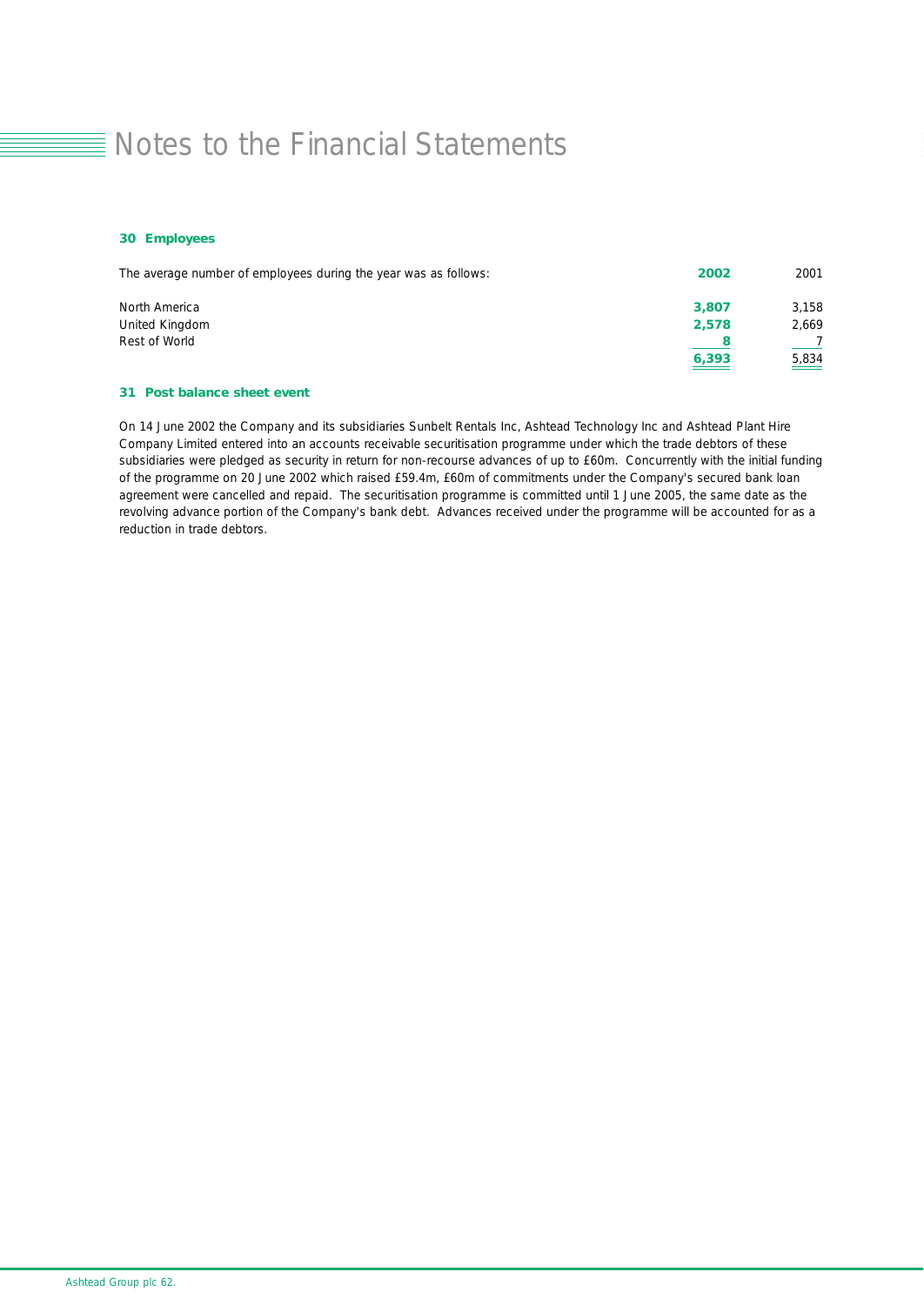# Notes to the Financial Statements

### 30 Employees

| The average number of employees during the year was as follows: | 2002 | 2001 |
|---|---|---|
| North America | 3,807 | 3,158 |
| United Kingdom | 2,578 | 2,669 |
| Rest of World | 8 | 7 |
| | 6,393 | 5,834 |

### 31 Post balance sheet event

On 14 June 2002 the Company and its subsidiaries Sunbelt Rentals Inc, Ashtead Technology Inc and Ashtead Plant Hire Company Limited entered into an accounts receivable securitisation programme under which the trade debtors of these subsidiaries were pledged as security in return for non-recourse advances of up to £60m. Concurrently with the initial funding of the programme on 20 June 2002 which raised £59.4m, £60m of commitments under the Company's secured bank loan agreement were cancelled and repaid. The securitisation programme is committed until 1 June 2005, the same date as the revolving advance portion of the Company's bank debt. Advances received under the programme will be accounted for as a reduction in trade debtors.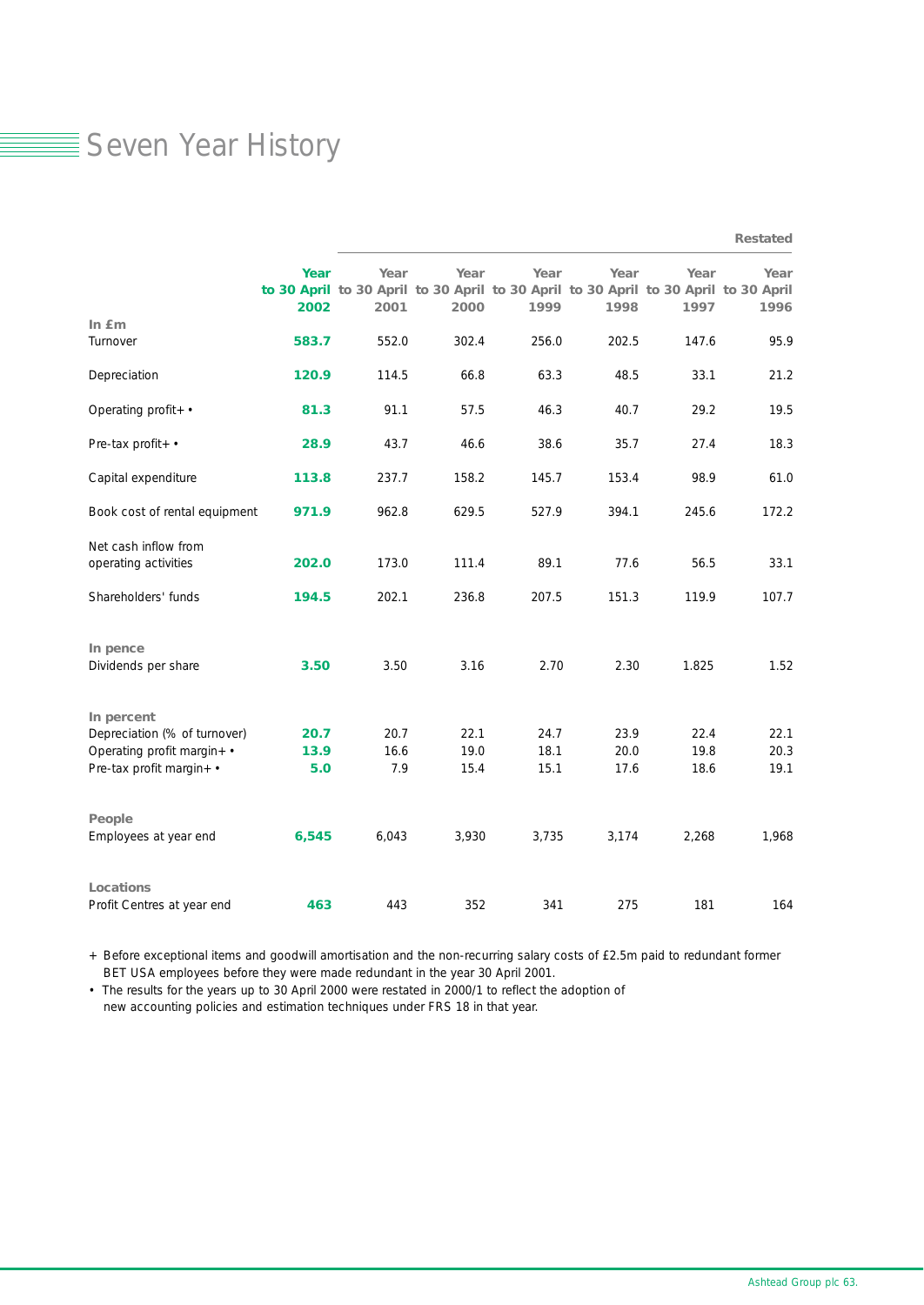# Seven Year History

|  | Year to 30 April 2002 | Year to 30 April 2001 | Year to 30 April 2000 | Year to 30 April 1999 | Year to 30 April 1998 | Year to 30 April 1997 | Year to 30 April 1996 |
|---|---|---|---|---|---|---|---|
|  |  | Restated |  |  |  |  |  |
| **In £m** |  |  |  |  |  |  |  |
| Turnover | **583.7** | 552.0 | 302.4 | 256.0 | 202.5 | 147.6 | 95.9 |
| Depreciation | **120.9** | 114.5 | 66.8 | 63.3 | 48.5 | 33.1 | 21.2 |
| Operating profit+ • | **81.3** | 91.1 | 57.5 | 46.3 | 40.7 | 29.2 | 19.5 |
| Pre-tax profit+ • | **28.9** | 43.7 | 46.6 | 38.6 | 35.7 | 27.4 | 18.3 |
| Capital expenditure | **113.8** | 237.7 | 158.2 | 145.7 | 153.4 | 98.9 | 61.0 |
| Book cost of rental equipment | **971.9** | 962.8 | 629.5 | 527.9 | 394.1 | 245.6 | 172.2 |
| Net cash inflow from operating activities | **202.0** | 173.0 | 111.4 | 89.1 | 77.6 | 56.5 | 33.1 |
| Shareholders' funds | **194.5** | 202.1 | 236.8 | 207.5 | 151.3 | 119.9 | 107.7 |
| **In pence** |  |  |  |  |  |  |  |
| Dividends per share | **3.50** | 3.50 | 3.16 | 2.70 | 2.30 | 1.825 | 1.52 |
| **In percent** |  |  |  |  |  |  |  |
| Depreciation (% of turnover) | **20.7** | 20.7 | 22.1 | 24.7 | 23.9 | 22.4 | 22.1 |
| Operating profit margin+ • | **13.9** | 16.6 | 19.0 | 18.1 | 20.0 | 19.8 | 20.3 |
| Pre-tax profit margin+ • | **5.0** | 7.9 | 15.4 | 15.1 | 17.6 | 18.6 | 19.1 |
| **People** |  |  |  |  |  |  |  |
| Employees at year end | **6,545** | 6,043 | 3,930 | 3,735 | 3,174 | 2,268 | 1,968 |
| **Locations** |  |  |  |  |  |  |  |
| Profit Centres at year end | **463** | 443 | 352 | 341 | 275 | 181 | 164 |

+ Before exceptional items and goodwill amortisation and the non-recurring salary costs of £2.5m paid to redundant former BET USA employees before they were made redundant in the year 30 April 2001.

• The results for the years up to 30 April 2000 were restated in 2000/1 to reflect the adoption of new accounting policies and estimation techniques under FRS 18 in that year.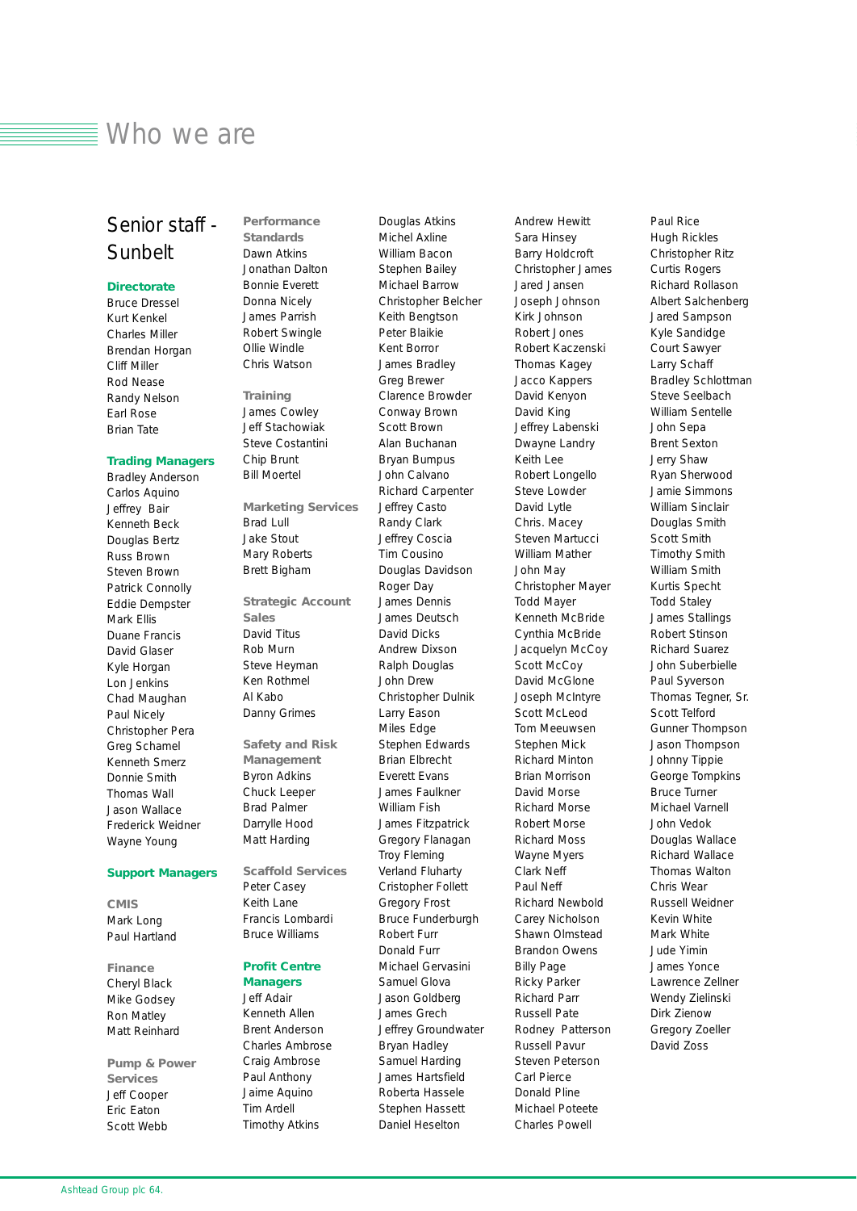# Who we are

## Senior staff - Sunbelt

### Directorate

Bruce Dressel
Kurt Kenkel
Charles Miller
Brendan Horgan
Cliff Miller
Rod Nease
Randy Nelson
Earl Rose
Brian Tate

### Trading Managers

Bradley Anderson
Carlos Aquino
Jeffrey Bair
Kenneth Beck
Douglas Bertz
Russ Brown
Steven Brown
Patrick Connolly
Eddie Dempster
Mark Ellis
Duane Francis
David Glaser
Kyle Horgan
Lon Jenkins
Chad Maughan
Paul Nicely
Christopher Pera
Greg Schamel
Kenneth Smerz
Donnie Smith
Thomas Wall
Jason Wallace
Frederick Weidner
Wayne Young

### Support Managers

**CMIS**

Mark Long
Paul Hartland

**Finance**

Cheryl Black
Mike Godsey
Ron Matley
Matt Reinhard

**Pump & Power Services**

Jeff Cooper
Eric Eaton
Scott Webb

**Performance Standards**

Dawn Atkins
Jonathan Dalton
Bonnie Everett
Donna Nicely
James Parrish
Robert Swingle
Ollie Windle
Chris Watson

**Training**

James Cowley
Jeff Stachowiak
Steve Costantini
Chip Brunt
Bill Moertel

**Marketing Services**

Brad Lull
Jake Stout
Mary Roberts
Brett Bigham

**Strategic Account Sales**

David Titus
Rob Murn
Steve Heyman
Ken Rothmel
Al Kabo
Danny Grimes

**Safety and Risk Management**

Byron Adkins
Chuck Leeper
Brad Palmer
Darryllе Hood
Matt Harding

**Scaffold Services**

Peter Casey
Keith Lane
Francis Lombardi
Bruce Williams

### Profit Centre Managers

Jeff Adair
Kenneth Allen
Brent Anderson
Charles Ambrose
Craig Ambrose
Paul Anthony
Jaime Aquino
Tim Ardell
Timothy Atkins
Douglas Atkins
Michel Axline
William Bacon
Stephen Bailey
Michael Barrow
Christopher Belcher
Keith Bengtson
Peter Blaikie
Kent Borror
James Bradley
Greg Brewer
Clarence Browder
Conway Brown
Scott Brown
Alan Buchanan
Bryan Bumpus
John Calvano
Richard Carpenter
Jeffrey Casto
Randy Clark
Jeffrey Coscia
Tim Cousino
Douglas Davidson
Roger Day
James Dennis
James Deutsch
David Dicks
Andrew Dixson
Ralph Douglas
John Drew
Christopher Dulnik
Larry Eason
Miles Edge
Stephen Edwards
Brian Elbrecht
Everett Evans
James Faulkner
William Fish
James Fitzpatrick
Gregory Flanagan
Troy Fleming
Verland Fluharty
Cristopher Follett
Gregory Frost
Bruce Funderburgh
Robert Furr
Donald Furr
Michael Gervasini
Samuel Glova
Jason Goldberg
James Grech
Jeffrey Groundwater
Bryan Hadley
Samuel Harding
James Hartsfield
Roberta Hassele
Stephen Hassett
Daniel Heselton
Andrew Hewitt
Sara Hinsey
Barry Holdcroft
Christopher James
Jared Jansen
Joseph Johnson
Kirk Johnson
Robert Jones
Robert Kaczenski
Thomas Kagey
Jacco Kappers
David Kenyon
David King
Jeffrey Labenski
Dwayne Landry
Keith Lee
Robert Longello
Steve Lowder
David Lytle
Chris. Macey
Steven Martucci
William Mather
John May
Christopher Mayer
Todd Mayer
Kenneth McBride
Cynthia McBride
Jacquelyn McCoy
Scott McCoy
David McGlone
Joseph McIntyre
Scott McLeod
Tom Meeuwsen
Stephen Mick
Richard Minton
Brian Morrison
David Morse
Richard Morse
Robert Morse
Richard Moss
Wayne Myers
Clark Neff
Paul Neff
Richard Newbold
Carey Nicholson
Shawn Olmstead
Brandon Owens
Billy Page
Ricky Parker
Richard Parr
Russell Pate
Rodney Patterson
Russell Pavur
Steven Peterson
Carl Pierce
Donald Pline
Michael Poteete
Charles Powell
Paul Rice
Hugh Rickles
Christopher Ritz
Curtis Rogers
Richard Rollason
Albert Salchenberg
Jared Sampson
Kyle Sandidge
Court Sawyer
Larry Schaff
Bradley Schlottman
Steve Seelbach
William Sentelle
John Sepa
Brent Sexton
Jerry Shaw
Ryan Sherwood
Jamie Simmons
William Sinclair
Douglas Smith
Scott Smith
Timothy Smith
William Smith
Kurtis Specht
Todd Staley
James Stallings
Robert Stinson
Richard Suarez
John Suberbielle
Paul Syverson
Thomas Tegner, Sr.
Scott Telford
Gunner Thompson
Jason Thompson
Johnny Tippie
George Tompkins
Bruce Turner
Michael Varnell
John Vedok
Douglas Wallace
Richard Wallace
Thomas Walton
Chris Wear
Russell Weidner
Kevin White
Mark White
Jude Yimin
James Yonce
Lawrence Zellner
Wendy Zielinski
Dirk Zienow
Gregory Zoeller
David Zoss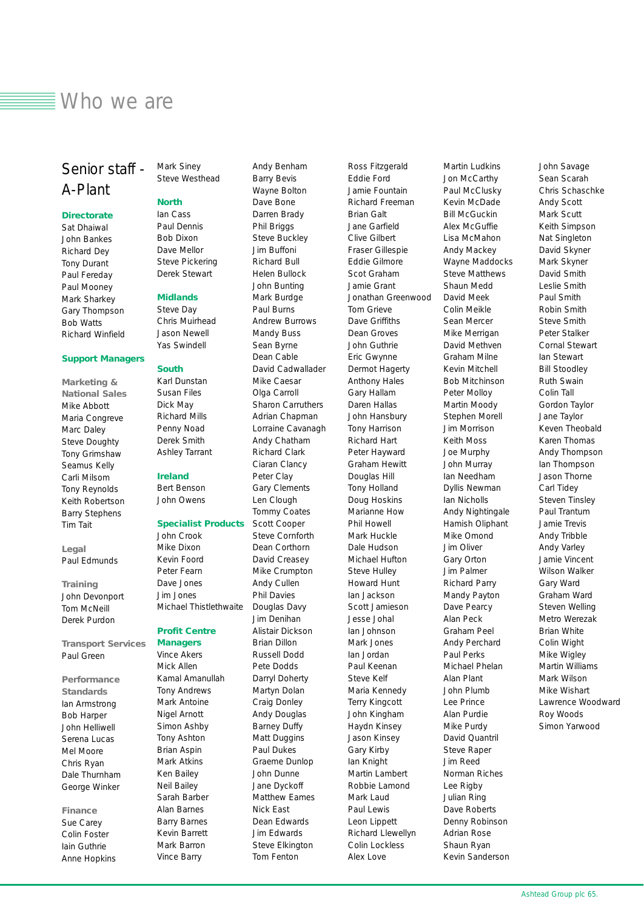# Who we are

## Senior staff - A-Plant

**Directorate**

Sat Dhaiwal
John Bankes
Richard Dey
Tony Durant
Paul Fereday
Paul Mooney
Mark Sharkey
Gary Thompson
Bob Watts
Richard Winfield

**Support Managers**

**Marketing & National Sales**

Mike Abbott
Maria Congreve
Marc Daley
Steve Doughty
Tony Grimshaw
Seamus Kelly
Carli Milsom
Tony Reynolds
Keith Robertson
Barry Stephens
Tim Tait

**Legal**

Paul Edmunds

**Training**

John Devonport
Tom McNeill
Derek Purdon

**Transport Services**

Paul Green

**Performance Standards**

Ian Armstrong
Bob Harper
John Helliwell
Serena Lucas
Mel Moore
Chris Ryan
Dale Thurnham
George Winker

**Finance**

Sue Carey
Colin Foster
Iain Guthrie
Anne Hopkins
Mark Siney
Steve Westhead

**North**

Ian Cass
Paul Dennis
Bob Dixon
Dave Mellor
Steve Pickering
Derek Stewart

**Midlands**

Steve Day
Chris Muirhead
Jason Newell
Yas Swindell

**South**

Karl Dunstan
Susan Files
Dick May
Richard Mills
Penny Noad
Derek Smith
Ashley Tarrant

**Ireland**

Bert Benson
John Owens

**Specialist Products**

John Crook
Mike Dixon
Kevin Foord
Peter Fearn
Dave Jones
Jim Jones
Michael Thistlethwaite

**Profit Centre Managers**

Vince Akers
Mick Allen
Kamal Amanullah
Tony Andrews
Mark Antoine
Nigel Arnott
Simon Ashby
Tony Ashton
Brian Aspin
Mark Atkins
Ken Bailey
Neil Bailey
Sarah Barber
Alan Barnes
Barry Barnes
Kevin Barrett
Mark Barron
Vince Barry
Andy Benham
Barry Bevis
Wayne Bolton
Dave Bone
Darren Brady
Phil Briggs
Steve Buckley
Jim Buffoni
Richard Bull
Helen Bullock
John Bunting
Mark Burdge
Paul Burns
Andrew Burrows
Mandy Buss
Sean Byrne
Dean Cable
David Cadwallader
Mike Caesar
Olga Carroll
Sharon Carruthers
Adrian Chapman
Lorraine Cavanagh
Andy Chatham
Richard Clark
Ciaran Clancy
Peter Clay
Gary Clements
Len Clough
Tommy Coates
Scott Cooper
Steve Cornforth
Dean Corthorn
David Creasey
Mike Crumpton
Andy Cullen
Phil Davies
Douglas Davy
Jim Denihan
Alistair Dickson
Brian Dillon
Russell Dodd
Pete Dodds
Darryl Doherty
Martyn Dolan
Craig Donley
Andy Douglas
Barney Duffy
Matt Duggins
Paul Dukes
Graeme Dunlop
John Dunne
Jane Dyckoff
Matthew Eames
Nick East
Dean Edwards
Jim Edwards
Steve Elkington
Tom Fenton
Ross Fitzgerald
Eddie Ford
Jamie Fountain
Richard Freeman
Brian Galt
Jane Garfield
Clive Gilbert
Fraser Gillespie
Eddie Gilmore
Scot Graham
Jamie Grant
Jonathan Greenwood
Tom Grieve
Dave Griffiths
Dean Groves
John Guthrie
Eric Gwynne
Dermot Hagerty
Anthony Hales
Gary Hallam
Daren Hallas
John Hansbury
Tony Harrison
Richard Hart
Peter Hayward
Graham Hewitt
Douglas Hill
Tony Holland
Doug Hoskins
Marianne How
Phil Howell
Mark Huckle
Dale Hudson
Michael Hufton
Steve Hulley
Howard Hunt
Ian Jackson
Scott Jamieson
Jesse Johal
Ian Johnson
Mark Jones
Ian Jordan
Paul Keenan
Steve Kelf
Maria Kennedy
Terry Kingcott
John Kingham
Haydn Kinsey
Jason Kinsey
Gary Kirby
Ian Knight
Martin Lambert
Robbie Lamond
Mark Laud
Paul Lewis
Leon Lippett
Richard Llewellyn
Colin Lockless
Alex Love
Martin Ludkins
Jon McCarthy
Paul McClusky
Kevin McDade
Bill McGuckin
Alex McGuffie
Lisa McMahon
Andy Mackey
Wayne Maddocks
Steve Matthews
Shaun Medd
David Meek
Colin Meikle
Sean Mercer
Mike Merrigan
David Methven
Graham Milne
Kevin Mitchell
Bob Mitchinson
Peter Molloy
Martin Moody
Stephen Morell
Jim Morrison
Keith Moss
Joe Murphy
John Murray
Ian Needham
Dyllis Newman
Ian Nicholls
Andy Nightingale
Hamish Oliphant
Mike Omond
Jim Oliver
Gary Orton
Jim Palmer
Richard Parry
Mandy Payton
Dave Pearcy
Alan Peck
Graham Peel
Andy Perchard
Paul Perks
Michael Phelan
Alan Plant
John Plumb
Lee Prince
Alan Purdie
Mike Purdy
David Quantril
Steve Raper
Jim Reed
Norman Riches
Lee Rigby
Julian Ring
Dave Roberts
Denny Robinson
Adrian Rose
Shaun Ryan
Kevin Sanderson
John Savage
Sean Scarah
Chris Schaschke
Andy Scott
Mark Scutt
Keith Simpson
Nat Singleton
David Skyner
Mark Skyner
David Smith
Leslie Smith
Paul Smith
Robin Smith
Steve Smith
Peter Stalker
Cornal Stewart
Ian Stewart
Bill Stoodley
Ruth Swain
Colin Tall
Gordon Taylor
Jane Taylor
Keven Theobald
Karen Thomas
Andy Thompson
Ian Thompson
Jason Thorne
Carl Tidey
Steven Tinsley
Paul Trantum
Jamie Trevis
Andy Tribble
Andy Varley
Jamie Vincent
Wilson Walker
Gary Ward
Graham Ward
Steven Welling
Metro Werezak
Brian White
Colin Wight
Mike Wigley
Martin Williams
Mark Wilson
Mike Wishart
Lawrence Woodward
Roy Woods
Simon Yarwood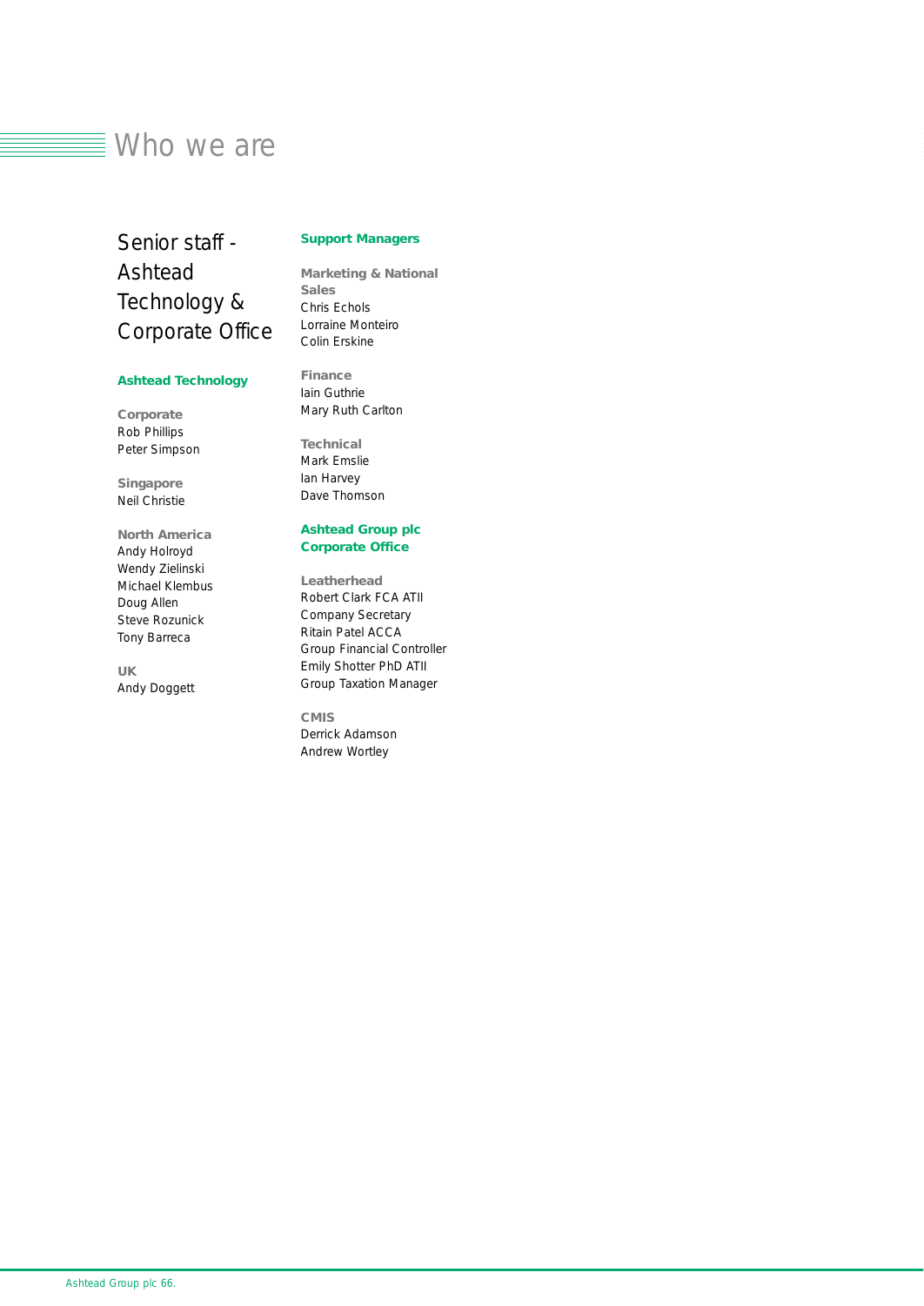# Who we are

## Senior staff - Ashtead Technology & Corporate Office

### Ashtead Technology

**Corporate**
Rob Phillips
Peter Simpson

**Singapore**
Neil Christie

**North America**
Andy Holroyd
Wendy Zielinski
Michael Klembus
Doug Allen
Steve Rozunick
Tony Barreca

**UK**
Andy Doggett

### Support Managers

**Marketing & National Sales**
Chris Echols
Lorraine Monteiro
Colin Erskine

**Finance**
Iain Guthrie
Mary Ruth Carlton

**Technical**
Mark Emslie
Ian Harvey
Dave Thomson

### Ashtead Group plc Corporate Office

**Leatherhead**
Robert Clark FCA ATII
Company Secretary
Ritain Patel ACCA
Group Financial Controller
Emily Shotter PhD ATII
Group Taxation Manager

**CMIS**
Derrick Adamson
Andrew Wortley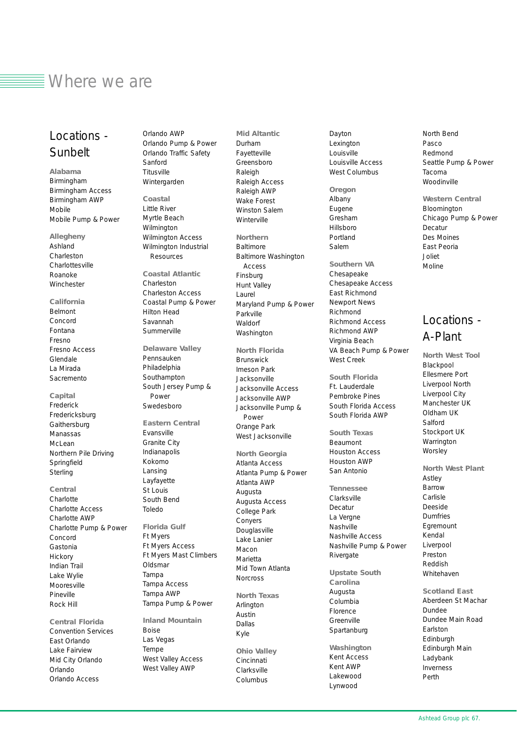# Where we are

## Locations - Sunbelt

**Alabama**
Birmingham
Birmingham Access
Birmingham AWP
Mobile
Mobile Pump & Power

**Allegheny**
Ashland
Charleston
Charlottesville
Roanoke
Winchester

**California**
Belmont
Concord
Fontana
Fresno
Fresno Access
Glendale
La Mirada
Sacramento

**Capital**
Frederick
Fredericksburg
Gaithersburg
Manassas
McLean
Northern Pile Driving
Springfield
Sterling

**Central**
Charlotte
Charlotte Access
Charlotte AWP
Charlotte Pump & Power
Concord
Gastonia
Hickory
Indian Trail
Lake Wylie
Mooresville
Pineville
Rock Hill

**Central Florida**
Convention Services
East Orlando
Lake Fairview
Mid City Orlando
Orlando
Orlando Access
Orlando AWP
Orlando Pump & Power
Orlando Traffic Safety
Sanford
Titusville
Wintergarden

**Coastal**
Little River
Myrtle Beach
Wilmington
Wilmington Access
Wilmington Industrial Resources

**Coastal Atlantic**
Charleston
Charleston Access
Coastal Pump & Power
Hilton Head
Savannah
Summerville

**Delaware Valley**
Pennsauken
Philadelphia
Southampton
South Jersey Pump & Power
Swedesboro

**Eastern Central**
Evansville
Granite City
Indianapolis
Kokomo
Lansing
Layfayette
St Louis
South Bend
Toledo

**Florida Gulf**
Ft Myers
Ft Myers Access
Ft Myers Mast Climbers
Oldsmar
Tampa
Tampa Access
Tampa AWP
Tampa Pump & Power

**Inland Mountain**
Boise
Las Vegas
Tempe
West Valley Access
West Valley AWP

**Mid Altantic**
Durham
Fayetteville
Greensboro
Raleigh
Raleigh Access
Raleigh AWP
Wake Forest
Winston Salem
Winterville

**Northern**
Baltimore
Baltimore Washington Access
Finsburg
Hunt Valley
Laurel
Maryland Pump & Power
Parkville
Waldorf
Washington

**North Florida**
Brunswick
Imeson Park
Jacksonville
Jacksonville Access
Jacksonville AWP
Jacksonville Pump & Power
Orange Park
West Jacksonville

**North Georgia**
Atlanta Access
Atlanta Pump & Power
Atlanta AWP
Augusta
Augusta Access
College Park
Conyers
Douglasville
Lake Lanier
Macon
Marietta
Mid Town Atlanta
Norcross

**North Texas**
Arlington
Austin
Dallas
Kyle

**Ohio Valley**
Cincinnati
Clarksville
Columbus
Dayton
Lexington
Louisville
Louisville Access
West Columbus

**Oregon**
Albany
Eugene
Gresham
Hillsboro
Portland
Salem

**Southern VA**
Chesapeake
Chesapeake Access
East Richmond
Newport News
Richmond
Richmond Access
Richmond AWP
Virginia Beach
VA Beach Pump & Power
West Creek

**South Florida**
Ft. Lauderdale
Pembroke Pines
South Florida Access
South Florida AWP

**South Texas**
Beaumont
Houston Access
Houston AWP
San Antonio

**Tennessee**
Clarksville
Decatur
La Vergne
Nashville
Nashville Access
Nashville Pump & Power
Rivergate

**Upstate South Carolina**
Augusta
Columbia
Florence
Greenville
Spartanburg

**Washington**
Kent Access
Kent AWP
Lakewood
Lynwood
North Bend
Pasco
Redmond
Seattle Pump & Power
Tacoma
Woodinville

**Western Central**
Bloomington
Chicago Pump & Power
Decatur
Des Moines
East Peoria
Joliet
Moline

## Locations - A-Plant

**North West Tool**
Blackpool
Ellesmere Port
Liverpool North
Liverpool City
Manchester UK
Oldham UK
Salford
Stockport UK
Warrington
Worsley

**North West Plant**
Astley
Barrow
Carlisle
Deeside
Dumfries
Egremount
Kendal
Liverpool
Preston
Reddish
Whitehaven

**Scotland East**
Aberdeen St Machar
Dundee
Dundee Main Road
Earlston
Edinburgh
Edinburgh Main
Ladybank
Inverness
Perth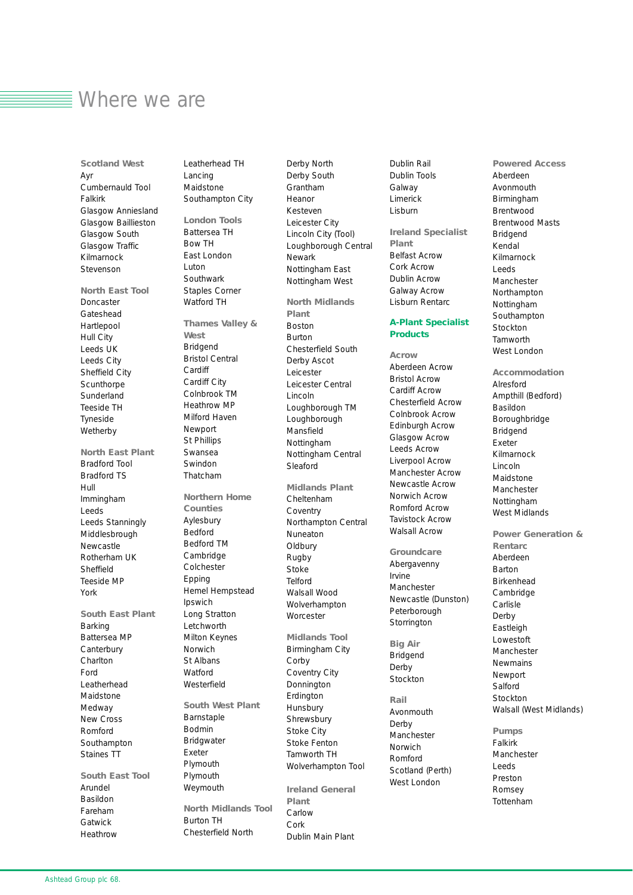# Where we are

**Scotland West**
Ayr
Cumbernauld Tool
Falkirk
Glasgow Anniesland
Glasgow Baillieston
Glasgow South
Glasgow Traffic
Kilmarnock
Stevenson

**North East Tool**
Doncaster
Gateshead
Hartlepool
Hull City
Leeds UK
Leeds City
Sheffield City
Scunthorpe
Sunderland
Teeside TH
Tyneside
Wetherby

**North East Plant**
Bradford Tool
Bradford TS
Hull
Immingham
Leeds
Leeds Stanningly
Middlesbrough
Newcastle
Rotherham UK
Sheffield
Teeside MP
York

**South East Plant**
Barking
Battersea MP
Canterbury
Charlton
Ford
Leatherhead
Maidstone
Medway
New Cross
Romford
Southampton
Staines TT

**South East Tool**
Arundel
Basildon
Fareham
Gatwick
Heathrow
Leatherhead TH
Lancing
Maidstone
Southampton City

**London Tools**
Battersea TH
Bow TH
East London
Luton
Southwark
Staples Corner
Watford TH

**Thames Valley & West**
Bridgend
Bristol Central
Cardiff
Cardiff City
Colnbrook TM
Heathrow MP
Milford Haven
Newport
St Phillips
Swansea
Swindon
Thatcham

**Northern Home Counties**
Aylesbury
Bedford
Bedford TM
Cambridge
Colchester
Epping
Hemel Hempstead
Ipswich
Long Stratton
Letchworth
Milton Keynes
Norwich
St Albans
Watford
Westerfield

**South West Plant**
Barnstaple
Bodmin
Bridgwater
Exeter
Plymouth
Plymouth
Weymouth

**North Midlands Tool**
Burton TH
Chesterfield North
Derby North
Derby South
Grantham
Heanor
Kesteven
Leicester City
Lincoln City (Tool)
Loughborough Central
Newark
Nottingham East
Nottingham West

**North Midlands Plant**
Boston
Burton
Chesterfield South
Derby Ascot
Leicester
Leicester Central
Lincoln
Loughborough TM
Loughborough
Mansfield
Nottingham
Nottingham Central
Sleaford

**Midlands Plant**
Cheltenham
Coventry
Northampton Central
Nuneaton
Oldbury
Rugby
Stoke
Telford
Walsall Wood
Wolverhampton
Worcester

**Midlands Tool**
Birmingham City
Corby
Coventry City
Donnington
Erdington
Hunsbury
Shrewsbury
Stoke City
Stoke Fenton
Tamworth TH
Wolverhampton Tool

**Ireland General Plant**
Carlow
Cork
Dublin Main Plant
Dublin Rail
Dublin Tools
Galway
Limerick
Lisburn

**Ireland Specialist Plant**
Belfast Acrow
Cork Acrow
Dublin Acrow
Galway Acrow
Lisburn Rentarc

## A-Plant Specialist Products

**Acrow**
Aberdeen Acrow
Bristol Acrow
Cardiff Acrow
Chesterfield Acrow
Colnbrook Acrow
Edinburgh Acrow
Glasgow Acrow
Leeds Acrow
Liverpool Acrow
Manchester Acrow
Newcastle Acrow
Norwich Acrow
Romford Acrow
Tavistock Acrow
Walsall Acrow

**Groundcare**
Abergavenny
Irvine
Manchester
Newcastle (Dunston)
Peterborough
Storrington

**Big Air**
Bridgend
Derby
Stockton

**Rail**
Avonmouth
Derby
Manchester
Norwich
Romford
Scotland (Perth)
West London

**Powered Access**
Aberdeen
Avonmouth
Birmingham
Brentwood
Brentwood Masts
Bridgend
Kendal
Kilmarnock
Leeds
Manchester
Northampton
Nottingham
Southampton
Stockton
Tamworth
West London

**Accommodation**
Alresford
Ampthill (Bedford)
Basildon
Boroughbridge
Bridgend
Exeter
Kilmarnock
Lincoln
Maidstone
Manchester
Nottingham
West Midlands

**Power Generation & Rentarc**
Aberdeen
Barton
Birkenhead
Cambridge
Carlisle
Derby
Eastleigh
Lowestoft
Manchester
Newmains
Newport
Salford
Stockton
Walsall (West Midlands)

**Pumps**
Falkirk
Manchester
Leeds
Preston
Romsey
Tottenham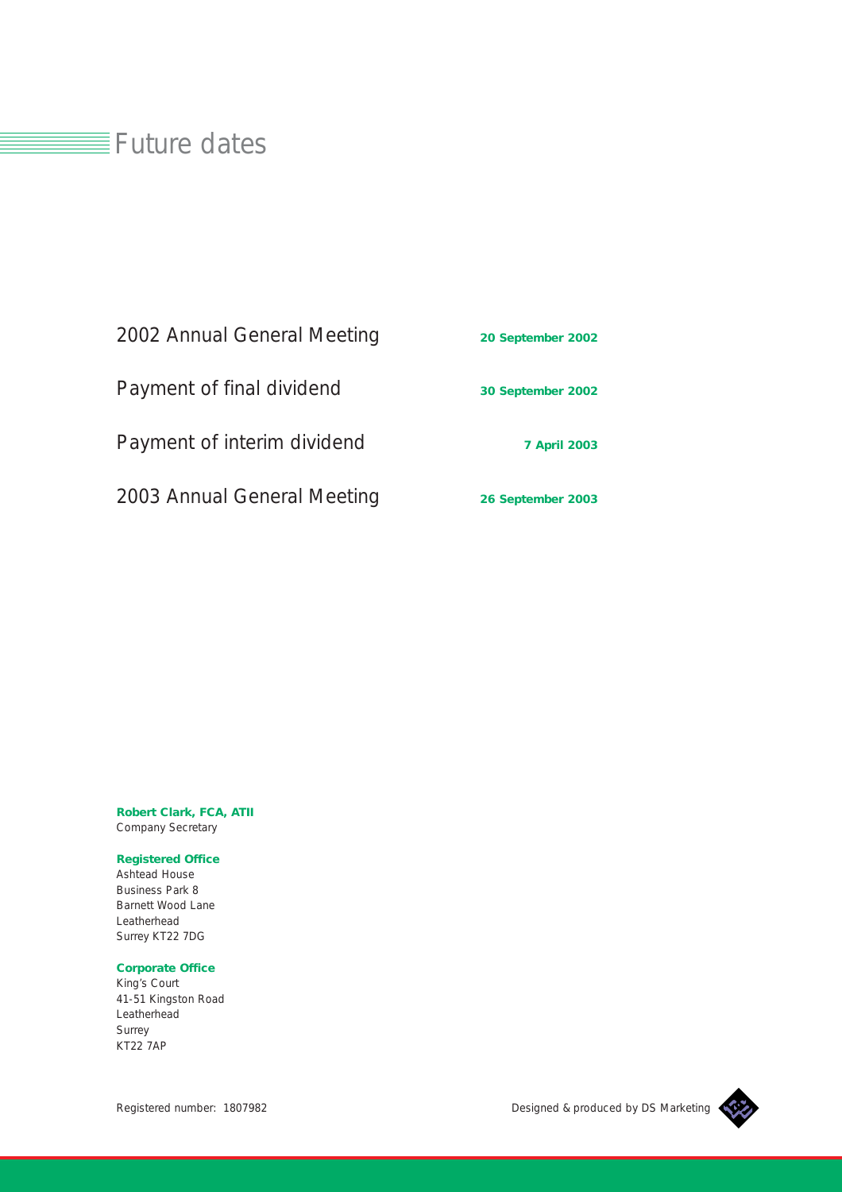# Future dates

| | |
|---|---|
| 2002 Annual General Meeting | **20 September 2002** |
| Payment of final dividend | **30 September 2002** |
| Payment of interim dividend | **7 April 2003** |
| 2003 Annual General Meeting | **26 September 2003** |

**Robert Clark, FCA, ATII**
Company Secretary

**Registered Office**
Ashtead House
Business Park 8
Barnett Wood Lane
Leatherhead
Surrey KT22 7DG

**Corporate Office**
King's Court
41-51 Kingston Road
Leatherhead
Surrey
KT22 7AP

Registered number: 1807982

Designed & produced by DS Marketing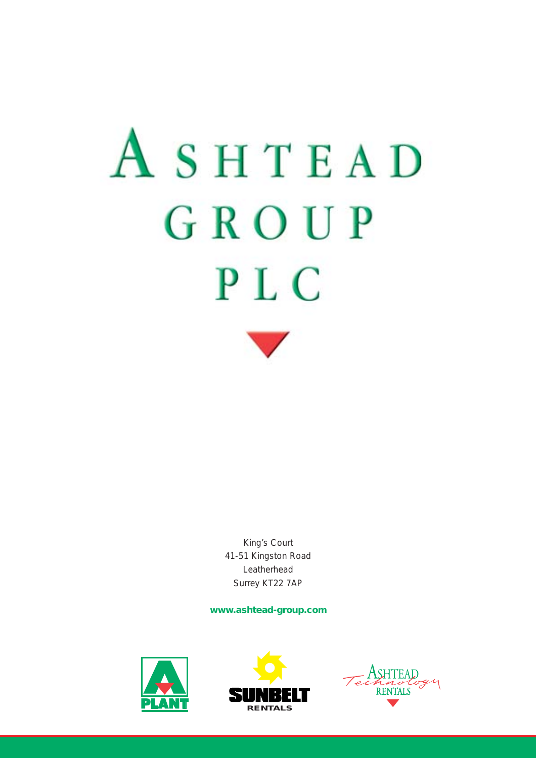# ASHTEAD GROUP PLC

King's Court
41-51 Kingston Road
Leatherhead
Surrey KT22 7AP

**www.ashtead-group.com**

PLANT

SUNBELT RENTALS

ASHTEAD Technology RENTALS